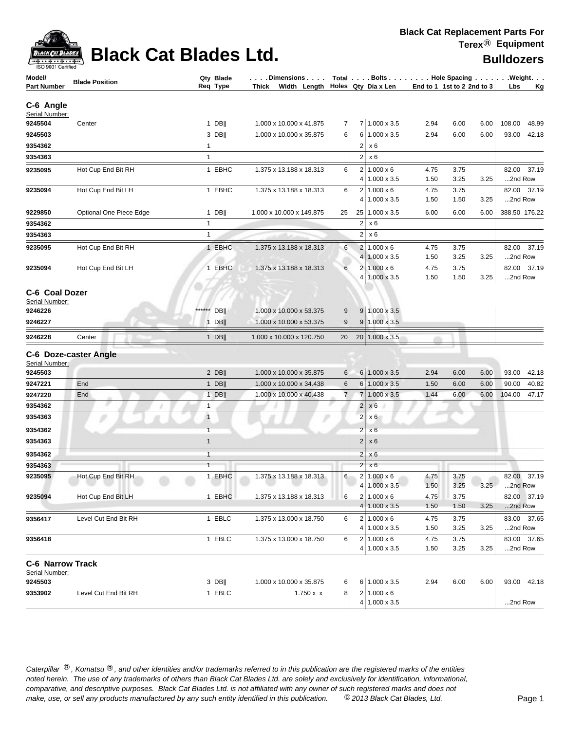# Black Cat Blades Ltd.

**Black Cat Replacement Parts For Terex® Equipment**

**Bulldozers**

| Model/ Part Number | Blade Position | Qty Req | Blade Type | Dimensions Thick x Width x Length | Total Holes | Bolts Qty | Bolts Dia x Len | Hole Spacing End to 1 | Hole Spacing 1st to 2 | Hole Spacing 2nd to 3 | Weight Lbs | Weight Kg |
|---|---|---|---|---|---|---|---|---|---|---|---|---|
| **C-6 Angle** | | | | | | | | | | | | |
| Serial Number: | | | | | | | | | | | | |
| **9245504** | Center | 1 | DB‖ | 1.000 x 10.000 x 41.875 | 7 | 7 | 1.000 x 3.5 | 2.94 | 6.00 | 6.00 | 108.00 | 48.99 |
| **9245503** | | 3 | DB‖ | 1.000 x 10.000 x 35.875 | 6 | 6 | 1.000 x 3.5 | 2.94 | 6.00 | 6.00 | 93.00 | 42.18 |
| **9354362** | | 1 | | | | 2 | x 6 | | | | | |
| **9354363** | | 1 | | | | 2 | x 6 | | | | | |
| **9235095** | Hot Cup End Bit RH | 1 | EBHC | 1.375 x 13.188 x 18.313 | 6 | 2 | 1.000 x 6 | 4.75 | 3.75 | | 82.00 | 37.19 |
| | | | | | | 4 | 1.000 x 3.5 | 1.50 | 3.25 | 3.25 | ...2nd Row | |
| **9235094** | Hot Cup End Bit LH | 1 | EBHC | 1.375 x 13.188 x 18.313 | 6 | 2 | 1.000 x 6 | 4.75 | 3.75 | | 82.00 | 37.19 |
| | | | | | | 4 | 1.000 x 3.5 | 1.50 | 1.50 | 3.25 | ...2nd Row | |
| **9229850** | Optional One Piece Edge | 1 | DB‖ | 1.000 x 10.000 x 149.875 | 25 | 25 | 1.000 x 3.5 | 6.00 | 6.00 | 6.00 | 388.50 | 176.22 |
| **9354362** | | 1 | | | | 2 | x 6 | | | | | |
| **9354363** | | 1 | | | | 2 | x 6 | | | | | |
| **9235095** | Hot Cup End Bit RH | 1 | EBHC | 1.375 x 13.188 x 18.313 | 6 | 2 | 1.000 x 6 | 4.75 | 3.75 | | 82.00 | 37.19 |
| | | | | | | 4 | 1.000 x 3.5 | 1.50 | 3.25 | 3.25 | ...2nd Row | |
| **9235094** | Hot Cup End Bit LH | 1 | EBHC | 1.375 x 13.188 x 18.313 | 6 | 2 | 1.000 x 6 | 4.75 | 3.75 | | 82.00 | 37.19 |
| | | | | | | 4 | 1.000 x 3.5 | 1.50 | 1.50 | 3.25 | ...2nd Row | |
| **C-6 Coal Dozer** | | | | | | | | | | | | |
| Serial Number: | | | | | | | | | | | | |
| **9246226** | | ****** | DB‖ | 1.000 x 10.000 x 53.375 | 9 | 9 | 1.000 x 3.5 | | | | | |
| **9246227** | | 1 | DB‖ | 1.000 x 10.000 x 53.375 | 9 | 9 | 1.000 x 3.5 | | | | | |
| **9246228** | Center | 1 | DB‖ | 1.000 x 10.000 x 120.750 | 20 | 20 | 1.000 x 3.5 | | | | | |
| **C-6 Doze-caster Angle** | | | | | | | | | | | | |
| Serial Number: | | | | | | | | | | | | |
| **9245503** | | 2 | DB‖ | 1.000 x 10.000 x 35.875 | 6 | 6 | 1.000 x 3.5 | 2.94 | 6.00 | 6.00 | 93.00 | 42.18 |
| **9247221** | End | 1 | DB‖ | 1.000 x 10.000 x 34.438 | 6 | 6 | 1.000 x 3.5 | 1.50 | 6.00 | 6.00 | 90.00 | 40.82 |
| **9247220** | End | 1 | DB‖ | 1.000 x 10.000 x 40.438 | 7 | 7 | 1.000 x 3.5 | 1.44 | 6.00 | 6.00 | 104.00 | 47.17 |
| **9354362** | | 1 | | | | 2 | x 6 | | | | | |
| **9354363** | | 1 | | | | 2 | x 6 | | | | | |
| **9354362** | | 1 | | | | 2 | x 6 | | | | | |
| **9354363** | | 1 | | | | 2 | x 6 | | | | | |
| **9354362** | | 1 | | | | 2 | x 6 | | | | | |
| **9354363** | | 1 | | | | 2 | x 6 | | | | | |
| **9235095** | Hot Cup End Bit RH | 1 | EBHC | 1.375 x 13.188 x 18.313 | 6 | 2 | 1.000 x 6 | 4.75 | 3.75 | | 82.00 | 37.19 |
| | | | | | | 4 | 1.000 x 3.5 | 1.50 | 3.25 | 3.25 | ...2nd Row | |
| **9235094** | Hot Cup End Bit LH | 1 | EBHC | 1.375 x 13.188 x 18.313 | 6 | 2 | 1.000 x 6 | 4.75 | 3.75 | | 82.00 | 37.19 |
| | | | | | | 4 | 1.000 x 3.5 | 1.50 | 1.50 | 3.25 | ...2nd Row | |
| **9356417** | Level Cut End Bit RH | 1 | EBLC | 1.375 x 13.000 x 18.750 | 6 | 2 | 1.000 x 6 | 4.75 | 3.75 | | 83.00 | 37.65 |
| | | | | | | 4 | 1.000 x 3.5 | 1.50 | 3.25 | 3.25 | ...2nd Row | |
| **9356418** | | 1 | EBLC | 1.375 x 13.000 x 18.750 | 6 | 2 | 1.000 x 6 | 4.75 | 3.75 | | 83.00 | 37.65 |
| | | | | | | 4 | 1.000 x 3.5 | 1.50 | 3.25 | 3.25 | ...2nd Row | |
| **C-6 Narrow Track** | | | | | | | | | | | | |
| Serial Number: | | | | | | | | | | | | |
| **9245503** | | 3 | DB‖ | 1.000 x 10.000 x 35.875 | 6 | 6 | 1.000 x 3.5 | 2.94 | 6.00 | 6.00 | 93.00 | 42.18 |
| **9353902** | Level Cut End Bit RH | 1 | EBLC | 1.750 x x | 8 | 2 | 1.000 x 6 | | | | | |
| | | | | | | 4 | 1.000 x 3.5 | | | | ...2nd Row | |

*Caterpillar ®, Komatsu ®, and other identities and/or trademarks referred to in this publication are the registered marks of the entities noted herein. The use of any trademarks of others than Black Cat Blades Ltd. are solely and exclusively for identification, informational, comparative, and descriptive purposes. Black Cat Blades Ltd. is not affiliated with any owner of such registered marks and does not make, use, or sell any products manufactured by any such entity identified in this publication. © 2013 Black Cat Blades, Ltd.*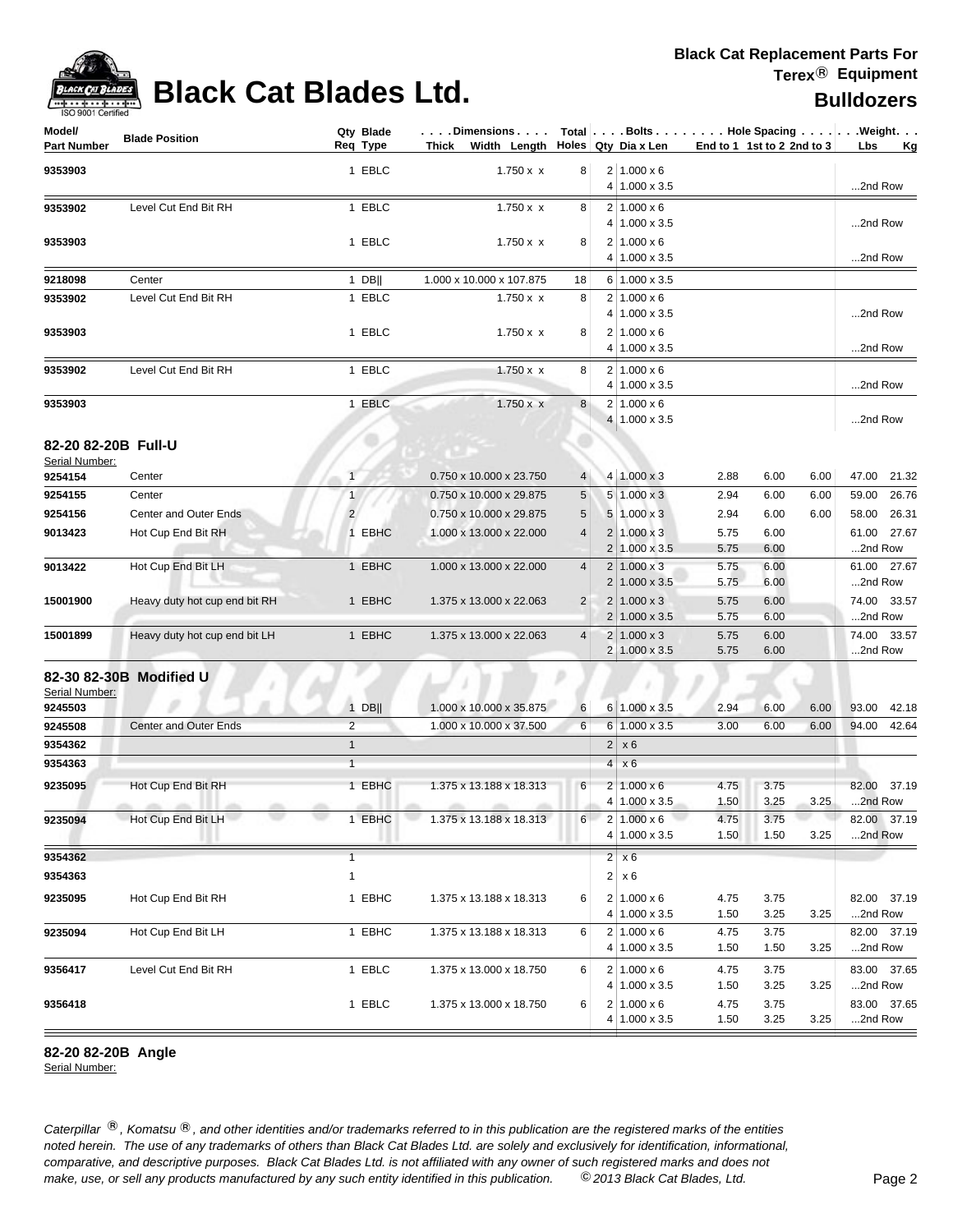# Black Cat Blades Ltd.

**Black Cat Replacement Parts For Terex® Equipment**

**Bulldozers**

| Model/ Part Number | Blade Position | Qty Req | Blade Type | Dimensions Thick x Width x Length | Total Holes | Bolts Qty | Dia x Len | Hole Spacing End to 1 | 1st to 2 | 2nd to 3 | Weight Lbs | Kg |
|---|---|---|---|---|---|---|---|---|---|---|---|---|
| **9353903** | | 1 | EBLC | 1.750 x x | 8 | 2 | 1.000 x 6 | | | | | |
| | | | | | | 4 | 1.000 x 3.5 | | | | ...2nd Row | |
| **9353902** | Level Cut End Bit RH | 1 | EBLC | 1.750 x x | 8 | 2 | 1.000 x 6 | | | | | |
| | | | | | | 4 | 1.000 x 3.5 | | | | ...2nd Row | |
| **9353903** | | 1 | EBLC | 1.750 x x | 8 | 2 | 1.000 x 6 | | | | | |
| | | | | | | 4 | 1.000 x 3.5 | | | | ...2nd Row | |
| **9218098** | Center | 1 | DB‖ | 1.000 x 10.000 x 107.875 | 18 | 6 | 1.000 x 3.5 | | | | | |
| **9353902** | Level Cut End Bit RH | 1 | EBLC | 1.750 x x | 8 | 2 | 1.000 x 6 | | | | | |
| | | | | | | 4 | 1.000 x 3.5 | | | | ...2nd Row | |
| **9353903** | | 1 | EBLC | 1.750 x x | 8 | 2 | 1.000 x 6 | | | | | |
| | | | | | | 4 | 1.000 x 3.5 | | | | ...2nd Row | |
| **9353902** | Level Cut End Bit RH | 1 | EBLC | 1.750 x x | 8 | 2 | 1.000 x 6 | | | | | |
| | | | | | | 4 | 1.000 x 3.5 | | | | ...2nd Row | |
| **9353903** | | 1 | EBLC | 1.750 x x | 8 | 2 | 1.000 x 6 | | | | | |
| | | | | | | 4 | 1.000 x 3.5 | | | | ...2nd Row | |

## 82-20 82-20B Full-U

Serial Number:

| Model/ Part Number | Blade Position | Qty Req | Blade Type | Dimensions Thick x Width x Length | Total Holes | Bolts Qty | Dia x Len | Hole Spacing End to 1 | 1st to 2 | 2nd to 3 | Weight Lbs | Kg |
|---|---|---|---|---|---|---|---|---|---|---|---|---|
| **9254154** | Center | 1 | | 0.750 x 10.000 x 23.750 | 4 | 4 | 1.000 x 3 | 2.88 | 6.00 | 6.00 | 47.00 | 21.32 |
| **9254155** | Center | 1 | | 0.750 x 10.000 x 29.875 | 5 | 5 | 1.000 x 3 | 2.94 | 6.00 | 6.00 | 59.00 | 26.76 |
| **9254156** | Center and Outer Ends | 2 | | 0.750 x 10.000 x 29.875 | 5 | 5 | 1.000 x 3 | 2.94 | 6.00 | 6.00 | 58.00 | 26.31 |
| **9013423** | Hot Cup End Bit RH | 1 | EBHC | 1.000 x 13.000 x 22.000 | 4 | 2 | 1.000 x 3 | 5.75 | 6.00 | | 61.00 | 27.67 |
| | | | | | | 2 | 1.000 x 3.5 | 5.75 | 6.00 | | ...2nd Row | |
| **9013422** | Hot Cup End Bit LH | 1 | EBHC | 1.000 x 13.000 x 22.000 | 4 | 2 | 1.000 x 3 | 5.75 | 6.00 | | 61.00 | 27.67 |
| | | | | | | 2 | 1.000 x 3.5 | 5.75 | 6.00 | | ...2nd Row | |
| **15001900** | Heavy duty hot cup end bit RH | 1 | EBHC | 1.375 x 13.000 x 22.063 | 2 | 2 | 1.000 x 3 | 5.75 | 6.00 | | 74.00 | 33.57 |
| | | | | | | 2 | 1.000 x 3.5 | 5.75 | 6.00 | | ...2nd Row | |
| **15001899** | Heavy duty hot cup end bit LH | 1 | EBHC | 1.375 x 13.000 x 22.063 | 4 | 2 | 1.000 x 3 | 5.75 | 6.00 | | 74.00 | 33.57 |
| | | | | | | 2 | 1.000 x 3.5 | 5.75 | 6.00 | | ...2nd Row | |

## 82-30 82-30B Modified U

Serial Number:

| Model/ Part Number | Blade Position | Qty Req | Blade Type | Dimensions Thick x Width x Length | Total Holes | Bolts Qty | Dia x Len | Hole Spacing End to 1 | 1st to 2 | 2nd to 3 | Weight Lbs | Kg |
|---|---|---|---|---|---|---|---|---|---|---|---|---|
| **9245503** | | 1 | DB‖ | 1.000 x 10.000 x 35.875 | 6 | 6 | 1.000 x 3.5 | 2.94 | 6.00 | 6.00 | 93.00 | 42.18 |
| **9245508** | Center and Outer Ends | 2 | | 1.000 x 10.000 x 37.500 | 6 | 6 | 1.000 x 3.5 | 3.00 | 6.00 | 6.00 | 94.00 | 42.64 |
| **9354362** | | 1 | | | | 2 | x 6 | | | | | |
| **9354363** | | 1 | | | | 4 | x 6 | | | | | |
| **9235095** | Hot Cup End Bit RH | 1 | EBHC | 1.375 x 13.188 x 18.313 | 6 | 2 | 1.000 x 6 | 4.75 | 3.75 | | 82.00 | 37.19 |
| | | | | | | 4 | 1.000 x 3.5 | 1.50 | 3.25 | 3.25 | ...2nd Row | |
| **9235094** | Hot Cup End Bit LH | 1 | EBHC | 1.375 x 13.188 x 18.313 | 6 | 2 | 1.000 x 6 | 4.75 | 3.75 | | 82.00 | 37.19 |
| | | | | | | 4 | 1.000 x 3.5 | 1.50 | 1.50 | 3.25 | ...2nd Row | |
| **9354362** | | 1 | | | | 2 | x 6 | | | | | |
| **9354363** | | 1 | | | | 2 | x 6 | | | | | |
| **9235095** | Hot Cup End Bit RH | 1 | EBHC | 1.375 x 13.188 x 18.313 | 6 | 2 | 1.000 x 6 | 4.75 | 3.75 | | 82.00 | 37.19 |
| | | | | | | 4 | 1.000 x 3.5 | 1.50 | 3.25 | 3.25 | ...2nd Row | |
| **9235094** | Hot Cup End Bit LH | 1 | EBHC | 1.375 x 13.188 x 18.313 | 6 | 2 | 1.000 x 6 | 4.75 | 3.75 | | 82.00 | 37.19 |
| | | | | | | 4 | 1.000 x 3.5 | 1.50 | 1.50 | 3.25 | ...2nd Row | |
| **9356417** | Level Cut End Bit RH | 1 | EBLC | 1.375 x 13.000 x 18.750 | 6 | 2 | 1.000 x 6 | 4.75 | 3.75 | | 83.00 | 37.65 |
| | | | | | | 4 | 1.000 x 3.5 | 1.50 | 3.25 | 3.25 | ...2nd Row | |
| **9356418** | | 1 | EBLC | 1.375 x 13.000 x 18.750 | 6 | 2 | 1.000 x 6 | 4.75 | 3.75 | | 83.00 | 37.65 |
| | | | | | | 4 | 1.000 x 3.5 | 1.50 | 3.25 | 3.25 | ...2nd Row | |

## 82-20 82-20B Angle

Serial Number:

*Caterpillar ®, Komatsu ®, and other identities and/or trademarks referred to in this publication are the registered marks of the entities noted herein. The use of any trademarks of others than Black Cat Blades Ltd. are solely and exclusively for identification, informational, comparative, and descriptive purposes. Black Cat Blades Ltd. is not affiliated with any owner of such registered marks and does not make, use, or sell any products manufactured by any such entity identified in this publication. © 2013 Black Cat Blades, Ltd.*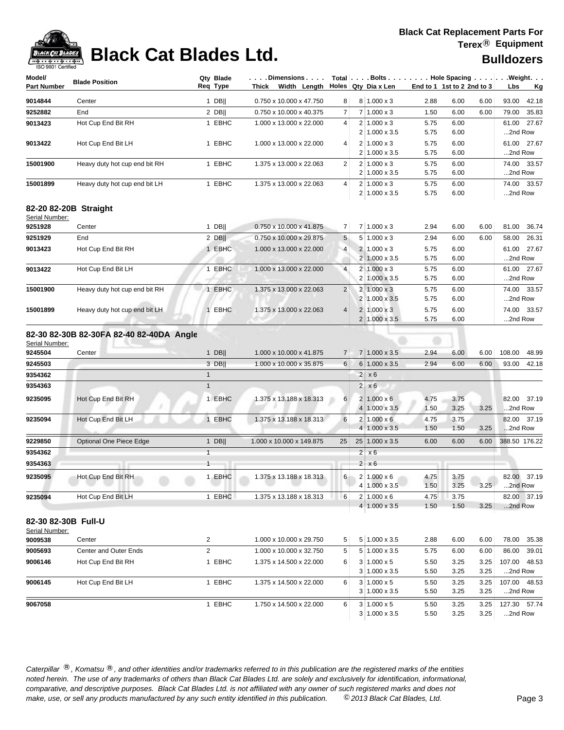| Model/ Part Number | Blade Position | Qty Req | Blade Type | Dimensions Thick x Width x Length | Total Holes | Bolts Qty | Dia x Len | Hole Spacing End to 1 | 1st to 2 | 2nd to 3 | Weight Lbs | Kg |
|---|---|---|---|---|---|---|---|---|---|---|---|---|
| 9014844 | Center | 1 | DB‖ | 0.750 x 10.000 x 47.750 | 8 | 8 | 1.000 x 3 | 2.88 | 6.00 | 6.00 | 93.00 | 42.18 |
| 9252882 | End | 2 | DB‖ | 0.750 x 10.000 x 40.375 | 7 | 7 | 1.000 x 3 | 1.50 | 6.00 | 6.00 | 79.00 | 35.83 |
| 9013423 | Hot Cup End Bit RH | 1 | EBHC | 1.000 x 13.000 x 22.000 | 4 | 2 | 1.000 x 3 | 5.75 | 6.00 | | 61.00 | 27.67 |
| | | | | | | 2 | 1.000 x 3.5 | 5.75 | 6.00 | | ...2nd Row | |
| 9013422 | Hot Cup End Bit LH | 1 | EBHC | 1.000 x 13.000 x 22.000 | 4 | 2 | 1.000 x 3 | 5.75 | 6.00 | | 61.00 | 27.67 |
| | | | | | | 2 | 1.000 x 3.5 | 5.75 | 6.00 | | ...2nd Row | |
| 15001900 | Heavy duty hot cup end bit RH | 1 | EBHC | 1.375 x 13.000 x 22.063 | 2 | 2 | 1.000 x 3 | 5.75 | 6.00 | | 74.00 | 33.57 |
| | | | | | | 2 | 1.000 x 3.5 | 5.75 | 6.00 | | ...2nd Row | |
| 15001899 | Heavy duty hot cup end bit LH | 1 | EBHC | 1.375 x 13.000 x 22.063 | 4 | 2 | 1.000 x 3 | 5.75 | 6.00 | | 74.00 | 33.57 |
| | | | | | | 2 | 1.000 x 3.5 | 5.75 | 6.00 | | ...2nd Row | |

## 82-20 82-20B Straight

Serial Number:

| Model/ Part Number | Blade Position | Qty Req | Blade Type | Dimensions Thick x Width x Length | Total Holes | Bolts Qty | Dia x Len | Hole Spacing End to 1 | 1st to 2 | 2nd to 3 | Weight Lbs | Kg |
|---|---|---|---|---|---|---|---|---|---|---|---|---|
| 9251928 | Center | 1 | DB‖ | 0.750 x 10.000 x 41.875 | 7 | 7 | 1.000 x 3 | 2.94 | 6.00 | 6.00 | 81.00 | 36.74 |
| 9251929 | End | 2 | DB‖ | 0.750 x 10.000 x 29.875 | 5 | 5 | 1.000 x 3 | 2.94 | 6.00 | 6.00 | 58.00 | 26.31 |
| 9013423 | Hot Cup End Bit RH | 1 | EBHC | 1.000 x 13.000 x 22.000 | 4 | 2 | 1.000 x 3 | 5.75 | 6.00 | | 61.00 | 27.67 |
| | | | | | | 2 | 1.000 x 3.5 | 5.75 | 6.00 | | ...2nd Row | |
| 9013422 | Hot Cup End Bit LH | 1 | EBHC | 1.000 x 13.000 x 22.000 | 4 | 2 | 1.000 x 3 | 5.75 | 6.00 | | 61.00 | 27.67 |
| | | | | | | 2 | 1.000 x 3.5 | 5.75 | 6.00 | | ...2nd Row | |
| 15001900 | Heavy duty hot cup end bit RH | 1 | EBHC | 1.375 x 13.000 x 22.063 | 2 | 2 | 1.000 x 3 | 5.75 | 6.00 | | 74.00 | 33.57 |
| | | | | | | 2 | 1.000 x 3.5 | 5.75 | 6.00 | | ...2nd Row | |
| 15001899 | Heavy duty hot cup end bit LH | 1 | EBHC | 1.375 x 13.000 x 22.063 | 4 | 2 | 1.000 x 3 | 5.75 | 6.00 | | 74.00 | 33.57 |
| | | | | | | 2 | 1.000 x 3.5 | 5.75 | 6.00 | | ...2nd Row | |

## 82-30 82-30B 82-30FA 82-40 82-40DA Angle

Serial Number:

| Model/ Part Number | Blade Position | Qty Req | Blade Type | Dimensions Thick x Width x Length | Total Holes | Bolts Qty | Dia x Len | Hole Spacing End to 1 | 1st to 2 | 2nd to 3 | Weight Lbs | Kg |
|---|---|---|---|---|---|---|---|---|---|---|---|---|
| 9245504 | Center | 1 | DB‖ | 1.000 x 10.000 x 41.875 | 7 | 7 | 1.000 x 3.5 | 2.94 | 6.00 | 6.00 | 108.00 | 48.99 |
| 9245503 | | 3 | DB‖ | 1.000 x 10.000 x 35.875 | 6 | 6 | 1.000 x 3.5 | 2.94 | 6.00 | 6.00 | 93.00 | 42.18 |
| 9354362 | | 1 | | | | 2 | x 6 | | | | | |
| 9354363 | | 1 | | | | 2 | x 6 | | | | | |
| 9235095 | Hot Cup End Bit RH | 1 | EBHC | 1.375 x 13.188 x 18.313 | 6 | 2 | 1.000 x 6 | 4.75 | 3.75 | | 82.00 | 37.19 |
| | | | | | | 4 | 1.000 x 3.5 | 1.50 | 3.25 | 3.25 | ...2nd Row | |
| 9235094 | Hot Cup End Bit LH | 1 | EBHC | 1.375 x 13.188 x 18.313 | 6 | 2 | 1.000 x 6 | 4.75 | 3.75 | | 82.00 | 37.19 |
| | | | | | | 4 | 1.000 x 3.5 | 1.50 | 1.50 | 3.25 | ...2nd Row | |
| 9229850 | Optional One Piece Edge | 1 | DB‖ | 1.000 x 10.000 x 149.875 | 25 | 25 | 1.000 x 3.5 | 6.00 | 6.00 | 6.00 | 388.50 | 176.22 |
| 9354362 | | 1 | | | | 2 | x 6 | | | | | |
| 9354363 | | 1 | | | | 2 | x 6 | | | | | |
| 9235095 | Hot Cup End Bit RH | 1 | EBHC | 1.375 x 13.188 x 18.313 | 6 | 2 | 1.000 x 6 | 4.75 | 3.75 | | 82.00 | 37.19 |
| | | | | | | 4 | 1.000 x 3.5 | 1.50 | 3.25 | 3.25 | ...2nd Row | |
| 9235094 | Hot Cup End Bit LH | 1 | EBHC | 1.375 x 13.188 x 18.313 | 6 | 2 | 1.000 x 6 | 4.75 | 3.75 | | 82.00 | 37.19 |
| | | | | | | 4 | 1.000 x 3.5 | 1.50 | 1.50 | 3.25 | ...2nd Row | |

## 82-30 82-30B Full-U

Serial Number:

| Model/ Part Number | Blade Position | Qty Req | Blade Type | Dimensions Thick x Width x Length | Total Holes | Bolts Qty | Dia x Len | Hole Spacing End to 1 | 1st to 2 | 2nd to 3 | Weight Lbs | Kg |
|---|---|---|---|---|---|---|---|---|---|---|---|---|
| 9009538 | Center | 2 | | 1.000 x 10.000 x 29.750 | 5 | 5 | 1.000 x 3.5 | 2.88 | 6.00 | 6.00 | 78.00 | 35.38 |
| 9005693 | Center and Outer Ends | 2 | | 1.000 x 10.000 x 32.750 | 5 | 5 | 1.000 x 3.5 | 5.75 | 6.00 | 6.00 | 86.00 | 39.01 |
| 9006146 | Hot Cup End Bit RH | 1 | EBHC | 1.375 x 14.500 x 22.000 | 6 | 3 | 1.000 x 5 | 5.50 | 3.25 | 3.25 | 107.00 | 48.53 |
| | | | | | | 3 | 1.000 x 3.5 | 5.50 | 3.25 | 3.25 | ...2nd Row | |
| 9006145 | Hot Cup End Bit LH | 1 | EBHC | 1.375 x 14.500 x 22.000 | 6 | 3 | 1.000 x 5 | 5.50 | 3.25 | 3.25 | 107.00 | 48.53 |
| | | | | | | 3 | 1.000 x 3.5 | 5.50 | 3.25 | 3.25 | ...2nd Row | |
| 9067058 | | 1 | EBHC | 1.750 x 14.500 x 22.000 | 6 | 3 | 1.000 x 5 | 5.50 | 3.25 | 3.25 | 127.30 | 57.74 |
| | | | | | | 3 | 1.000 x 3.5 | 5.50 | 3.25 | 3.25 | ...2nd Row | |

*Caterpillar ®, Komatsu ®, and other identities and/or trademarks referred to in this publication are the registered marks of the entities noted herein. The use of any trademarks of others than Black Cat Blades Ltd. are solely and exclusively for identification, informational, comparative, and descriptive purposes. Black Cat Blades Ltd. is not affiliated with any owner of such registered marks and does not make, use, or sell any products manufactured by any such entity identified in this publication. © 2013 Black Cat Blades, Ltd.*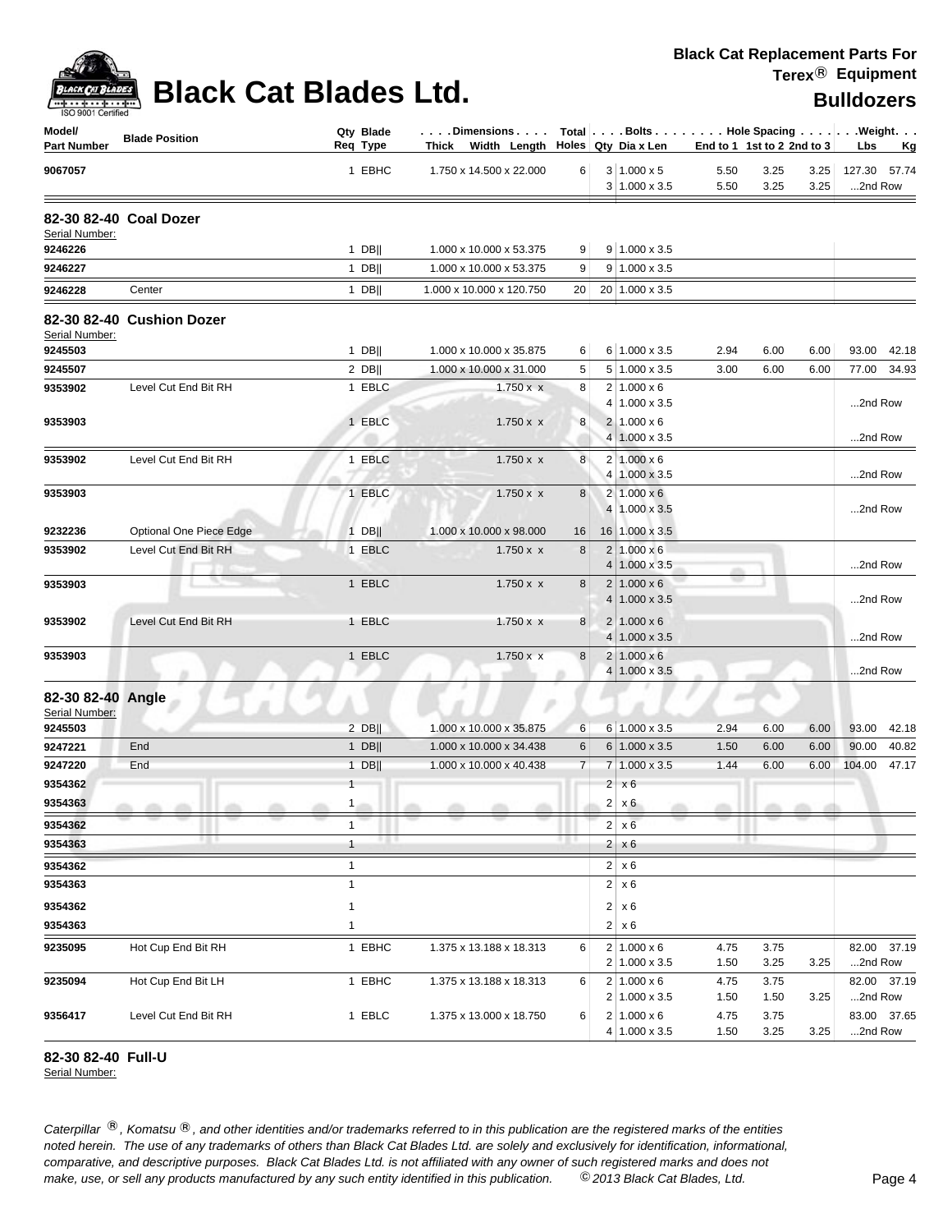# Black Cat Blades Ltd.

**Black Cat Replacement Parts For Terex® Equipment**

**Bulldozers**

| Model/ Part Number | Blade Position | Qty Req | Blade Type | Dimensions Thick x Width x Length | Total Holes | Bolts Qty | Bolts Dia x Len | Hole Spacing End to 1 | 1st to 2 | 2nd to 3 | Weight Lbs | Kg |
|---|---|---|---|---|---|---|---|---|---|---|---|---|
| **9067057** | | 1 | EBHC | 1.750 x 14.500 x 22.000 | 6 | 3 | 1.000 x 5 | 5.50 | 3.25 | 3.25 | 127.30 | 57.74 |
| | | | | | | 3 | 1.000 x 3.5 | 5.50 | 3.25 | 3.25 | ...2nd Row | |

## 82-30 82-40 Coal Dozer

Serial Number:

| Model/ Part Number | Blade Position | Qty Req | Blade Type | Dimensions Thick x Width x Length | Total Holes | Bolts Qty | Bolts Dia x Len | Hole Spacing End to 1 | 1st to 2 | 2nd to 3 | Weight Lbs | Kg |
|---|---|---|---|---|---|---|---|---|---|---|---|---|
| **9246226** | | 1 | DB\|\| | 1.000 x 10.000 x 53.375 | 9 | 9 | 1.000 x 3.5 | | | | | |
| **9246227** | | 1 | DB\|\| | 1.000 x 10.000 x 53.375 | 9 | 9 | 1.000 x 3.5 | | | | | |
| **9246228** | Center | 1 | DB\|\| | 1.000 x 10.000 x 120.750 | 20 | 20 | 1.000 x 3.5 | | | | | |

## 82-30 82-40 Cushion Dozer

Serial Number:

| Model/ Part Number | Blade Position | Qty Req | Blade Type | Dimensions Thick x Width x Length | Total Holes | Bolts Qty | Bolts Dia x Len | Hole Spacing End to 1 | 1st to 2 | 2nd to 3 | Weight Lbs | Kg |
|---|---|---|---|---|---|---|---|---|---|---|---|---|
| **9245503** | | 1 | DB\|\| | 1.000 x 10.000 x 35.875 | 6 | 6 | 1.000 x 3.5 | 2.94 | 6.00 | 6.00 | 93.00 | 42.18 |
| **9245507** | | 2 | DB\|\| | 1.000 x 10.000 x 31.000 | 5 | 5 | 1.000 x 3.5 | 3.00 | 6.00 | 6.00 | 77.00 | 34.93 |
| **9353902** | Level Cut End Bit RH | 1 | EBLC | 1.750 x x | 8 | 2 | 1.000 x 6 | | | | | |
| | | | | | | 4 | 1.000 x 3.5 | | | | ...2nd Row | |
| **9353903** | | 1 | EBLC | 1.750 x x | 8 | 2 | 1.000 x 6 | | | | | |
| | | | | | | 4 | 1.000 x 3.5 | | | | ...2nd Row | |
| **9353902** | Level Cut End Bit RH | 1 | EBLC | 1.750 x x | 8 | 2 | 1.000 x 6 | | | | | |
| | | | | | | 4 | 1.000 x 3.5 | | | | ...2nd Row | |
| **9353903** | | 1 | EBLC | 1.750 x x | 8 | 2 | 1.000 x 6 | | | | | |
| | | | | | | 4 | 1.000 x 3.5 | | | | ...2nd Row | |
| **9232236** | Optional One Piece Edge | 1 | DB\|\| | 1.000 x 10.000 x 98.000 | 16 | 16 | 1.000 x 3.5 | | | | | |
| **9353902** | Level Cut End Bit RH | 1 | EBLC | 1.750 x x | 8 | 2 | 1.000 x 6 | | | | | |
| | | | | | | 4 | 1.000 x 3.5 | | | | ...2nd Row | |
| **9353903** | | 1 | EBLC | 1.750 x x | 8 | 2 | 1.000 x 6 | | | | | |
| | | | | | | 4 | 1.000 x 3.5 | | | | ...2nd Row | |
| **9353902** | Level Cut End Bit RH | 1 | EBLC | 1.750 x x | 8 | 2 | 1.000 x 6 | | | | | |
| | | | | | | 4 | 1.000 x 3.5 | | | | ...2nd Row | |
| **9353903** | | 1 | EBLC | 1.750 x x | 8 | 2 | 1.000 x 6 | | | | | |
| | | | | | | 4 | 1.000 x 3.5 | | | | ...2nd Row | |

## 82-30 82-40 Angle

Serial Number:

| Model/ Part Number | Blade Position | Qty Req | Blade Type | Dimensions Thick x Width x Length | Total Holes | Bolts Qty | Bolts Dia x Len | Hole Spacing End to 1 | 1st to 2 | 2nd to 3 | Weight Lbs | Kg |
|---|---|---|---|---|---|---|---|---|---|---|---|---|
| **9245503** | | 2 | DB\|\| | 1.000 x 10.000 x 35.875 | 6 | 6 | 1.000 x 3.5 | 2.94 | 6.00 | 6.00 | 93.00 | 42.18 |
| **9247221** | End | 1 | DB\|\| | 1.000 x 10.000 x 34.438 | 6 | 6 | 1.000 x 3.5 | 1.50 | 6.00 | 6.00 | 90.00 | 40.82 |
| **9247220** | End | 1 | DB\|\| | 1.000 x 10.000 x 40.438 | 7 | 7 | 1.000 x 3.5 | 1.44 | 6.00 | 6.00 | 104.00 | 47.17 |
| **9354362** | | 1 | | | | 2 | x 6 | | | | | |
| **9354363** | | 1 | | | | 2 | x 6 | | | | | |
| **9354362** | | 1 | | | | 2 | x 6 | | | | | |
| **9354363** | | 1 | | | | 2 | x 6 | | | | | |
| **9354362** | | 1 | | | | 2 | x 6 | | | | | |
| **9354363** | | 1 | | | | 2 | x 6 | | | | | |
| **9354362** | | 1 | | | | 2 | x 6 | | | | | |
| **9354363** | | 1 | | | | 2 | x 6 | | | | | |
| **9235095** | Hot Cup End Bit RH | 1 | EBHC | 1.375 x 13.188 x 18.313 | 6 | 2 | 1.000 x 6 | 4.75 | 3.75 | | 82.00 | 37.19 |
| | | | | | | 2 | 1.000 x 3.5 | 1.50 | 3.25 | 3.25 | ...2nd Row | |
| **9235094** | Hot Cup End Bit LH | 1 | EBHC | 1.375 x 13.188 x 18.313 | 6 | 2 | 1.000 x 6 | 4.75 | 3.75 | | 82.00 | 37.19 |
| | | | | | | 2 | 1.000 x 3.5 | 1.50 | 1.50 | 3.25 | ...2nd Row | |
| **9356417** | Level Cut End Bit RH | 1 | EBLC | 1.375 x 13.000 x 18.750 | 6 | 2 | 1.000 x 6 | 4.75 | 3.75 | | 83.00 | 37.65 |
| | | | | | | 4 | 1.000 x 3.5 | 1.50 | 3.25 | 3.25 | ...2nd Row | |

## 82-30 82-40 Full-U

Serial Number:

*Caterpillar ®, Komatsu ®, and other identities and/or trademarks referred to in this publication are the registered marks of the entities noted herein. The use of any trademarks of others than Black Cat Blades Ltd. are solely and exclusively for identification, informational, comparative, and descriptive purposes. Black Cat Blades Ltd. is not affiliated with any owner of such registered marks and does not make, use, or sell any products manufactured by any such entity identified in this publication. © 2013 Black Cat Blades, Ltd.*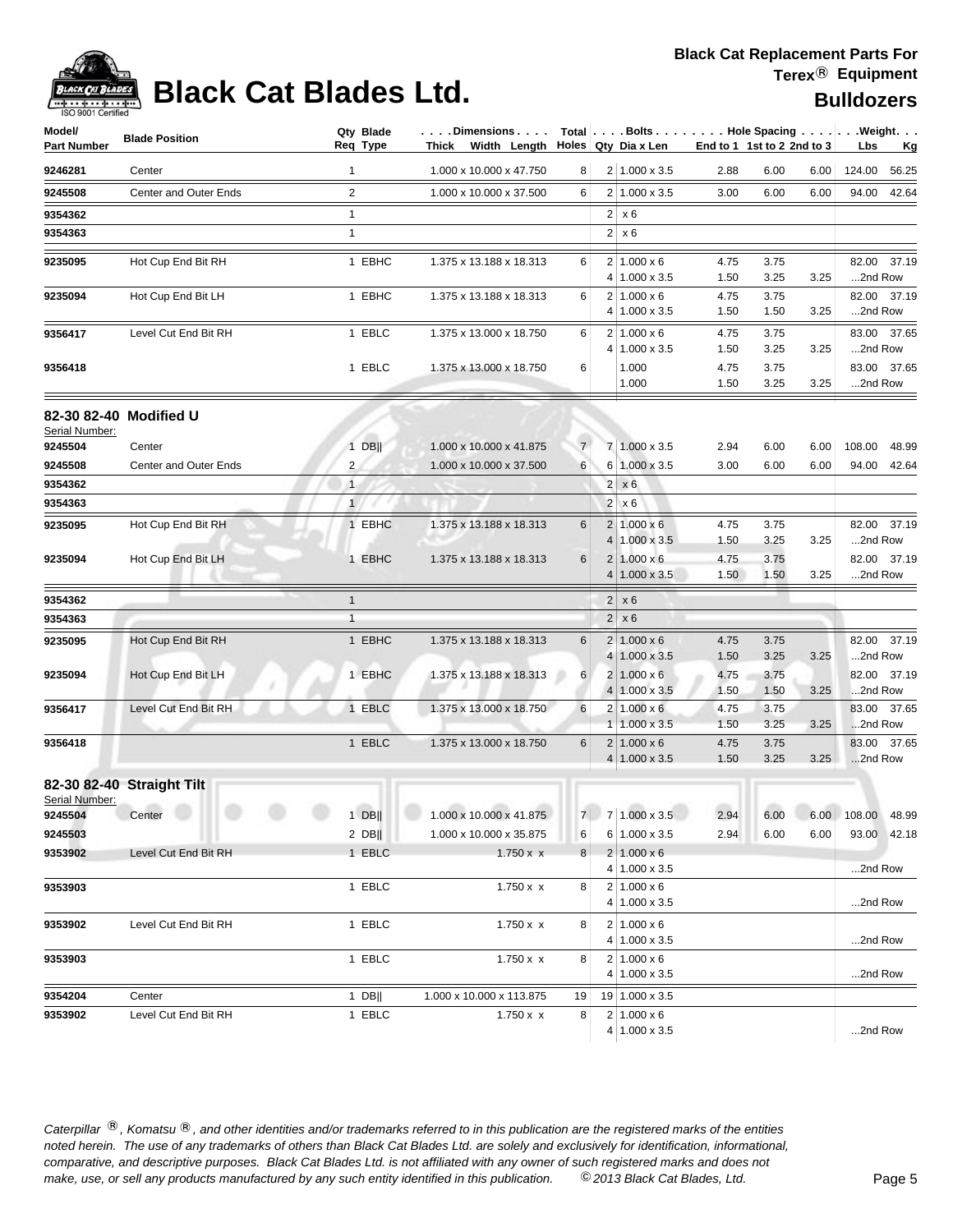# Black Cat Blades Ltd.

**Black Cat Replacement Parts For Terex® Equipment**

**Bulldozers**

| Model/ Part Number | Blade Position | Qty Req | Blade Type | Dimensions Thick x Width x Length | Total Holes | Bolts Qty | Dia x Len | End to 1 | 1st to 2 | 2nd to 3 | Weight Lbs | Kg |
|---|---|---|---|---|---|---|---|---|---|---|---|---|
| 9246281 | Center | 1 | | 1.000 x 10.000 x 47.750 | 8 | 2 | 1.000 x 3.5 | 2.88 | 6.00 | 6.00 | 124.00 | 56.25 |
| 9245508 | Center and Outer Ends | 2 | | 1.000 x 10.000 x 37.500 | 6 | 2 | 1.000 x 3.5 | 3.00 | 6.00 | 6.00 | 94.00 | 42.64 |
| 9354362 | | 1 | | | | 2 | x 6 | | | | | |
| 9354363 | | 1 | | | | 2 | x 6 | | | | | |
| 9235095 | Hot Cup End Bit RH | 1 | EBHC | 1.375 x 13.188 x 18.313 | 6 | 2 | 1.000 x 6 | 4.75 | 3.75 | | 82.00 | 37.19 |
| | | | | | | 4 | 1.000 x 3.5 | 1.50 | 3.25 | 3.25 | ...2nd Row | |
| 9235094 | Hot Cup End Bit LH | 1 | EBHC | 1.375 x 13.188 x 18.313 | 6 | 2 | 1.000 x 6 | 4.75 | 3.75 | | 82.00 | 37.19 |
| | | | | | | 4 | 1.000 x 3.5 | 1.50 | 1.50 | 3.25 | ...2nd Row | |
| 9356417 | Level Cut End Bit RH | 1 | EBLC | 1.375 x 13.000 x 18.750 | 6 | 2 | 1.000 x 6 | 4.75 | 3.75 | | 83.00 | 37.65 |
| | | | | | | 4 | 1.000 x 3.5 | 1.50 | 3.25 | 3.25 | ...2nd Row | |
| 9356418 | | 1 | EBLC | 1.375 x 13.000 x 18.750 | 6 | | 1.000 | 4.75 | 3.75 | | 83.00 | 37.65 |
| | | | | | | | 1.000 | 1.50 | 3.25 | 3.25 | ...2nd Row | |

## 82-30 82-40 Modified U

Serial Number:

| Model/ Part Number | Blade Position | Qty Req | Blade Type | Dimensions Thick x Width x Length | Total Holes | Bolts Qty | Dia x Len | End to 1 | 1st to 2 | 2nd to 3 | Weight Lbs | Kg |
|---|---|---|---|---|---|---|---|---|---|---|---|---|
| 9245504 | Center | 1 | DB\|\| | 1.000 x 10.000 x 41.875 | 7 | 7 | 1.000 x 3.5 | 2.94 | 6.00 | 6.00 | 108.00 | 48.99 |
| 9245508 | Center and Outer Ends | 2 | | 1.000 x 10.000 x 37.500 | 6 | 6 | 1.000 x 3.5 | 3.00 | 6.00 | 6.00 | 94.00 | 42.64 |
| 9354362 | | 1 | | | | 2 | x 6 | | | | | |
| 9354363 | | 1 | | | | 2 | x 6 | | | | | |
| 9235095 | Hot Cup End Bit RH | 1 | EBHC | 1.375 x 13.188 x 18.313 | 6 | 2 | 1.000 x 6 | 4.75 | 3.75 | | 82.00 | 37.19 |
| | | | | | | 4 | 1.000 x 3.5 | 1.50 | 3.25 | 3.25 | ...2nd Row | |
| 9235094 | Hot Cup End Bit LH | 1 | EBHC | 1.375 x 13.188 x 18.313 | 6 | 2 | 1.000 x 6 | 4.75 | 3.75 | | 82.00 | 37.19 |
| | | | | | | 4 | 1.000 x 3.5 | 1.50 | 1.50 | 3.25 | ...2nd Row | |
| 9354362 | | 1 | | | | 2 | x 6 | | | | | |
| 9354363 | | 1 | | | | 2 | x 6 | | | | | |
| 9235095 | Hot Cup End Bit RH | 1 | EBHC | 1.375 x 13.188 x 18.313 | 6 | 2 | 1.000 x 6 | 4.75 | 3.75 | | 82.00 | 37.19 |
| | | | | | | 4 | 1.000 x 3.5 | 1.50 | 3.25 | 3.25 | ...2nd Row | |
| 9235094 | Hot Cup End Bit LH | 1 | EBHC | 1.375 x 13.188 x 18.313 | 6 | 2 | 1.000 x 6 | 4.75 | 3.75 | | 82.00 | 37.19 |
| | | | | | | 4 | 1.000 x 3.5 | 1.50 | 1.50 | 3.25 | ...2nd Row | |
| 9356417 | Level Cut End Bit RH | 1 | EBLC | 1.375 x 13.000 x 18.750 | 6 | 2 | 1.000 x 6 | 4.75 | 3.75 | | 83.00 | 37.65 |
| | | | | | | 1 | 1.000 x 3.5 | 1.50 | 3.25 | 3.25 | ...2nd Row | |
| 9356418 | | 1 | EBLC | 1.375 x 13.000 x 18.750 | 6 | 2 | 1.000 x 6 | 4.75 | 3.75 | | 83.00 | 37.65 |
| | | | | | | 4 | 1.000 x 3.5 | 1.50 | 3.25 | 3.25 | ...2nd Row | |

## 82-30 82-40 Straight Tilt

Serial Number:

| Model/ Part Number | Blade Position | Qty Req | Blade Type | Dimensions Thick x Width x Length | Total Holes | Bolts Qty | Dia x Len | End to 1 | 1st to 2 | 2nd to 3 | Weight Lbs | Kg |
|---|---|---|---|---|---|---|---|---|---|---|---|---|
| 9245504 | Center | 1 | DB\|\| | 1.000 x 10.000 x 41.875 | 7 | 7 | 1.000 x 3.5 | 2.94 | 6.00 | 6.00 | 108.00 | 48.99 |
| 9245503 | | 2 | DB\|\| | 1.000 x 10.000 x 35.875 | 6 | 6 | 1.000 x 3.5 | 2.94 | 6.00 | 6.00 | 93.00 | 42.18 |
| 9353902 | Level Cut End Bit RH | 1 | EBLC | 1.750 x x | 8 | 2 | 1.000 x 6 | | | | | |
| | | | | | | 4 | 1.000 x 3.5 | | | | ...2nd Row | |
| 9353903 | | 1 | EBLC | 1.750 x x | 8 | 2 | 1.000 x 6 | | | | | |
| | | | | | | 4 | 1.000 x 3.5 | | | | ...2nd Row | |
| 9353902 | Level Cut End Bit RH | 1 | EBLC | 1.750 x x | 8 | 2 | 1.000 x 6 | | | | | |
| | | | | | | 4 | 1.000 x 3.5 | | | | ...2nd Row | |
| 9353903 | | 1 | EBLC | 1.750 x x | 8 | 2 | 1.000 x 6 | | | | | |
| | | | | | | 4 | 1.000 x 3.5 | | | | ...2nd Row | |
| 9354204 | Center | 1 | DB\|\| | 1.000 x 10.000 x 113.875 | 19 | 19 | 1.000 x 3.5 | | | | | |
| 9353902 | Level Cut End Bit RH | 1 | EBLC | 1.750 x x | 8 | 2 | 1.000 x 6 | | | | | |
| | | | | | | 4 | 1.000 x 3.5 | | | | ...2nd Row | |

*Caterpillar ®, Komatsu ®, and other identities and/or trademarks referred to in this publication are the registered marks of the entities noted herein. The use of any trademarks of others than Black Cat Blades Ltd. are solely and exclusively for identification, informational, comparative, and descriptive purposes. Black Cat Blades Ltd. is not affiliated with any owner of such registered marks and does not make, use, or sell any products manufactured by any such entity identified in this publication. © 2013 Black Cat Blades, Ltd.*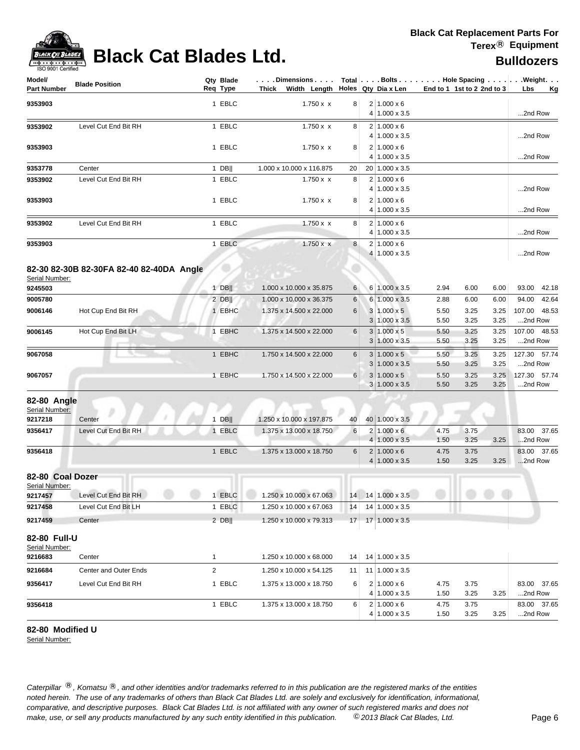| Model/ Part Number | Blade Position | Qty Req | Blade Type | Dimensions Thick Width Length | Total Holes | Bolts Qty | Dia x Len | Hole Spacing End to 1 | 1st to 2 | 2nd to 3 | Weight Lbs | Kg |
|---|---|---|---|---|---|---|---|---|---|---|---|---|
| 9353903 | | 1 | EBLC | 1.750 x x | 8 | 2 | 1.000 x 6 | | | | | |
| | | | | | | 4 | 1.000 x 3.5 | | | | ...2nd Row | |
| 9353902 | Level Cut End Bit RH | 1 | EBLC | 1.750 x x | 8 | 2 | 1.000 x 6 | | | | | |
| | | | | | | 4 | 1.000 x 3.5 | | | | ...2nd Row | |
| 9353903 | | 1 | EBLC | 1.750 x x | 8 | 2 | 1.000 x 6 | | | | | |
| | | | | | | 4 | 1.000 x 3.5 | | | | ...2nd Row | |
| 9353778 | Center | 1 | DB‖ | 1.000 x 10.000 x 116.875 | 20 | 20 | 1.000 x 3.5 | | | | | |
| 9353902 | Level Cut End Bit RH | 1 | EBLC | 1.750 x x | 8 | 2 | 1.000 x 6 | | | | | |
| | | | | | | 4 | 1.000 x 3.5 | | | | ...2nd Row | |
| 9353903 | | 1 | EBLC | 1.750 x x | 8 | 2 | 1.000 x 6 | | | | | |
| | | | | | | 4 | 1.000 x 3.5 | | | | ...2nd Row | |
| 9353902 | Level Cut End Bit RH | 1 | EBLC | 1.750 x x | 8 | 2 | 1.000 x 6 | | | | | |
| | | | | | | 4 | 1.000 x 3.5 | | | | ...2nd Row | |
| 9353903 | | 1 | EBLC | 1.750 x x | 8 | 2 | 1.000 x 6 | | | | | |
| | | | | | | 4 | 1.000 x 3.5 | | | | ...2nd Row | |

## 82-30 82-30B 82-30FA 82-40 82-40DA Angle

Serial Number:

| Model/ Part Number | Blade Position | Qty Req | Blade Type | Dimensions Thick Width Length | Total Holes | Bolts Qty | Dia x Len | Hole Spacing End to 1 | 1st to 2 | 2nd to 3 | Weight Lbs | Kg |
|---|---|---|---|---|---|---|---|---|---|---|---|---|
| 9245503 | | 1 | DB‖ | 1.000 x 10.000 x 35.875 | 6 | 6 | 1.000 x 3.5 | 2.94 | 6.00 | 6.00 | 93.00 | 42.18 |
| 9005780 | | 2 | DB‖ | 1.000 x 10.000 x 36.375 | 6 | 6 | 1.000 x 3.5 | 2.88 | 6.00 | 6.00 | 94.00 | 42.64 |
| 9006146 | Hot Cup End Bit RH | 1 | EBHC | 1.375 x 14.500 x 22.000 | 6 | 3 | 1.000 x 5 | 5.50 | 3.25 | 3.25 | 107.00 | 48.53 |
| | | | | | | 3 | 1.000 x 3.5 | 5.50 | 3.25 | 3.25 | ...2nd Row | |
| 9006145 | Hot Cup End Bit LH | 1 | EBHC | 1.375 x 14.500 x 22.000 | 6 | 3 | 1.000 x 5 | 5.50 | 3.25 | 3.25 | 107.00 | 48.53 |
| | | | | | | 3 | 1.000 x 3.5 | 5.50 | 3.25 | 3.25 | ...2nd Row | |
| 9067058 | | 1 | EBHC | 1.750 x 14.500 x 22.000 | 6 | 3 | 1.000 x 5 | 5.50 | 3.25 | 3.25 | 127.30 | 57.74 |
| | | | | | | 3 | 1.000 x 3.5 | 5.50 | 3.25 | 3.25 | ...2nd Row | |
| 9067057 | | 1 | EBHC | 1.750 x 14.500 x 22.000 | 6 | 3 | 1.000 x 5 | 5.50 | 3.25 | 3.25 | 127.30 | 57.74 |
| | | | | | | 3 | 1.000 x 3.5 | 5.50 | 3.25 | 3.25 | ...2nd Row | |

## 82-80 Angle

Serial Number:

| Model/ Part Number | Blade Position | Qty Req | Blade Type | Dimensions Thick Width Length | Total Holes | Bolts Qty | Dia x Len | Hole Spacing End to 1 | 1st to 2 | 2nd to 3 | Weight Lbs | Kg |
|---|---|---|---|---|---|---|---|---|---|---|---|---|
| 9217218 | Center | 1 | DB‖ | 1.250 x 10.000 x 197.875 | 40 | 40 | 1.000 x 3.5 | | | | | |
| 9356417 | Level Cut End Bit RH | 1 | EBLC | 1.375 x 13.000 x 18.750 | 6 | 2 | 1.000 x 6 | 4.75 | 3.75 | | 83.00 | 37.65 |
| | | | | | | 4 | 1.000 x 3.5 | 1.50 | 3.25 | 3.25 | ...2nd Row | |
| 9356418 | | 1 | EBLC | 1.375 x 13.000 x 18.750 | 6 | 2 | 1.000 x 6 | 4.75 | 3.75 | | 83.00 | 37.65 |
| | | | | | | 4 | 1.000 x 3.5 | 1.50 | 3.25 | 3.25 | ...2nd Row | |

## 82-80 Coal Dozer

Serial Number:

| Model/ Part Number | Blade Position | Qty Req | Blade Type | Dimensions Thick Width Length | Total Holes | Bolts Qty | Dia x Len | Hole Spacing End to 1 | 1st to 2 | 2nd to 3 | Weight Lbs | Kg |
|---|---|---|---|---|---|---|---|---|---|---|---|---|
| 9217457 | Level Cut End Bit RH | 1 | EBLC | 1.250 x 10.000 x 67.063 | 14 | 14 | 1.000 x 3.5 | | | | | |
| 9217458 | Level Cut End Bit LH | 1 | EBLC | 1.250 x 10.000 x 67.063 | 14 | 14 | 1.000 x 3.5 | | | | | |
| 9217459 | Center | 2 | DB‖ | 1.250 x 10.000 x 79.313 | 17 | 17 | 1.000 x 3.5 | | | | | |

## 82-80 Full-U

Serial Number:

| Model/ Part Number | Blade Position | Qty Req | Blade Type | Dimensions Thick Width Length | Total Holes | Bolts Qty | Dia x Len | Hole Spacing End to 1 | 1st to 2 | 2nd to 3 | Weight Lbs | Kg |
|---|---|---|---|---|---|---|---|---|---|---|---|---|
| 9216683 | Center | 1 | | 1.250 x 10.000 x 68.000 | 14 | 14 | 1.000 x 3.5 | | | | | |
| 9216684 | Center and Outer Ends | 2 | | 1.250 x 10.000 x 54.125 | 11 | 11 | 1.000 x 3.5 | | | | | |
| 9356417 | Level Cut End Bit RH | 1 | EBLC | 1.375 x 13.000 x 18.750 | 6 | 2 | 1.000 x 6 | 4.75 | 3.75 | | 83.00 | 37.65 |
| | | | | | | 4 | 1.000 x 3.5 | 1.50 | 3.25 | 3.25 | ...2nd Row | |
| 9356418 | | 1 | EBLC | 1.375 x 13.000 x 18.750 | 6 | 2 | 1.000 x 6 | 4.75 | 3.75 | | 83.00 | 37.65 |
| | | | | | | 4 | 1.000 x 3.5 | 1.50 | 3.25 | 3.25 | ...2nd Row | |

## 82-80 Modified U

Serial Number:

*Caterpillar ®, Komatsu ®, and other identities and/or trademarks referred to in this publication are the registered marks of the entities noted herein. The use of any trademarks of others than Black Cat Blades Ltd. are solely and exclusively for identification, informational, comparative, and descriptive purposes. Black Cat Blades Ltd. is not affiliated with any owner of such registered marks and does not make, use, or sell any products manufactured by any such entity identified in this publication. © 2013 Black Cat Blades, Ltd.*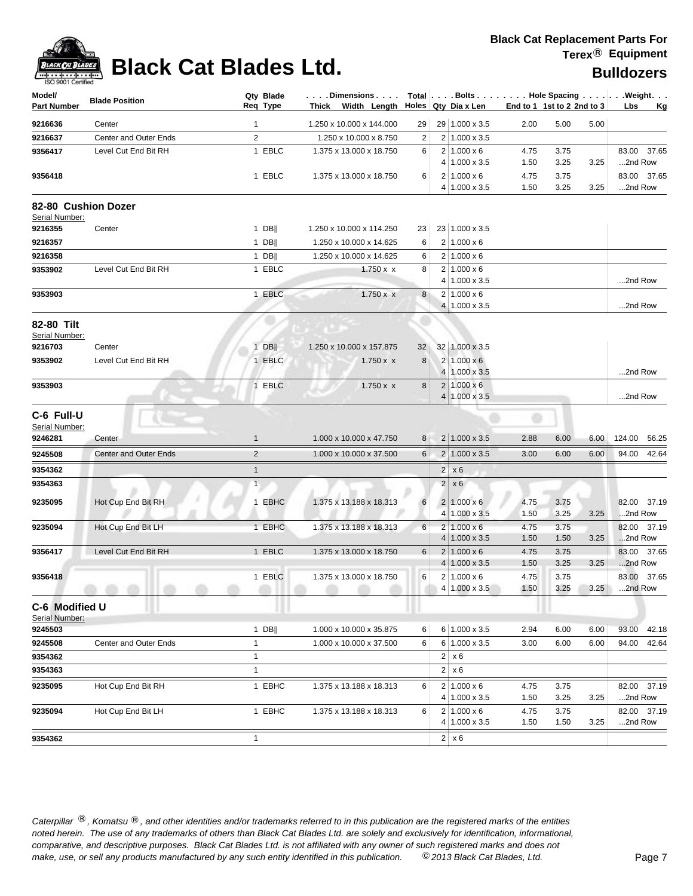# Black Cat Blades Ltd.

**Black Cat Replacement Parts For Terex® Equipment**

**Bulldozers**

| Model/ Part Number | Blade Position | Qty Req | Blade Type | Dimensions Thick x Width x Length | Total Holes | Bolts Qty | Bolts Dia x Len | Hole Spacing End to 1 | 1st to 2 | 2nd to 3 | Weight Lbs | Kg |
|---|---|---|---|---|---|---|---|---|---|---|---|---|
| 9216636 | Center | 1 | | 1.250 x 10.000 x 144.000 | 29 | 29 | 1.000 x 3.5 | 2.00 | 5.00 | 5.00 | | |
| 9216637 | Center and Outer Ends | 2 | | 1.250 x 10.000 x 8.750 | 2 | 2 | 1.000 x 3.5 | | | | | |
| 9356417 | Level Cut End Bit RH | 1 | EBLC | 1.375 x 13.000 x 18.750 | 6 | 2 | 1.000 x 6 | 4.75 | 3.75 | | 83.00 | 37.65 |
| | | | | | | 4 | 1.000 x 3.5 | 1.50 | 3.25 | 3.25 | ...2nd Row | |
| 9356418 | | 1 | EBLC | 1.375 x 13.000 x 18.750 | 6 | 2 | 1.000 x 6 | 4.75 | 3.75 | | 83.00 | 37.65 |
| | | | | | | 4 | 1.000 x 3.5 | 1.50 | 3.25 | 3.25 | ...2nd Row | |

## 82-80 Cushion Dozer

Serial Number:

| Model/ Part Number | Blade Position | Qty Req | Blade Type | Dimensions Thick x Width x Length | Total Holes | Bolts Qty | Bolts Dia x Len | Hole Spacing End to 1 | 1st to 2 | 2nd to 3 | Weight Lbs | Kg |
|---|---|---|---|---|---|---|---|---|---|---|---|---|
| 9216355 | Center | 1 | DB‖ | 1.250 x 10.000 x 114.250 | 23 | 23 | 1.000 x 3.5 | | | | | |
| 9216357 | | 1 | DB‖ | 1.250 x 10.000 x 14.625 | 6 | 2 | 1.000 x 6 | | | | | |
| 9216358 | | 1 | DB‖ | 1.250 x 10.000 x 14.625 | 6 | 2 | 1.000 x 6 | | | | | |
| 9353902 | Level Cut End Bit RH | 1 | EBLC | 1.750 x x | 8 | 2 | 1.000 x 6 | | | | | |
| | | | | | | 4 | 1.000 x 3.5 | | | | ...2nd Row | |
| 9353903 | | 1 | EBLC | 1.750 x x | 8 | 2 | 1.000 x 6 | | | | | |
| | | | | | | 4 | 1.000 x 3.5 | | | | ...2nd Row | |

## 82-80 Tilt

Serial Number:

| Model/ Part Number | Blade Position | Qty Req | Blade Type | Dimensions Thick x Width x Length | Total Holes | Bolts Qty | Bolts Dia x Len | Hole Spacing End to 1 | 1st to 2 | 2nd to 3 | Weight Lbs | Kg |
|---|---|---|---|---|---|---|---|---|---|---|---|---|
| 9216703 | Center | 1 | DB‖ | 1.250 x 10.000 x 157.875 | 32 | 32 | 1.000 x 3.5 | | | | | |
| 9353902 | Level Cut End Bit RH | 1 | EBLC | 1.750 x x | 8 | 2 | 1.000 x 6 | | | | | |
| | | | | | | 4 | 1.000 x 3.5 | | | | ...2nd Row | |
| 9353903 | | 1 | EBLC | 1.750 x x | 8 | 2 | 1.000 x 6 | | | | | |
| | | | | | | 4 | 1.000 x 3.5 | | | | ...2nd Row | |

## C-6 Full-U

Serial Number:

| Model/ Part Number | Blade Position | Qty Req | Blade Type | Dimensions Thick x Width x Length | Total Holes | Bolts Qty | Bolts Dia x Len | Hole Spacing End to 1 | 1st to 2 | 2nd to 3 | Weight Lbs | Kg |
|---|---|---|---|---|---|---|---|---|---|---|---|---|
| 9246281 | Center | 1 | | 1.000 x 10.000 x 47.750 | 8 | 2 | 1.000 x 3.5 | 2.88 | 6.00 | 6.00 | 124.00 | 56.25 |
| 9245508 | Center and Outer Ends | 2 | | 1.000 x 10.000 x 37.500 | 6 | 2 | 1.000 x 3.5 | 3.00 | 6.00 | 6.00 | 94.00 | 42.64 |
| 9354362 | | 1 | | | | 2 | x 6 | | | | | |
| 9354363 | | 1 | | | | 2 | x 6 | | | | | |
| 9235095 | Hot Cup End Bit RH | 1 | EBHC | 1.375 x 13.188 x 18.313 | 6 | 2 | 1.000 x 6 | 4.75 | 3.75 | | 82.00 | 37.19 |
| | | | | | | 4 | 1.000 x 3.5 | 1.50 | 1.50 | 3.25 | ...2nd Row | |
| 9235094 | Hot Cup End Bit LH | 1 | EBHC | 1.375 x 13.188 x 18.313 | 6 | 2 | 1.000 x 6 | 4.75 | 3.75 | | 82.00 | 37.19 |
| | | | | | | 4 | 1.000 x 3.5 | 1.50 | 1.50 | 3.25 | ...2nd Row | |
| 9356417 | Level Cut End Bit RH | 1 | EBLC | 1.375 x 13.000 x 18.750 | 6 | 2 | 1.000 x 6 | 4.75 | 3.75 | | 83.00 | 37.65 |
| | | | | | | 4 | 1.000 x 3.5 | 1.50 | 3.25 | 3.25 | ...2nd Row | |
| 9356418 | | 1 | EBLC | 1.375 x 13.000 x 18.750 | 6 | 2 | 1.000 x 6 | 4.75 | 3.75 | | 83.00 | 37.65 |
| | | | | | | 4 | 1.000 x 3.5 | 1.50 | 3.25 | 3.25 | ...2nd Row | |

## C-6 Modified U

Serial Number:

| Model/ Part Number | Blade Position | Qty Req | Blade Type | Dimensions Thick x Width x Length | Total Holes | Bolts Qty | Bolts Dia x Len | Hole Spacing End to 1 | 1st to 2 | 2nd to 3 | Weight Lbs | Kg |
|---|---|---|---|---|---|---|---|---|---|---|---|---|
| 9245503 | | 1 | DB‖ | 1.000 x 10.000 x 35.875 | 6 | 6 | 1.000 x 3.5 | 2.94 | 6.00 | 6.00 | 93.00 | 42.18 |
| 9245508 | Center and Outer Ends | 1 | | 1.000 x 10.000 x 37.500 | 6 | 6 | 1.000 x 3.5 | 3.00 | 6.00 | 6.00 | 94.00 | 42.64 |
| 9354362 | | 1 | | | | 2 | x 6 | | | | | |
| 9354363 | | 1 | | | | 2 | x 6 | | | | | |
| 9235095 | Hot Cup End Bit RH | 1 | EBHC | 1.375 x 13.188 x 18.313 | 6 | 2 | 1.000 x 6 | 4.75 | 3.75 | | 82.00 | 37.19 |
| | | | | | | 4 | 1.000 x 3.5 | 1.50 | 1.50 | 3.25 | ...2nd Row | |
| 9235094 | Hot Cup End Bit LH | 1 | EBHC | 1.375 x 13.188 x 18.313 | 6 | 2 | 1.000 x 6 | 4.75 | 3.75 | | 82.00 | 37.19 |
| | | | | | | 4 | 1.000 x 3.5 | 1.50 | 1.50 | 3.25 | ...2nd Row | |
| 9354362 | | 1 | | | | 2 | x 6 | | | | | |

*Caterpillar ®, Komatsu ®, and other identities and/or trademarks referred to in this publication are the registered marks of the entities noted herein. The use of any trademarks of others than Black Cat Blades Ltd. are solely and exclusively for identification, informational, comparative, and descriptive purposes. Black Cat Blades Ltd. is not affiliated with any owner of such registered marks and does not make, use, or sell any products manufactured by any such entity identified in this publication. © 2013 Black Cat Blades, Ltd.*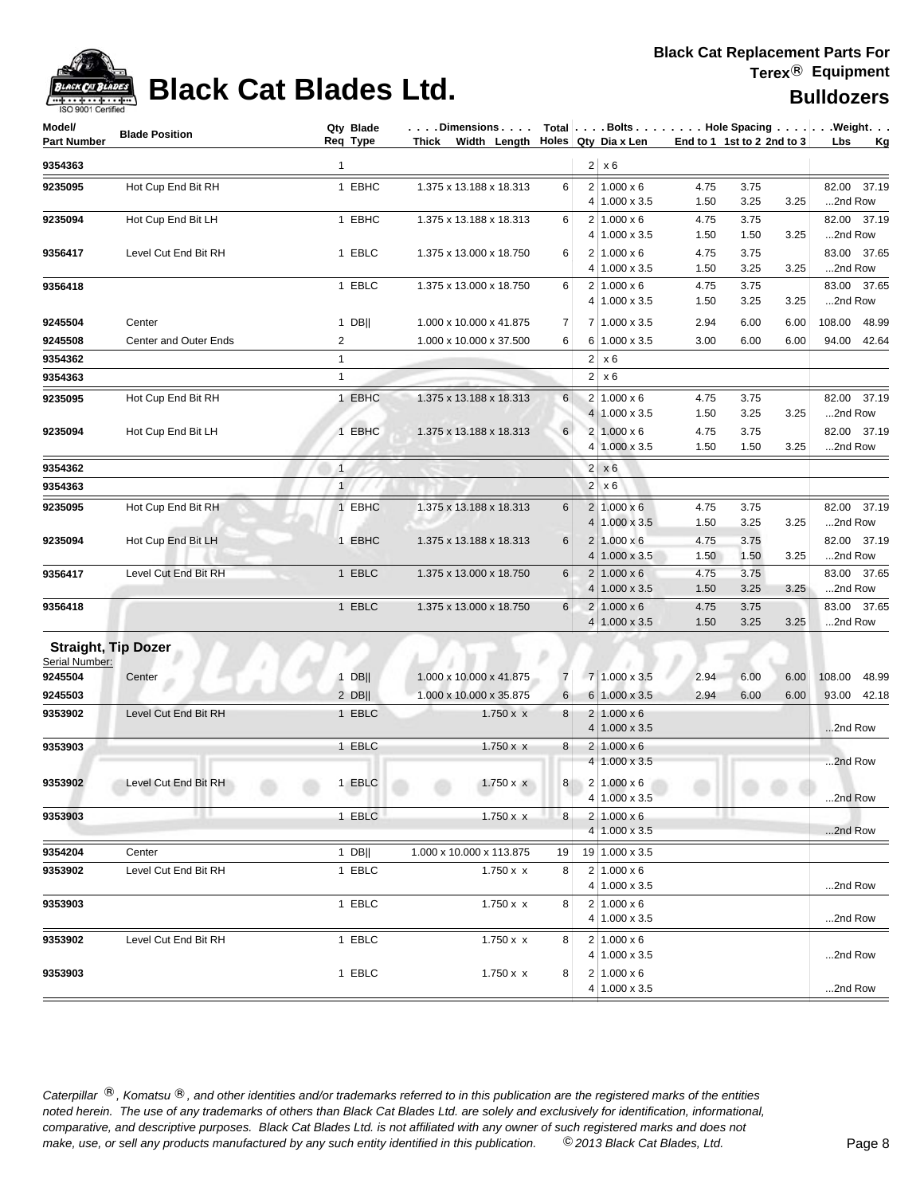# Black Cat Blades Ltd.

**Black Cat Replacement Parts For Terex® Equipment**

**Bulldozers**

| Model/ Part Number | Blade Position | Qty Req | Blade Type | Dimensions Thick x Width x Length | Total Holes | Bolts Qty | Dia x Len | Hole Spacing End to 1 | 1st to 2 | 2nd to 3 | Weight Lbs | Kg |
|---|---|---|---|---|---|---|---|---|---|---|---|---|
| 9354363 | | 1 | | | | 2 | x 6 | | | | | |
| 9235095 | Hot Cup End Bit RH | 1 | EBHC | 1.375 x 13.188 x 18.313 | 6 | 2 | 1.000 x 6 | 4.75 | 3.75 | | 82.00 | 37.19 |
| | | | | | | 4 | 1.000 x 3.5 | 1.50 | 3.25 | 3.25 | ...2nd Row | |
| 9235094 | Hot Cup End Bit LH | 1 | EBHC | 1.375 x 13.188 x 18.313 | 6 | 2 | 1.000 x 6 | 4.75 | 3.75 | | 82.00 | 37.19 |
| | | | | | | 4 | 1.000 x 3.5 | 1.50 | 1.50 | 3.25 | ...2nd Row | |
| 9356417 | Level Cut End Bit RH | 1 | EBLC | 1.375 x 13.000 x 18.750 | 6 | 2 | 1.000 x 6 | 4.75 | 3.75 | | 83.00 | 37.65 |
| | | | | | | 4 | 1.000 x 3.5 | 1.50 | 3.25 | 3.25 | ...2nd Row | |
| 9356418 | | 1 | EBLC | 1.375 x 13.000 x 18.750 | 6 | 2 | 1.000 x 6 | 4.75 | 3.75 | | 83.00 | 37.65 |
| | | | | | | 4 | 1.000 x 3.5 | 1.50 | 3.25 | 3.25 | ...2nd Row | |
| 9245504 | Center | 1 | DB‖ | 1.000 x 10.000 x 41.875 | 7 | 7 | 1.000 x 3.5 | 2.94 | 6.00 | 6.00 | 108.00 | 48.99 |
| 9245508 | Center and Outer Ends | 2 | | 1.000 x 10.000 x 37.500 | 6 | 6 | 1.000 x 3.5 | 3.00 | 6.00 | 6.00 | 94.00 | 42.64 |
| 9354362 | | 1 | | | | 2 | x 6 | | | | | |
| 9354363 | | 1 | | | | 2 | x 6 | | | | | |
| 9235095 | Hot Cup End Bit RH | 1 | EBHC | 1.375 x 13.188 x 18.313 | 6 | 2 | 1.000 x 6 | 4.75 | 3.75 | | 82.00 | 37.19 |
| | | | | | | 4 | 1.000 x 3.5 | 1.50 | 3.25 | 3.25 | ...2nd Row | |
| 9235094 | Hot Cup End Bit LH | 1 | EBHC | 1.375 x 13.188 x 18.313 | 6 | 2 | 1.000 x 6 | 4.75 | 3.75 | | 82.00 | 37.19 |
| | | | | | | 4 | 1.000 x 3.5 | 1.50 | 1.50 | 3.25 | ...2nd Row | |
| 9354362 | | 1 | | | | 2 | x 6 | | | | | |
| 9354363 | | 1 | | | | 2 | x 6 | | | | | |
| 9235095 | Hot Cup End Bit RH | 1 | EBHC | 1.375 x 13.188 x 18.313 | 6 | 2 | 1.000 x 6 | 4.75 | 3.75 | | 82.00 | 37.19 |
| | | | | | | 4 | 1.000 x 3.5 | 1.50 | 3.25 | 3.25 | ...2nd Row | |
| 9235094 | Hot Cup End Bit LH | 1 | EBHC | 1.375 x 13.188 x 18.313 | 6 | 2 | 1.000 x 6 | 4.75 | 3.75 | | 82.00 | 37.19 |
| | | | | | | 4 | 1.000 x 3.5 | 1.50 | 1.50 | 3.25 | ...2nd Row | |
| 9356417 | Level Cut End Bit RH | 1 | EBLC | 1.375 x 13.000 x 18.750 | 6 | 2 | 1.000 x 6 | 4.75 | 3.75 | | 83.00 | 37.65 |
| | | | | | | 4 | 1.000 x 3.5 | 1.50 | 3.25 | 3.25 | ...2nd Row | |
| 9356418 | | 1 | EBLC | 1.375 x 13.000 x 18.750 | 6 | 2 | 1.000 x 6 | 4.75 | 3.75 | | 83.00 | 37.65 |
| | | | | | | 4 | 1.000 x 3.5 | 1.50 | 3.25 | 3.25 | ...2nd Row | |

## Straight, Tip Dozer

Serial Number:

| Model/ Part Number | Blade Position | Qty Req | Blade Type | Dimensions Thick x Width x Length | Total Holes | Bolts Qty | Dia x Len | Hole Spacing End to 1 | 1st to 2 | 2nd to 3 | Weight Lbs | Kg |
|---|---|---|---|---|---|---|---|---|---|---|---|---|
| 9245504 | Center | 1 | DB‖ | 1.000 x 10.000 x 41.875 | 7 | 7 | 1.000 x 3.5 | 2.94 | 6.00 | 6.00 | 108.00 | 48.99 |
| 9245503 | | 2 | DB‖ | 1.000 x 10.000 x 35.875 | 6 | 6 | 1.000 x 3.5 | 2.94 | 6.00 | 6.00 | 93.00 | 42.18 |
| 9353902 | Level Cut End Bit RH | 1 | EBLC | 1.750 x x | 8 | 2 | 1.000 x 6 | | | | | |
| | | | | | | 4 | 1.000 x 3.5 | | | | ...2nd Row | |
| 9353903 | | 1 | EBLC | 1.750 x x | 8 | 2 | 1.000 x 6 | | | | | |
| | | | | | | 4 | 1.000 x 3.5 | | | | ...2nd Row | |
| 9353902 | Level Cut End Bit RH | 1 | EBLC | 1.750 x x | 8 | 2 | 1.000 x 6 | | | | | |
| | | | | | | 4 | 1.000 x 3.5 | | | | ...2nd Row | |
| 9353903 | | 1 | EBLC | 1.750 x x | 8 | 2 | 1.000 x 6 | | | | | |
| | | | | | | 4 | 1.000 x 3.5 | | | | ...2nd Row | |
| 9354204 | Center | 1 | DB‖ | 1.000 x 10.000 x 113.875 | 19 | 19 | 1.000 x 3.5 | | | | | |
| 9353902 | Level Cut End Bit RH | 1 | EBLC | 1.750 x x | 8 | 2 | 1.000 x 6 | | | | | |
| | | | | | | 4 | 1.000 x 3.5 | | | | ...2nd Row | |
| 9353903 | | 1 | EBLC | 1.750 x x | 8 | 2 | 1.000 x 6 | | | | | |
| | | | | | | 4 | 1.000 x 3.5 | | | | ...2nd Row | |
| 9353902 | Level Cut End Bit RH | 1 | EBLC | 1.750 x x | 8 | 2 | 1.000 x 6 | | | | | |
| | | | | | | 4 | 1.000 x 3.5 | | | | ...2nd Row | |
| 9353903 | | 1 | EBLC | 1.750 x x | 8 | 2 | 1.000 x 6 | | | | | |
| | | | | | | 4 | 1.000 x 3.5 | | | | ...2nd Row | |

*Caterpillar ®, Komatsu ®, and other identities and/or trademarks referred to in this publication are the registered marks of the entities noted herein. The use of any trademarks of others than Black Cat Blades Ltd. are solely and exclusively for identification, informational, comparative, and descriptive purposes. Black Cat Blades Ltd. is not affiliated with any owner of such registered marks and does not make, use, or sell any products manufactured by any such entity identified in this publication. © 2013 Black Cat Blades, Ltd.*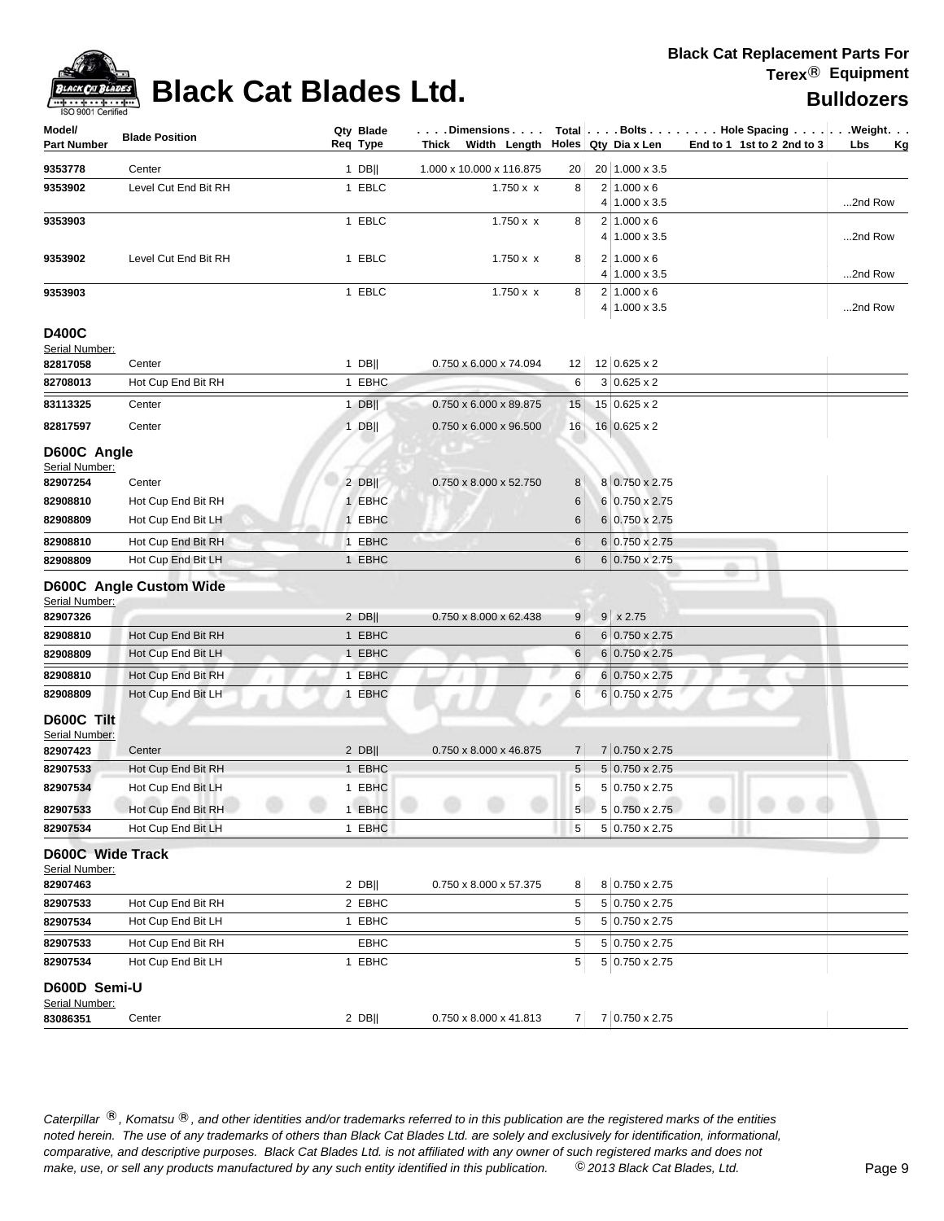| Model/ Part Number | Blade Position | Qty Req | Blade Type | Dimensions Thick Width Length | Total Holes | Bolts Qty | Dia x Len | Hole Spacing End to 1 1st to 2 2nd to 3 | Weight Lbs Kg |
|---|---|---|---|---|---|---|---|---|---|
| 9353778 | Center | 1 | DB\|\| | 1.000 x 10.000 x 116.875 | 20 | 20 | 1.000 x 3.5 | | |
| 9353902 | Level Cut End Bit RH | 1 | EBLC | 1.750 x x | 8 | 2 | 1.000 x 6 | | |
| | | | | | | 4 | 1.000 x 3.5 | | ...2nd Row |
| 9353903 | | 1 | EBLC | 1.750 x x | 8 | 2 | 1.000 x 6 | | |
| | | | | | | 4 | 1.000 x 3.5 | | ...2nd Row |
| 9353902 | Level Cut End Bit RH | 1 | EBLC | 1.750 x x | 8 | 2 | 1.000 x 6 | | |
| | | | | | | 4 | 1.000 x 3.5 | | ...2nd Row |
| 9353903 | | 1 | EBLC | 1.750 x x | 8 | 2 | 1.000 x 6 | | |
| | | | | | | 4 | 1.000 x 3.5 | | ...2nd Row |

## D400C

Serial Number:

| Model/ Part Number | Blade Position | Qty Req | Blade Type | Dimensions Thick Width Length | Total Holes | Bolts Qty | Dia x Len | Hole Spacing End to 1 1st to 2 2nd to 3 | Weight Lbs Kg |
|---|---|---|---|---|---|---|---|---|---|
| 82817058 | Center | 1 | DB\|\| | 0.750 x 6.000 x 74.094 | 12 | 12 | 0.625 x 2 | | |
| 82708013 | Hot Cup End Bit RH | 1 | EBHC | | 6 | 3 | 0.625 x 2 | | |
| 83113325 | Center | 1 | DB\|\| | 0.750 x 6.000 x 89.875 | 15 | 15 | 0.625 x 2 | | |
| 82817597 | Center | 1 | DB\|\| | 0.750 x 6.000 x 96.500 | 16 | 16 | 0.625 x 2 | | |

## D600C Angle

Serial Number:

| Model/ Part Number | Blade Position | Qty Req | Blade Type | Dimensions Thick Width Length | Total Holes | Bolts Qty | Dia x Len | Hole Spacing End to 1 1st to 2 2nd to 3 | Weight Lbs Kg |
|---|---|---|---|---|---|---|---|---|---|
| 82907254 | Center | 2 | DB\|\| | 0.750 x 8.000 x 52.750 | 8 | 8 | 0.750 x 2.75 | | |
| 82908810 | Hot Cup End Bit RH | 1 | EBHC | | 6 | 6 | 0.750 x 2.75 | | |
| 82908809 | Hot Cup End Bit LH | 1 | EBHC | | 6 | 6 | 0.750 x 2.75 | | |
| 82908810 | Hot Cup End Bit RH | 1 | EBHC | | 6 | 6 | 0.750 x 2.75 | | |
| 82908809 | Hot Cup End Bit LH | 1 | EBHC | | 6 | 6 | 0.750 x 2.75 | | |

## D600C Angle Custom Wide

Serial Number:

| Model/ Part Number | Blade Position | Qty Req | Blade Type | Dimensions Thick Width Length | Total Holes | Bolts Qty | Dia x Len | Hole Spacing End to 1 1st to 2 2nd to 3 | Weight Lbs Kg |
|---|---|---|---|---|---|---|---|---|---|
| 82907326 | | 2 | DB\|\| | 0.750 x 8.000 x 62.438 | 9 | 9 | x 2.75 | | |
| 82908810 | Hot Cup End Bit RH | 1 | EBHC | | 6 | 6 | 0.750 x 2.75 | | |
| 82908809 | Hot Cup End Bit LH | 1 | EBHC | | 6 | 6 | 0.750 x 2.75 | | |
| 82908810 | Hot Cup End Bit RH | 1 | EBHC | | 6 | 6 | 0.750 x 2.75 | | |
| 82908809 | Hot Cup End Bit LH | 1 | EBHC | | 6 | 6 | 0.750 x 2.75 | | |

## D600C Tilt

Serial Number:

| Model/ Part Number | Blade Position | Qty Req | Blade Type | Dimensions Thick Width Length | Total Holes | Bolts Qty | Dia x Len | Hole Spacing End to 1 1st to 2 2nd to 3 | Weight Lbs Kg |
|---|---|---|---|---|---|---|---|---|---|
| 82907423 | Center | 2 | DB\|\| | 0.750 x 8.000 x 46.875 | 7 | 7 | 0.750 x 2.75 | | |
| 82907533 | Hot Cup End Bit RH | 1 | EBHC | | 5 | 5 | 0.750 x 2.75 | | |
| 82907534 | Hot Cup End Bit LH | 1 | EBHC | | 5 | 5 | 0.750 x 2.75 | | |
| 82907533 | Hot Cup End Bit RH | 1 | EBHC | | 5 | 5 | 0.750 x 2.75 | | |
| 82907534 | Hot Cup End Bit LH | 1 | EBHC | | 5 | 5 | 0.750 x 2.75 | | |

## D600C Wide Track

Serial Number:

| Model/ Part Number | Blade Position | Qty Req | Blade Type | Dimensions Thick Width Length | Total Holes | Bolts Qty | Dia x Len | Hole Spacing End to 1 1st to 2 2nd to 3 | Weight Lbs Kg |
|---|---|---|---|---|---|---|---|---|---|
| 82907463 | | 2 | DB\|\| | 0.750 x 8.000 x 57.375 | 8 | 8 | 0.750 x 2.75 | | |
| 82907533 | Hot Cup End Bit RH | 2 | EBHC | | 5 | 5 | 0.750 x 2.75 | | |
| 82907534 | Hot Cup End Bit LH | 1 | EBHC | | 5 | 5 | 0.750 x 2.75 | | |
| 82907533 | Hot Cup End Bit RH | | EBHC | | 5 | 5 | 0.750 x 2.75 | | |
| 82907534 | Hot Cup End Bit LH | 1 | EBHC | | 5 | 5 | 0.750 x 2.75 | | |

## D600D Semi-U

Serial Number:

| Model/ Part Number | Blade Position | Qty Req | Blade Type | Dimensions Thick Width Length | Total Holes | Bolts Qty | Dia x Len | Hole Spacing End to 1 1st to 2 2nd to 3 | Weight Lbs Kg |
|---|---|---|---|---|---|---|---|---|---|
| 83086351 | Center | 2 | DB\|\| | 0.750 x 8.000 x 41.813 | 7 | 7 | 0.750 x 2.75 | | |

*Caterpillar ®, Komatsu ®, and other identities and/or trademarks referred to in this publication are the registered marks of the entities noted herein. The use of any trademarks of others than Black Cat Blades Ltd. are solely and exclusively for identification, informational, comparative, and descriptive purposes. Black Cat Blades Ltd. is not affiliated with any owner of such registered marks and does not make, use, or sell any products manufactured by any such entity identified in this publication. © 2013 Black Cat Blades, Ltd.*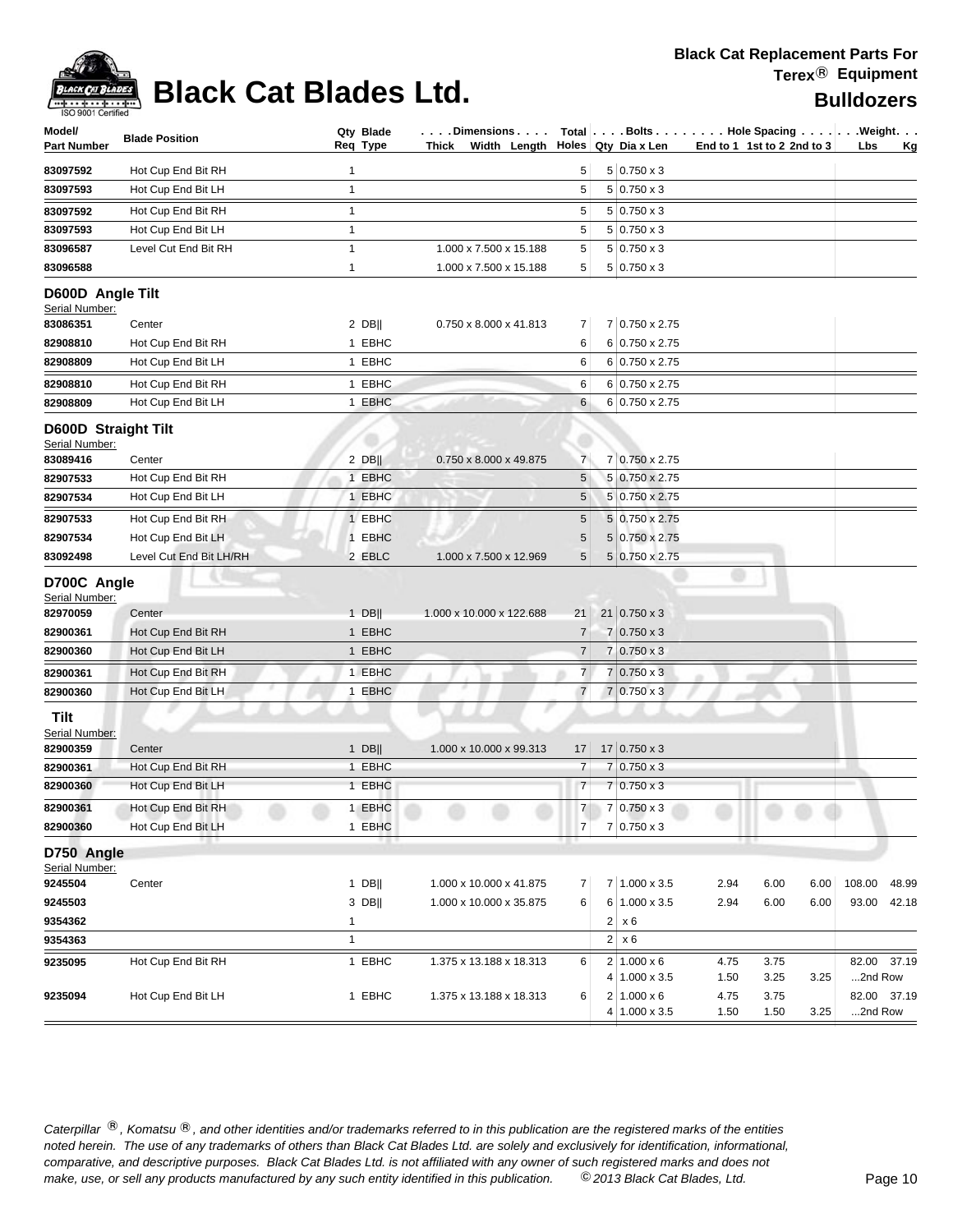# Black Cat Blades Ltd.

**Black Cat Replacement Parts For Terex® Equipment**

**Bulldozers**

| Model/ Part Number | Blade Position | Qty Req | Blade Type | Dimensions Thick x Width x Length | Total Holes | Bolts Qty | Bolts Dia x Len | Hole Spacing End to 1 | 1st to 2 | 2nd to 3 | Weight Lbs | Weight Kg |
|---|---|---|---|---|---|---|---|---|---|---|---|---|
| 83097592 | Hot Cup End Bit RH | 1 | | | 5 | 5 | 0.750 x 3 | | | | | |
| 83097593 | Hot Cup End Bit LH | 1 | | | 5 | 5 | 0.750 x 3 | | | | | |
| 83097592 | Hot Cup End Bit RH | 1 | | | 5 | 5 | 0.750 x 3 | | | | | |
| 83097593 | Hot Cup End Bit LH | 1 | | | 5 | 5 | 0.750 x 3 | | | | | |
| 83096587 | Level Cut End Bit RH | 1 | | 1.000 x 7.500 x 15.188 | 5 | 5 | 0.750 x 3 | | | | | |
| 83096588 | | 1 | | 1.000 x 7.500 x 15.188 | 5 | 5 | 0.750 x 3 | | | | | |
| **D600D Angle Tilt** | | | | | | | | | | | | |
| Serial Number: | | | | | | | | | | | | |
| 83086351 | Center | 2 | DB‖ | 0.750 x 8.000 x 41.813 | 7 | 7 | 0.750 x 2.75 | | | | | |
| 82908810 | Hot Cup End Bit RH | 1 | EBHC | | 6 | 6 | 0.750 x 2.75 | | | | | |
| 82908809 | Hot Cup End Bit LH | 1 | EBHC | | 6 | 6 | 0.750 x 2.75 | | | | | |
| 82908810 | Hot Cup End Bit RH | 1 | EBHC | | 6 | 6 | 0.750 x 2.75 | | | | | |
| 82908809 | Hot Cup End Bit LH | 1 | EBHC | | 6 | 6 | 0.750 x 2.75 | | | | | |
| **D600D Straight Tilt** | | | | | | | | | | | | |
| Serial Number: | | | | | | | | | | | | |
| 83089416 | Center | 2 | DB‖ | 0.750 x 8.000 x 49.875 | 7 | 7 | 0.750 x 2.75 | | | | | |
| 82907533 | Hot Cup End Bit RH | 1 | EBHC | | 5 | 5 | 0.750 x 2.75 | | | | | |
| 82907534 | Hot Cup End Bit LH | 1 | EBHC | | 5 | 5 | 0.750 x 2.75 | | | | | |
| 82907533 | Hot Cup End Bit RH | 1 | EBHC | | 5 | 5 | 0.750 x 2.75 | | | | | |
| 82907534 | Hot Cup End Bit LH | 1 | EBHC | | 5 | 5 | 0.750 x 2.75 | | | | | |
| 83092498 | Level Cut End Bit LH/RH | 2 | EBLC | 1.000 x 7.500 x 12.969 | 5 | 5 | 0.750 x 2.75 | | | | | |
| **D700C Angle** | | | | | | | | | | | | |
| Serial Number: | | | | | | | | | | | | |
| 82970059 | Center | 1 | DB‖ | 1.000 x 10.000 x 122.688 | 21 | 21 | 0.750 x 3 | | | | | |
| 82900361 | Hot Cup End Bit RH | 1 | EBHC | | 7 | 7 | 0.750 x 3 | | | | | |
| 82900360 | Hot Cup End Bit LH | 1 | EBHC | | 7 | 7 | 0.750 x 3 | | | | | |
| 82900361 | Hot Cup End Bit RH | 1 | EBHC | | 7 | 7 | 0.750 x 3 | | | | | |
| 82900360 | Hot Cup End Bit LH | 1 | EBHC | | 7 | 7 | 0.750 x 3 | | | | | |
| **Tilt** | | | | | | | | | | | | |
| Serial Number: | | | | | | | | | | | | |
| 82900359 | Center | 1 | DB‖ | 1.000 x 10.000 x 99.313 | 17 | 17 | 0.750 x 3 | | | | | |
| 82900361 | Hot Cup End Bit RH | 1 | EBHC | | 7 | 7 | 0.750 x 3 | | | | | |
| 82900360 | Hot Cup End Bit LH | 1 | EBHC | | 7 | 7 | 0.750 x 3 | | | | | |
| 82900361 | Hot Cup End Bit RH | 1 | EBHC | | 7 | 7 | 0.750 x 3 | | | | | |
| 82900360 | Hot Cup End Bit LH | 1 | EBHC | | 7 | 7 | 0.750 x 3 | | | | | |
| **D750 Angle** | | | | | | | | | | | | |
| Serial Number: | | | | | | | | | | | | |
| 9245504 | Center | 1 | DB‖ | 1.000 x 10.000 x 41.875 | 7 | 7 | 1.000 x 3.5 | 2.94 | 6.00 | 6.00 | 108.00 | 48.99 |
| 9245503 | | 3 | DB‖ | 1.000 x 10.000 x 35.875 | 6 | 6 | 1.000 x 3.5 | 2.94 | 6.00 | 6.00 | 93.00 | 42.18 |
| 9354362 | | 1 | | | | 2 | x 6 | | | | | |
| 9354363 | | 1 | | | | 2 | x 6 | | | | | |
| 9235095 | Hot Cup End Bit RH | 1 | EBHC | 1.375 x 13.188 x 18.313 | 6 | 2 | 1.000 x 6 | 4.75 | 3.75 | | 82.00 | 37.19 |
| | | | | | | 4 | 1.000 x 3.5 | 1.50 | 3.25 | 3.25 | ...2nd Row | |
| 9235094 | Hot Cup End Bit LH | 1 | EBHC | 1.375 x 13.188 x 18.313 | 6 | 2 | 1.000 x 6 | 4.75 | 3.75 | | 82.00 | 37.19 |
| | | | | | | 4 | 1.000 x 3.5 | 1.50 | 1.50 | 3.25 | ...2nd Row | |

*Caterpillar ®, Komatsu ®, and other identities and/or trademarks referred to in this publication are the registered marks of the entities noted herein. The use of any trademarks of others than Black Cat Blades Ltd. are solely and exclusively for identification, informational, comparative, and descriptive purposes. Black Cat Blades Ltd. is not affiliated with any owner of such registered marks and does not make, use, or sell any products manufactured by any such entity identified in this publication. © 2013 Black Cat Blades, Ltd.*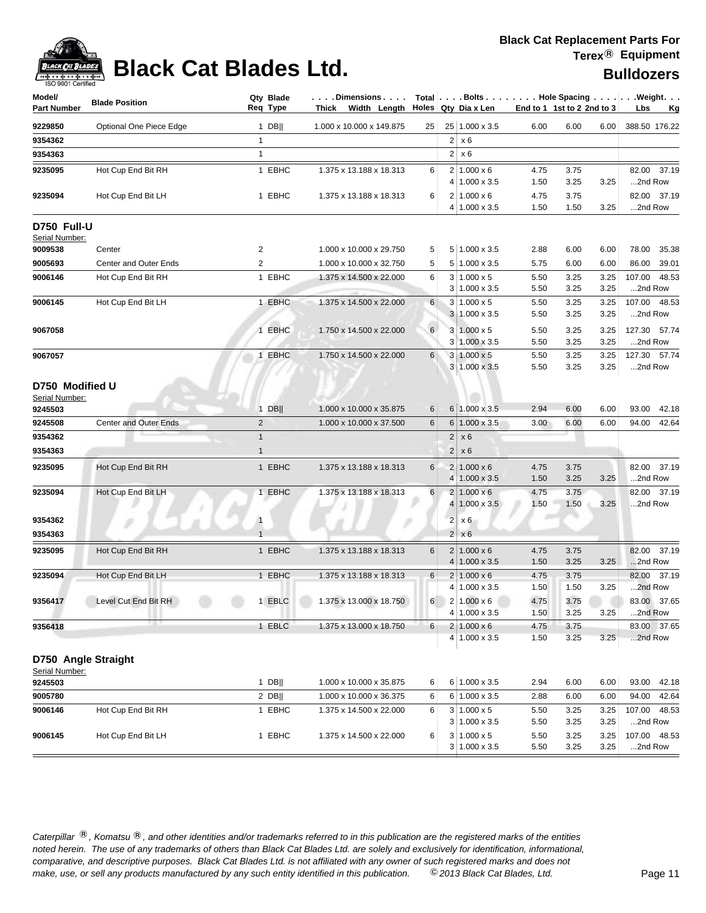# Black Cat Blades Ltd.

**Black Cat Replacement Parts For Terex® Equipment**

**Bulldozers**

| Model/ Part Number | Blade Position | Qty Req | Blade Type | Dimensions Thick x Width x Length | Total Holes | Bolts Qty | Bolts Dia x Len | Hole Spacing End to 1 | 1st to 2 | 2nd to 3 | Weight Lbs | Kg |
|---|---|---|---|---|---|---|---|---|---|---|---|---|
| 9229850 | Optional One Piece Edge | 1 | DB\|\| | 1.000 x 10.000 x 149.875 | 25 | 25 | 1.000 x 3.5 | 6.00 | 6.00 | 6.00 | 388.50 | 176.22 |
| 9354362 | | 1 | | | | 2 | x 6 | | | | | |
| 9354363 | | 1 | | | | 2 | x 6 | | | | | |
| 9235095 | Hot Cup End Bit RH | 1 | EBHC | 1.375 x 13.188 x 18.313 | 6 | 2 | 1.000 x 6 | 4.75 | 3.75 | | 82.00 | 37.19 |
| | | | | | | 4 | 1.000 x 3.5 | 1.50 | 3.25 | 3.25 | ...2nd Row | |
| 9235094 | Hot Cup End Bit LH | 1 | EBHC | 1.375 x 13.188 x 18.313 | 6 | 2 | 1.000 x 6 | 4.75 | 3.75 | | 82.00 | 37.19 |
| | | | | | | 4 | 1.000 x 3.5 | 1.50 | 1.50 | 3.25 | ...2nd Row | |

## D750 Full-U

Serial Number:

| Model/ Part Number | Blade Position | Qty Req | Blade Type | Dimensions Thick x Width x Length | Total Holes | Bolts Qty | Bolts Dia x Len | Hole Spacing End to 1 | 1st to 2 | 2nd to 3 | Weight Lbs | Kg |
|---|---|---|---|---|---|---|---|---|---|---|---|---|
| 9009538 | Center | 2 | | 1.000 x 10.000 x 29.750 | 5 | 5 | 1.000 x 3.5 | 2.88 | 6.00 | 6.00 | 78.00 | 35.38 |
| 9005693 | Center and Outer Ends | 2 | | 1.000 x 10.000 x 32.750 | 5 | 5 | 1.000 x 3.5 | 5.75 | 6.00 | 6.00 | 86.00 | 39.01 |
| 9006146 | Hot Cup End Bit RH | 1 | EBHC | 1.375 x 14.500 x 22.000 | 6 | 3 | 1.000 x 5 | 5.50 | 3.25 | 3.25 | 107.00 | 48.53 |
| | | | | | | 3 | 1.000 x 3.5 | 5.50 | 3.25 | 3.25 | ...2nd Row | |
| 9006145 | Hot Cup End Bit LH | 1 | EBHC | 1.375 x 14.500 x 22.000 | 6 | 3 | 1.000 x 5 | 5.50 | 3.25 | 3.25 | 107.00 | 48.53 |
| | | | | | | 3 | 1.000 x 3.5 | 5.50 | 3.25 | 3.25 | ...2nd Row | |
| 9067058 | | 1 | EBHC | 1.750 x 14.500 x 22.000 | 6 | 3 | 1.000 x 5 | 5.50 | 3.25 | 3.25 | 127.30 | 57.74 |
| | | | | | | 3 | 1.000 x 3.5 | 5.50 | 3.25 | 3.25 | ...2nd Row | |
| 9067057 | | 1 | EBHC | 1.750 x 14.500 x 22.000 | 6 | 3 | 1.000 x 5 | 5.50 | 3.25 | 3.25 | 127.30 | 57.74 |
| | | | | | | 3 | 1.000 x 3.5 | 5.50 | 3.25 | 3.25 | ...2nd Row | |

## D750 Modified U

Serial Number:

| Model/ Part Number | Blade Position | Qty Req | Blade Type | Dimensions Thick x Width x Length | Total Holes | Bolts Qty | Bolts Dia x Len | Hole Spacing End to 1 | 1st to 2 | 2nd to 3 | Weight Lbs | Kg |
|---|---|---|---|---|---|---|---|---|---|---|---|---|
| 9245503 | | 1 | DB\|\| | 1.000 x 10.000 x 35.875 | 6 | 6 | 1.000 x 3.5 | 2.94 | 6.00 | 6.00 | 93.00 | 42.18 |
| 9245508 | Center and Outer Ends | 2 | | 1.000 x 10.000 x 37.500 | 6 | 6 | 1.000 x 3.5 | 3.00 | 6.00 | 6.00 | 94.00 | 42.64 |
| 9354362 | | 1 | | | | 2 | x 6 | | | | | |
| 9354363 | | 1 | | | | 2 | x 6 | | | | | |
| 9235095 | Hot Cup End Bit RH | 1 | EBHC | 1.375 x 13.188 x 18.313 | 6 | 2 | 1.000 x 6 | 4.75 | 3.75 | | 82.00 | 37.19 |
| | | | | | | 4 | 1.000 x 3.5 | 1.50 | 3.25 | 3.25 | ...2nd Row | |
| 9235094 | Hot Cup End Bit LH | 1 | EBHC | 1.375 x 13.188 x 18.313 | 6 | 2 | 1.000 x 6 | 4.75 | 3.75 | | 82.00 | 37.19 |
| | | | | | | 4 | 1.000 x 3.5 | 1.50 | 1.50 | 3.25 | ...2nd Row | |
| 9354362 | | 1 | | | | 2 | x 6 | | | | | |
| 9354363 | | 1 | | | | 2 | x 6 | | | | | |
| 9235095 | Hot Cup End Bit RH | 1 | EBHC | 1.375 x 13.188 x 18.313 | 6 | 2 | 1.000 x 6 | 4.75 | 3.75 | | 82.00 | 37.19 |
| | | | | | | 4 | 1.000 x 3.5 | 1.50 | 3.25 | 3.25 | ...2nd Row | |
| 9235094 | Hot Cup End Bit LH | 1 | EBHC | 1.375 x 13.188 x 18.313 | 6 | 2 | 1.000 x 6 | 4.75 | 3.75 | | 82.00 | 37.19 |
| | | | | | | 4 | 1.000 x 3.5 | 1.50 | 1.50 | 3.25 | ...2nd Row | |
| 9356417 | Level Cut End Bit RH | 1 | EBLC | 1.375 x 13.000 x 18.750 | 6 | 2 | 1.000 x 6 | 4.75 | 3.75 | | 83.00 | 37.65 |
| | | | | | | 4 | 1.000 x 3.5 | 1.50 | 3.25 | 3.25 | ...2nd Row | |
| 9356418 | | 1 | EBLC | 1.375 x 13.000 x 18.750 | 6 | 2 | 1.000 x 6 | 4.75 | 3.75 | | 83.00 | 37.65 |
| | | | | | | 4 | 1.000 x 3.5 | 1.50 | 3.25 | 3.25 | ...2nd Row | |

## D750 Angle Straight

Serial Number:

| Model/ Part Number | Blade Position | Qty Req | Blade Type | Dimensions Thick x Width x Length | Total Holes | Bolts Qty | Bolts Dia x Len | Hole Spacing End to 1 | 1st to 2 | 2nd to 3 | Weight Lbs | Kg |
|---|---|---|---|---|---|---|---|---|---|---|---|---|
| 9245503 | | 1 | DB\|\| | 1.000 x 10.000 x 35.875 | 6 | 6 | 1.000 x 3.5 | 2.94 | 6.00 | 6.00 | 93.00 | 42.18 |
| 9005780 | | 2 | DB\|\| | 1.000 x 10.000 x 36.375 | 6 | 6 | 1.000 x 3.5 | 2.88 | 6.00 | 6.00 | 94.00 | 42.64 |
| 9006146 | Hot Cup End Bit RH | 1 | EBHC | 1.375 x 14.500 x 22.000 | 6 | 3 | 1.000 x 5 | 5.50 | 3.25 | 3.25 | 107.00 | 48.53 |
| | | | | | | 3 | 1.000 x 3.5 | 5.50 | 3.25 | 3.25 | ...2nd Row | |
| 9006145 | Hot Cup End Bit LH | 1 | EBHC | 1.375 x 14.500 x 22.000 | 6 | 3 | 1.000 x 5 | 5.50 | 3.25 | 3.25 | 107.00 | 48.53 |
| | | | | | | 3 | 1.000 x 3.5 | 5.50 | 3.25 | 3.25 | ...2nd Row | |

*Caterpillar ®, Komatsu ®, and other identities and/or trademarks referred to in this publication are the registered marks of the entities noted herein. The use of any trademarks of others than Black Cat Blades Ltd. are solely and exclusively for identification, informational, comparative, and descriptive purposes. Black Cat Blades Ltd. is not affiliated with any owner of such registered marks and does not make, use, or sell any products manufactured by any such entity identified in this publication. © 2013 Black Cat Blades, Ltd.*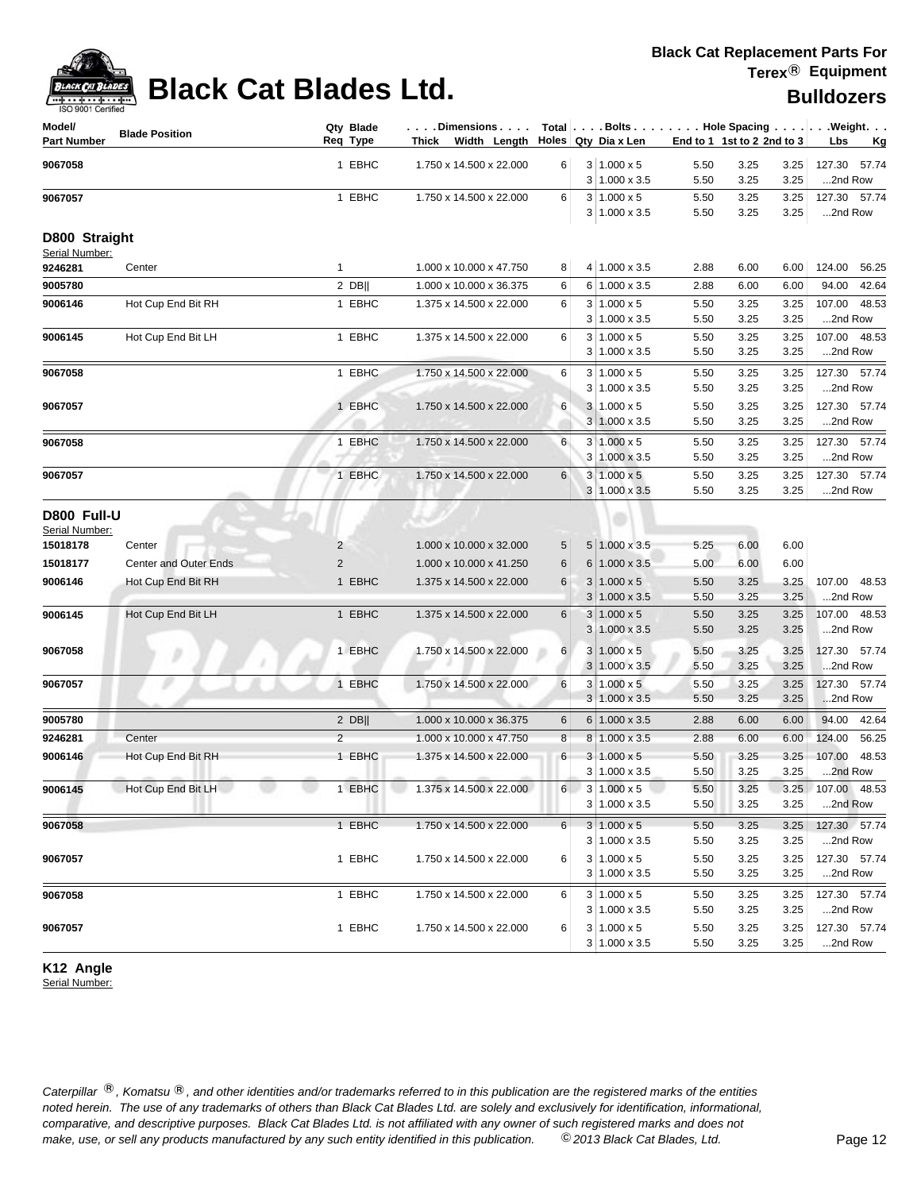| Model/ Part Number | Blade Position | Qty Req | Blade Type | Dimensions Thick Width Length | Total Holes | Bolts Qty | Dia x Len | Hole Spacing End to 1 | 1st to 2 | 2nd to 3 | Weight Lbs | Kg |
|---|---|---|---|---|---|---|---|---|---|---|---|---|
| 9067058 | | 1 | EBHC | 1.750 x 14.500 x 22.000 | 6 | 3 | 1.000 x 5 | 5.50 | 3.25 | 3.25 | 127.30 | 57.74 |
| | | | | | | 3 | 1.000 x 3.5 | 5.50 | 3.25 | 3.25 | ...2nd Row | |
| 9067057 | | 1 | EBHC | 1.750 x 14.500 x 22.000 | 6 | 3 | 1.000 x 5 | 5.50 | 3.25 | 3.25 | 127.30 | 57.74 |
| | | | | | | 3 | 1.000 x 3.5 | 5.50 | 3.25 | 3.25 | ...2nd Row | |

## D800 Straight

Serial Number:

| Model/ Part Number | Blade Position | Qty Req | Blade Type | Dimensions Thick Width Length | Total Holes | Bolts Qty | Dia x Len | Hole Spacing End to 1 | 1st to 2 | 2nd to 3 | Weight Lbs | Kg |
|---|---|---|---|---|---|---|---|---|---|---|---|---|
| 9246281 | Center | 1 | | 1.000 x 10.000 x 47.750 | 8 | 4 | 1.000 x 3.5 | 2.88 | 6.00 | 6.00 | 124.00 | 56.25 |
| 9005780 | | 2 | DB\|\| | 1.000 x 10.000 x 36.375 | 6 | 6 | 1.000 x 3.5 | 2.88 | 6.00 | 6.00 | 94.00 | 42.64 |
| 9006146 | Hot Cup End Bit RH | 1 | EBHC | 1.375 x 14.500 x 22.000 | 6 | 3 | 1.000 x 5 | 5.50 | 3.25 | 3.25 | 107.00 | 48.53 |
| | | | | | | 3 | 1.000 x 3.5 | 5.50 | 3.25 | 3.25 | ...2nd Row | |
| 9006145 | Hot Cup End Bit LH | 1 | EBHC | 1.375 x 14.500 x 22.000 | 6 | 3 | 1.000 x 5 | 5.50 | 3.25 | 3.25 | 107.00 | 48.53 |
| | | | | | | 3 | 1.000 x 3.5 | 5.50 | 3.25 | 3.25 | ...2nd Row | |
| 9067058 | | 1 | EBHC | 1.750 x 14.500 x 22.000 | 6 | 3 | 1.000 x 5 | 5.50 | 3.25 | 3.25 | 127.30 | 57.74 |
| | | | | | | 3 | 1.000 x 3.5 | 5.50 | 3.25 | 3.25 | ...2nd Row | |
| 9067057 | | 1 | EBHC | 1.750 x 14.500 x 22.000 | 6 | 3 | 1.000 x 5 | 5.50 | 3.25 | 3.25 | 127.30 | 57.74 |
| | | | | | | 3 | 1.000 x 3.5 | 5.50 | 3.25 | 3.25 | ...2nd Row | |
| 9067058 | | 1 | EBHC | 1.750 x 14.500 x 22.000 | 6 | 3 | 1.000 x 5 | 5.50 | 3.25 | 3.25 | 127.30 | 57.74 |
| | | | | | | 3 | 1.000 x 3.5 | 5.50 | 3.25 | 3.25 | ...2nd Row | |
| 9067057 | | 1 | EBHC | 1.750 x 14.500 x 22.000 | 6 | 3 | 1.000 x 5 | 5.50 | 3.25 | 3.25 | 127.30 | 57.74 |
| | | | | | | 3 | 1.000 x 3.5 | 5.50 | 3.25 | 3.25 | ...2nd Row | |

## D800 Full-U

Serial Number:

| Model/ Part Number | Blade Position | Qty Req | Blade Type | Dimensions Thick Width Length | Total Holes | Bolts Qty | Dia x Len | Hole Spacing End to 1 | 1st to 2 | 2nd to 3 | Weight Lbs | Kg |
|---|---|---|---|---|---|---|---|---|---|---|---|---|
| 15018178 | Center | 2 | | 1.000 x 10.000 x 32.000 | 5 | 5 | 1.000 x 3.5 | 5.25 | 6.00 | 6.00 | | |
| 15018177 | Center and Outer Ends | 2 | | 1.000 x 10.000 x 41.250 | 6 | 6 | 1.000 x 3.5 | 5.00 | 6.00 | 6.00 | | |
| 9006146 | Hot Cup End Bit RH | 1 | EBHC | 1.375 x 14.500 x 22.000 | 6 | 3 | 1.000 x 5 | 5.50 | 3.25 | 3.25 | 107.00 | 48.53 |
| | | | | | | 3 | 1.000 x 3.5 | 5.50 | 3.25 | 3.25 | ...2nd Row | |
| 9006145 | Hot Cup End Bit LH | 1 | EBHC | 1.375 x 14.500 x 22.000 | 6 | 3 | 1.000 x 5 | 5.50 | 3.25 | 3.25 | 107.00 | 48.53 |
| | | | | | | 3 | 1.000 x 3.5 | 5.50 | 3.25 | 3.25 | ...2nd Row | |
| 9067058 | | 1 | EBHC | 1.750 x 14.500 x 22.000 | 6 | 3 | 1.000 x 5 | 5.50 | 3.25 | 3.25 | 127.30 | 57.74 |
| | | | | | | 3 | 1.000 x 3.5 | 5.50 | 3.25 | 3.25 | ...2nd Row | |
| 9067057 | | 1 | EBHC | 1.750 x 14.500 x 22.000 | 6 | 3 | 1.000 x 5 | 5.50 | 3.25 | 3.25 | 127.30 | 57.74 |
| | | | | | | 3 | 1.000 x 3.5 | 5.50 | 3.25 | 3.25 | ...2nd Row | |
| 9005780 | | 2 | DB\|\| | 1.000 x 10.000 x 36.375 | 6 | 6 | 1.000 x 3.5 | 2.88 | 6.00 | 6.00 | 94.00 | 42.64 |
| 9246281 | Center | 2 | | 1.000 x 10.000 x 47.750 | 8 | 8 | 1.000 x 3.5 | 2.88 | 6.00 | 6.00 | 124.00 | 56.25 |
| 9006146 | Hot Cup End Bit RH | 1 | EBHC | 1.375 x 14.500 x 22.000 | 6 | 3 | 1.000 x 5 | 5.50 | 3.25 | 3.25 | 107.00 | 48.53 |
| | | | | | | 3 | 1.000 x 3.5 | 5.50 | 3.25 | 3.25 | ...2nd Row | |
| 9006145 | Hot Cup End Bit LH | 1 | EBHC | 1.375 x 14.500 x 22.000 | 6 | 3 | 1.000 x 5 | 5.50 | 3.25 | 3.25 | 107.00 | 48.53 |
| | | | | | | 3 | 1.000 x 3.5 | 5.50 | 3.25 | 3.25 | ...2nd Row | |
| 9067058 | | 1 | EBHC | 1.750 x 14.500 x 22.000 | 6 | 3 | 1.000 x 5 | 5.50 | 3.25 | 3.25 | 127.30 | 57.74 |
| | | | | | | 3 | 1.000 x 3.5 | 5.50 | 3.25 | 3.25 | ...2nd Row | |
| 9067057 | | 1 | EBHC | 1.750 x 14.500 x 22.000 | 6 | 3 | 1.000 x 5 | 5.50 | 3.25 | 3.25 | 127.30 | 57.74 |
| | | | | | | 3 | 1.000 x 3.5 | 5.50 | 3.25 | 3.25 | ...2nd Row | |
| 9067058 | | 1 | EBHC | 1.750 x 14.500 x 22.000 | 6 | 3 | 1.000 x 5 | 5.50 | 3.25 | 3.25 | 127.30 | 57.74 |
| | | | | | | 3 | 1.000 x 3.5 | 5.50 | 3.25 | 3.25 | ...2nd Row | |
| 9067057 | | 1 | EBHC | 1.750 x 14.500 x 22.000 | 6 | 3 | 1.000 x 5 | 5.50 | 3.25 | 3.25 | 127.30 | 57.74 |
| | | | | | | 3 | 1.000 x 3.5 | 5.50 | 3.25 | 3.25 | ...2nd Row | |

## K12 Angle

Serial Number: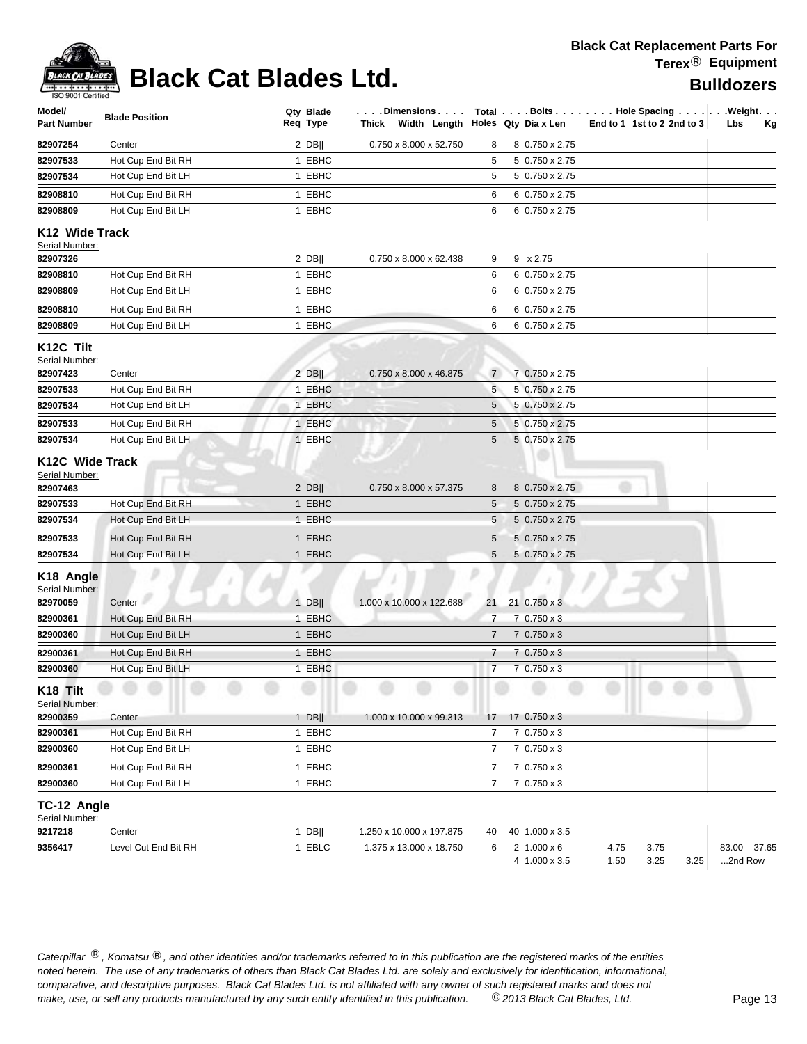# Black Cat Blades Ltd.

**Black Cat Replacement Parts For Terex® Equipment**

**Bulldozers**

| Model/ Part Number | Blade Position | Qty Req | Blade Type | Dimensions Thick x Width x Length | Total Holes | Bolts Qty | Dia x Len | Hole Spacing End to 1 | 1st to 2 | 2nd to 3 | Weight Lbs | Kg |
|---|---|---|---|---|---|---|---|---|---|---|---|---|
| 82907254 | Center | 2 | DB‖ | 0.750 x 8.000 x 52.750 | 8 | 8 | 0.750 x 2.75 | | | | | |
| 82907533 | Hot Cup End Bit RH | 1 | EBHC | | 5 | 5 | 0.750 x 2.75 | | | | | |
| 82907534 | Hot Cup End Bit LH | 1 | EBHC | | 5 | 5 | 0.750 x 2.75 | | | | | |
| 82908810 | Hot Cup End Bit RH | 1 | EBHC | | 6 | 6 | 0.750 x 2.75 | | | | | |
| 82908809 | Hot Cup End Bit LH | 1 | EBHC | | 6 | 6 | 0.750 x 2.75 | | | | | |
| **K12 Wide Track** | | | | | | | | | | | | |
| Serial Number: | | | | | | | | | | | | |
| 82907326 | | 2 | DB‖ | 0.750 x 8.000 x 62.438 | 9 | 9 | x 2.75 | | | | | |
| 82908810 | Hot Cup End Bit RH | 1 | EBHC | | 6 | 6 | 0.750 x 2.75 | | | | | |
| 82908809 | Hot Cup End Bit LH | 1 | EBHC | | 6 | 6 | 0.750 x 2.75 | | | | | |
| 82908810 | Hot Cup End Bit RH | 1 | EBHC | | 6 | 6 | 0.750 x 2.75 | | | | | |
| 82908809 | Hot Cup End Bit LH | 1 | EBHC | | 6 | 6 | 0.750 x 2.75 | | | | | |
| **K12C Tilt** | | | | | | | | | | | | |
| Serial Number: | | | | | | | | | | | | |
| 82907423 | Center | 2 | DB‖ | 0.750 x 8.000 x 46.875 | 7 | 7 | 0.750 x 2.75 | | | | | |
| 82907533 | Hot Cup End Bit RH | 1 | EBHC | | 5 | 5 | 0.750 x 2.75 | | | | | |
| 82907534 | Hot Cup End Bit LH | 1 | EBHC | | 5 | 5 | 0.750 x 2.75 | | | | | |
| 82907533 | Hot Cup End Bit RH | 1 | EBHC | | 5 | 5 | 0.750 x 2.75 | | | | | |
| 82907534 | Hot Cup End Bit LH | 1 | EBHC | | 5 | 5 | 0.750 x 2.75 | | | | | |
| **K12C Wide Track** | | | | | | | | | | | | |
| Serial Number: | | | | | | | | | | | | |
| 82907463 | | 2 | DB‖ | 0.750 x 8.000 x 57.375 | 8 | 8 | 0.750 x 2.75 | | | | | |
| 82907533 | Hot Cup End Bit RH | 1 | EBHC | | 5 | 5 | 0.750 x 2.75 | | | | | |
| 82907534 | Hot Cup End Bit LH | 1 | EBHC | | 5 | 5 | 0.750 x 2.75 | | | | | |
| 82907533 | Hot Cup End Bit RH | 1 | EBHC | | 5 | 5 | 0.750 x 2.75 | | | | | |
| 82907534 | Hot Cup End Bit LH | 1 | EBHC | | 5 | 5 | 0.750 x 2.75 | | | | | |
| **K18 Angle** | | | | | | | | | | | | |
| Serial Number: | | | | | | | | | | | | |
| 82970059 | Center | 1 | DB‖ | 1.000 x 10.000 x 122.688 | 21 | 21 | 0.750 x 3 | | | | | |
| 82900361 | Hot Cup End Bit RH | 1 | EBHC | | 7 | 7 | 0.750 x 3 | | | | | |
| 82900360 | Hot Cup End Bit LH | 1 | EBHC | | 7 | 7 | 0.750 x 3 | | | | | |
| 82900361 | Hot Cup End Bit RH | 1 | EBHC | | 7 | 7 | 0.750 x 3 | | | | | |
| 82900360 | Hot Cup End Bit LH | 1 | EBHC | | 7 | 7 | 0.750 x 3 | | | | | |
| **K18 Tilt** | | | | | | | | | | | | |
| Serial Number: | | | | | | | | | | | | |
| 82900359 | Center | 1 | DB‖ | 1.000 x 10.000 x 99.313 | 17 | 17 | 0.750 x 3 | | | | | |
| 82900361 | Hot Cup End Bit RH | 1 | EBHC | | 7 | 7 | 0.750 x 3 | | | | | |
| 82900360 | Hot Cup End Bit LH | 1 | EBHC | | 7 | 7 | 0.750 x 3 | | | | | |
| 82900361 | Hot Cup End Bit RH | 1 | EBHC | | 7 | 7 | 0.750 x 3 | | | | | |
| 82900360 | Hot Cup End Bit LH | 1 | EBHC | | 7 | 7 | 0.750 x 3 | | | | | |
| **TC-12 Angle** | | | | | | | | | | | | |
| Serial Number: | | | | | | | | | | | | |
| 9217218 | Center | 1 | DB‖ | 1.250 x 10.000 x 197.875 | 40 | 40 | 1.000 x 3.5 | | | | | |
| 9356417 | Level Cut End Bit RH | 1 | EBLC | 1.375 x 13.000 x 18.750 | 6 | 2 | 1.000 x 6 | 4.75 | 3.75 | | 83.00 | 37.65 |
| | | | | | | 4 | 1.000 x 3.5 | 1.50 | 3.25 | 3.25 | ...2nd Row | |

*Caterpillar ®, Komatsu ®, and other identities and/or trademarks referred to in this publication are the registered marks of the entities noted herein. The use of any trademarks of others than Black Cat Blades Ltd. are solely and exclusively for identification, informational, comparative, and descriptive purposes. Black Cat Blades Ltd. is not affiliated with any owner of such registered marks and does not make, use, or sell any products manufactured by any such entity identified in this publication. © 2013 Black Cat Blades, Ltd.*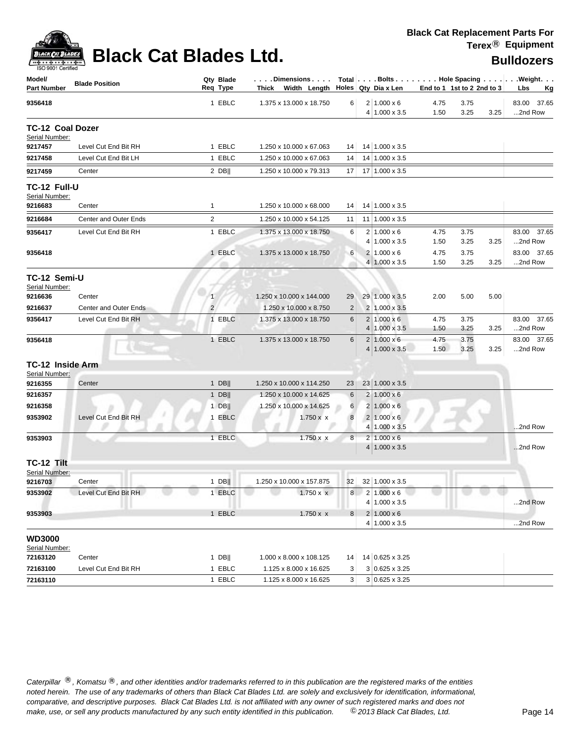# Black Cat Blades Ltd.

**Black Cat Replacement Parts For Terex® Equipment**

**Bulldozers**

| Model/ Part Number | Blade Position | Qty Req | Blade Type | Dimensions Thick x Width x Length | Total Holes | Bolts Qty | Bolts Dia x Len | Hole Spacing End to 1 | 1st to 2 | 2nd to 3 | Weight Lbs | Kg |
|---|---|---|---|---|---|---|---|---|---|---|---|---|
| 9356418 | | 1 | EBLC | 1.375 x 13.000 x 18.750 | 6 | 2 | 1.000 x 6 | 4.75 | 3.75 | | 83.00 | 37.65 |
| | | | | | | 4 | 1.000 x 3.5 | 1.50 | 3.25 | 3.25 | ...2nd Row | |
| **TC-12 Coal Dozer** | | | | | | | | | | | | |
| Serial Number: | | | | | | | | | | | | |
| 9217457 | Level Cut End Bit RH | 1 | EBLC | 1.250 x 10.000 x 67.063 | 14 | 14 | 1.000 x 3.5 | | | | | |
| 9217458 | Level Cut End Bit LH | 1 | EBLC | 1.250 x 10.000 x 67.063 | 14 | 14 | 1.000 x 3.5 | | | | | |
| 9217459 | Center | 2 | DB\|\| | 1.250 x 10.000 x 79.313 | 17 | 17 | 1.000 x 3.5 | | | | | |
| **TC-12 Full-U** | | | | | | | | | | | | |
| Serial Number: | | | | | | | | | | | | |
| 9216683 | Center | 1 | | 1.250 x 10.000 x 68.000 | 14 | 14 | 1.000 x 3.5 | | | | | |
| 9216684 | Center and Outer Ends | 2 | | 1.250 x 10.000 x 54.125 | 11 | 11 | 1.000 x 3.5 | | | | | |
| 9356417 | Level Cut End Bit RH | 1 | EBLC | 1.375 x 13.000 x 18.750 | 6 | 2 | 1.000 x 6 | 4.75 | 3.75 | | 83.00 | 37.65 |
| | | | | | | 4 | 1.000 x 3.5 | 1.50 | 3.25 | 3.25 | ...2nd Row | |
| 9356418 | | 1 | EBLC | 1.375 x 13.000 x 18.750 | 6 | 2 | 1.000 x 6 | 4.75 | 3.75 | | 83.00 | 37.65 |
| | | | | | | 4 | 1.000 x 3.5 | 1.50 | 3.25 | 3.25 | ...2nd Row | |
| **TC-12 Semi-U** | | | | | | | | | | | | |
| Serial Number: | | | | | | | | | | | | |
| 9216636 | Center | 1 | | 1.250 x 10.000 x 144.000 | 29 | 29 | 1.000 x 3.5 | 2.00 | 5.00 | 5.00 | | |
| 9216637 | Center and Outer Ends | 2 | | 1.250 x 10.000 x 8.750 | 2 | 2 | 1.000 x 3.5 | | | | | |
| 9356417 | Level Cut End Bit RH | 1 | EBLC | 1.375 x 13.000 x 18.750 | 6 | 2 | 1.000 x 6 | 4.75 | 3.75 | | 83.00 | 37.65 |
| | | | | | | 4 | 1.000 x 3.5 | 1.50 | 3.25 | 3.25 | ...2nd Row | |
| 9356418 | | 1 | EBLC | 1.375 x 13.000 x 18.750 | 6 | 2 | 1.000 x 6 | 4.75 | 3.75 | | 83.00 | 37.65 |
| | | | | | | 4 | 1.000 x 3.5 | 1.50 | 3.25 | 3.25 | ...2nd Row | |
| **TC-12 Inside Arm** | | | | | | | | | | | | |
| Serial Number: | | | | | | | | | | | | |
| 9216355 | Center | 1 | DB\|\| | 1.250 x 10.000 x 114.250 | 23 | 23 | 1.000 x 3.5 | | | | | |
| 9216357 | | 1 | DB\|\| | 1.250 x 10.000 x 14.625 | 6 | 2 | 1.000 x 6 | | | | | |
| 9216358 | | 1 | DB\|\| | 1.250 x 10.000 x 14.625 | 6 | 2 | 1.000 x 6 | | | | | |
| 9353902 | Level Cut End Bit RH | 1 | EBLC | 1.750 x x | 8 | 2 | 1.000 x 6 | | | | | |
| | | | | | | 4 | 1.000 x 3.5 | | | | ...2nd Row | |
| 9353903 | | 1 | EBLC | 1.750 x x | 8 | 2 | 1.000 x 6 | | | | | |
| | | | | | | 4 | 1.000 x 3.5 | | | | ...2nd Row | |
| **TC-12 Tilt** | | | | | | | | | | | | |
| Serial Number: | | | | | | | | | | | | |
| 9216703 | Center | 1 | DB\|\| | 1.250 x 10.000 x 157.875 | 32 | 32 | 1.000 x 3.5 | | | | | |
| 9353902 | Level Cut End Bit RH | 1 | EBLC | 1.750 x x | 8 | 2 | 1.000 x 6 | | | | | |
| | | | | | | 4 | 1.000 x 3.5 | | | | ...2nd Row | |
| 9353903 | | 1 | EBLC | 1.750 x x | 8 | 2 | 1.000 x 6 | | | | | |
| | | | | | | 4 | 1.000 x 3.5 | | | | ...2nd Row | |
| **WD3000** | | | | | | | | | | | | |
| Serial Number: | | | | | | | | | | | | |
| 72163120 | Center | 1 | DB\|\| | 1.000 x 8.000 x 108.125 | 14 | 14 | 0.625 x 3.25 | | | | | |
| 72163100 | Level Cut End Bit RH | 1 | EBLC | 1.125 x 8.000 x 16.625 | 3 | 3 | 0.625 x 3.25 | | | | | |
| 72163110 | | 1 | EBLC | 1.125 x 8.000 x 16.625 | 3 | 3 | 0.625 x 3.25 | | | | | |

*Caterpillar ®, Komatsu ®, and other identities and/or trademarks referred to in this publication are the registered marks of the entities noted herein. The use of any trademarks of others than Black Cat Blades Ltd. are solely and exclusively for identification, informational, comparative, and descriptive purposes. Black Cat Blades Ltd. is not affiliated with any owner of such registered marks and does not make, use, or sell any products manufactured by any such entity identified in this publication. © 2013 Black Cat Blades, Ltd.*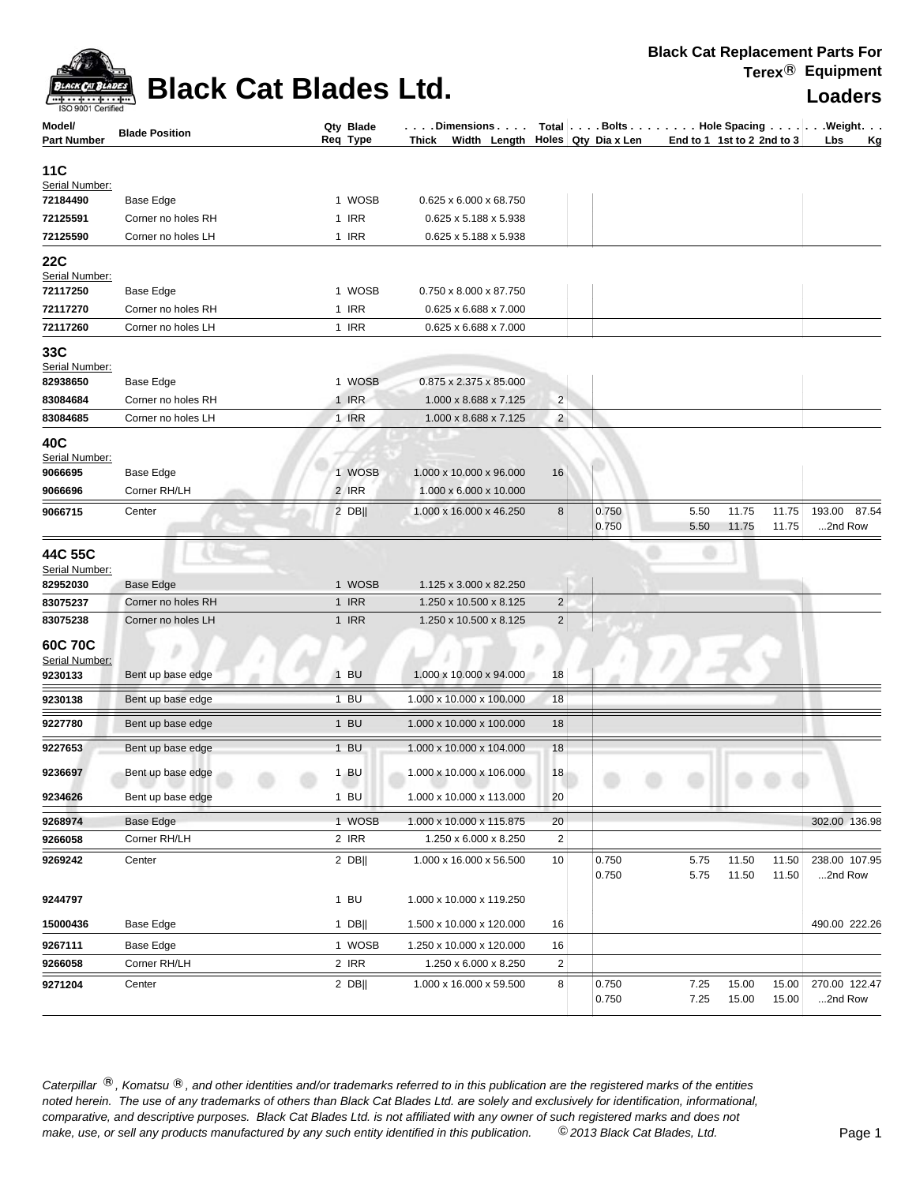# Black Cat Blades Ltd.

**Black Cat Replacement Parts For Terex® Equipment**

**Loaders**

| Model/ Part Number | Blade Position | Qty Req | Blade Type | Dimensions Thick Width Length | Total Holes | Bolts Qty | Dia x Len | Hole Spacing End to 1 | 1st to 2 | 2nd to 3 | Weight Lbs | Kg |
|---|---|---|---|---|---|---|---|---|---|---|---|---|
| **11C** | | | | | | | | | | | | |
| Serial Number: | | | | | | | | | | | | |
| 72184490 | Base Edge | 1 | WOSB | 0.625 x 6.000 x 68.750 | | | | | | | | |
| 72125591 | Corner no holes RH | 1 | IRR | 0.625 x 5.188 x 5.938 | | | | | | | | |
| 72125590 | Corner no holes LH | 1 | IRR | 0.625 x 5.188 x 5.938 | | | | | | | | |
| **22C** | | | | | | | | | | | | |
| Serial Number: | | | | | | | | | | | | |
| 72117250 | Base Edge | 1 | WOSB | 0.750 x 8.000 x 87.750 | | | | | | | | |
| 72117270 | Corner no holes RH | 1 | IRR | 0.625 x 6.688 x 7.000 | | | | | | | | |
| 72117260 | Corner no holes LH | 1 | IRR | 0.625 x 6.688 x 7.000 | | | | | | | | |
| **33C** | | | | | | | | | | | | |
| Serial Number: | | | | | | | | | | | | |
| 82938650 | Base Edge | 1 | WOSB | 0.875 x 2.375 x 85.000 | | | | | | | | |
| 83084684 | Corner no holes RH | 1 | IRR | 1.000 x 8.688 x 7.125 | 2 | | | | | | | |
| 83084685 | Corner no holes LH | 1 | IRR | 1.000 x 8.688 x 7.125 | 2 | | | | | | | |
| **40C** | | | | | | | | | | | | |
| Serial Number: | | | | | | | | | | | | |
| 9066695 | Base Edge | 1 | WOSB | 1.000 x 10.000 x 96.000 | 16 | | | | | | | |
| 9066696 | Corner RH/LH | 2 | IRR | 1.000 x 6.000 x 10.000 | | | | | | | | |
| 9066715 | Center | 2 | DB\|\| | 1.000 x 16.000 x 46.250 | 8 | | 0.750 | 5.50 | 11.75 | 11.75 | 193.00 | 87.54 |
| | | | | | | | 0.750 | 5.50 | 11.75 | 11.75 | ...2nd Row | |
| **44C 55C** | | | | | | | | | | | | |
| Serial Number: | | | | | | | | | | | | |
| 82952030 | Base Edge | 1 | WOSB | 1.125 x 3.000 x 82.250 | | | | | | | | |
| 83075237 | Corner no holes RH | 1 | IRR | 1.250 x 10.500 x 8.125 | 2 | | | | | | | |
| 83075238 | Corner no holes LH | 1 | IRR | 1.250 x 10.500 x 8.125 | 2 | | | | | | | |
| **60C 70C** | | | | | | | | | | | | |
| Serial Number: | | | | | | | | | | | | |
| 9230133 | Bent up base edge | 1 | BU | 1.000 x 10.000 x 94.000 | 18 | | | | | | | |
| 9230138 | Bent up base edge | 1 | BU | 1.000 x 10.000 x 100.000 | 18 | | | | | | | |
| 9227780 | Bent up base edge | 1 | BU | 1.000 x 10.000 x 100.000 | 18 | | | | | | | |
| 9227653 | Bent up base edge | 1 | BU | 1.000 x 10.000 x 104.000 | 18 | | | | | | | |
| 9236697 | Bent up base edge | 1 | BU | 1.000 x 10.000 x 106.000 | 18 | | | | | | | |
| 9234626 | Bent up base edge | 1 | BU | 1.000 x 10.000 x 113.000 | 20 | | | | | | | |
| 9268974 | Base Edge | 1 | WOSB | 1.000 x 10.000 x 115.875 | 20 | | | | | | 302.00 | 136.98 |
| 9266058 | Corner RH/LH | 2 | IRR | 1.250 x 6.000 x 8.250 | 2 | | | | | | | |
| 9269242 | Center | 2 | DB\|\| | 1.000 x 16.000 x 56.500 | 10 | | 0.750 | 5.75 | 11.50 | 11.50 | 238.00 | 107.95 |
| | | | | | | | 0.750 | 5.75 | 11.50 | 11.50 | ...2nd Row | |
| 9244797 | | 1 | BU | 1.000 x 10.000 x 119.250 | | | | | | | | |
| 15000436 | Base Edge | 1 | DB\|\| | 1.500 x 10.000 x 120.000 | 16 | | | | | | 490.00 | 222.26 |
| 9267111 | Base Edge | 1 | WOSB | 1.250 x 10.000 x 120.000 | 16 | | | | | | | |
| 9266058 | Corner RH/LH | 2 | IRR | 1.250 x 6.000 x 8.250 | 2 | | | | | | | |
| 9271204 | Center | 2 | DB\|\| | 1.000 x 16.000 x 59.500 | 8 | | 0.750 | 7.25 | 15.00 | 15.00 | 270.00 | 122.47 |
| | | | | | | | 0.750 | 7.25 | 15.00 | 15.00 | ...2nd Row | |

*Caterpillar ®, Komatsu ®, and other identities and/or trademarks referred to in this publication are the registered marks of the entities noted herein. The use of any trademarks of others than Black Cat Blades Ltd. are solely and exclusively for identification, informational, comparative, and descriptive purposes. Black Cat Blades Ltd. is not affiliated with any owner of such registered marks and does not make, use, or sell any products manufactured by any such entity identified in this publication. © 2013 Black Cat Blades, Ltd.*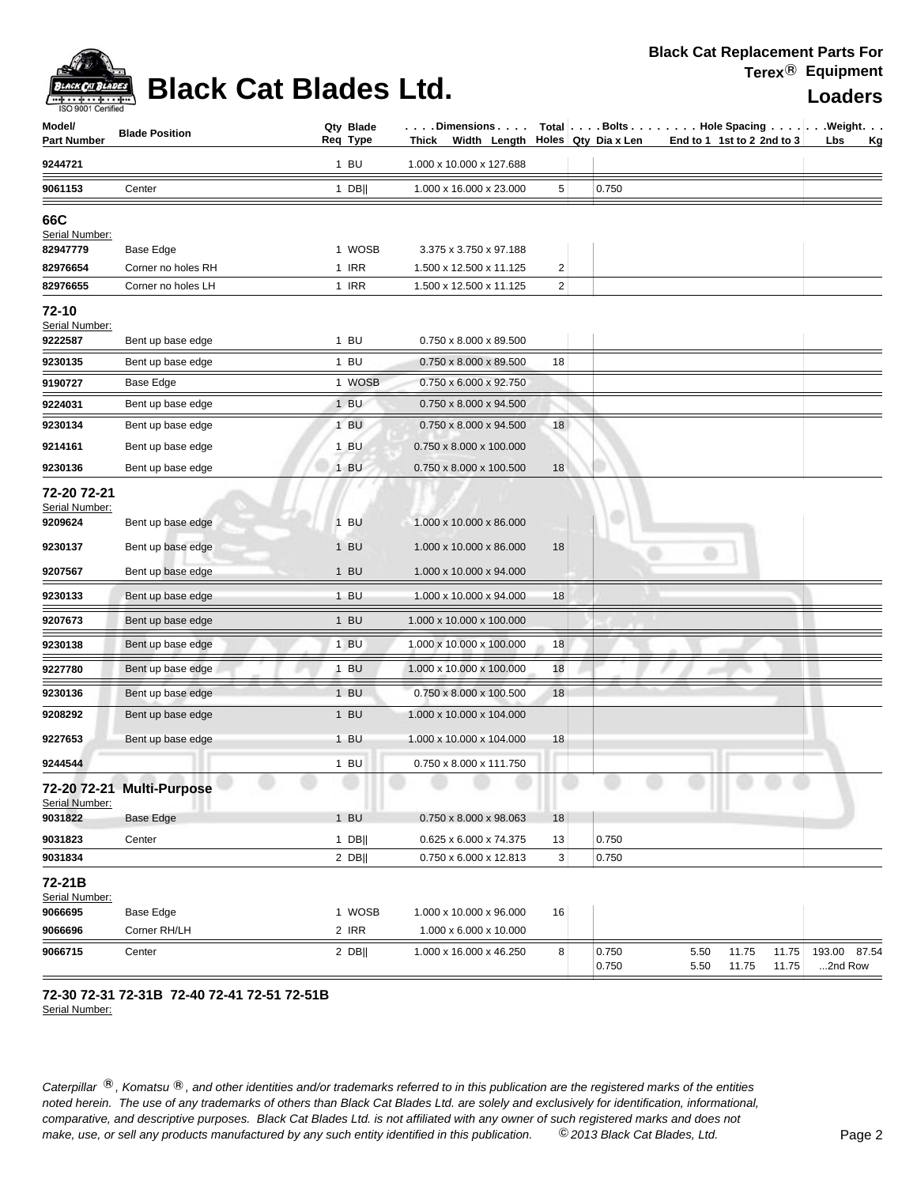# Black Cat Blades Ltd.

**Black Cat Replacement Parts For Terex® Equipment**

## Loaders

| Model/ Part Number | Blade Position | Qty Req | Blade Type | Dimensions Thick x Width x Length | Total Holes | Bolts Qty | Bolts Dia x Len | Hole Spacing End to 1 | Hole Spacing 1st to 2 | Hole Spacing 2nd to 3 | Weight Lbs | Weight Kg |
|---|---|---|---|---|---|---|---|---|---|---|---|---|
| 9244721 | | 1 | BU | 1.000 x 10.000 x 127.688 | | | | | | | | |
| 9061153 | Center | 1 | DB\|\| | 1.000 x 16.000 x 23.000 | 5 | | 0.750 | | | | | |
| **66C** | | | | | | | | | | | | |
| Serial Number: | | | | | | | | | | | | |
| 82947779 | Base Edge | 1 | WOSB | 3.375 x 3.750 x 97.188 | | | | | | | | |
| 82976654 | Corner no holes RH | 1 | IRR | 1.500 x 12.500 x 11.125 | 2 | | | | | | | |
| 82976655 | Corner no holes LH | 1 | IRR | 1.500 x 12.500 x 11.125 | 2 | | | | | | | |
| **72-10** | | | | | | | | | | | | |
| Serial Number: | | | | | | | | | | | | |
| 9222587 | Bent up base edge | 1 | BU | 0.750 x 8.000 x 89.500 | | | | | | | | |
| 9230135 | Bent up base edge | 1 | BU | 0.750 x 8.000 x 89.500 | 18 | | | | | | | |
| 9190727 | Base Edge | 1 | WOSB | 0.750 x 6.000 x 92.750 | | | | | | | | |
| 9224031 | Bent up base edge | 1 | BU | 0.750 x 8.000 x 94.500 | | | | | | | | |
| 9230134 | Bent up base edge | 1 | BU | 0.750 x 8.000 x 94.500 | 18 | | | | | | | |
| 9214161 | Bent up base edge | 1 | BU | 0.750 x 8.000 x 100.000 | | | | | | | | |
| 9230136 | Bent up base edge | 1 | BU | 0.750 x 8.000 x 100.500 | 18 | | | | | | | |
| **72-20 72-21** | | | | | | | | | | | | |
| Serial Number: | | | | | | | | | | | | |
| 9209624 | Bent up base edge | 1 | BU | 1.000 x 10.000 x 86.000 | | | | | | | | |
| 9230137 | Bent up base edge | 1 | BU | 1.000 x 10.000 x 86.000 | 18 | | | | | | | |
| 9207567 | Bent up base edge | 1 | BU | 1.000 x 10.000 x 94.000 | | | | | | | | |
| 9230133 | Bent up base edge | 1 | BU | 1.000 x 10.000 x 94.000 | 18 | | | | | | | |
| 9207673 | Bent up base edge | 1 | BU | 1.000 x 10.000 x 100.000 | | | | | | | | |
| 9230138 | Bent up base edge | 1 | BU | 1.000 x 10.000 x 100.000 | 18 | | | | | | | |
| 9227780 | Bent up base edge | 1 | BU | 1.000 x 10.000 x 100.000 | 18 | | | | | | | |
| 9230136 | Bent up base edge | 1 | BU | 0.750 x 8.000 x 100.500 | 18 | | | | | | | |
| 9208292 | Bent up base edge | 1 | BU | 1.000 x 10.000 x 104.000 | | | | | | | | |
| 9227653 | Bent up base edge | 1 | BU | 1.000 x 10.000 x 104.000 | 18 | | | | | | | |
| 9244544 | | 1 | BU | 0.750 x 8.000 x 111.750 | | | | | | | | |
| **72-20 72-21 Multi-Purpose** | | | | | | | | | | | | |
| Serial Number: | | | | | | | | | | | | |
| 9031822 | Base Edge | 1 | BU | 0.750 x 8.000 x 98.063 | 18 | | | | | | | |
| 9031823 | Center | 1 | DB\|\| | 0.625 x 6.000 x 74.375 | 13 | | 0.750 | | | | | |
| 9031834 | | 2 | DB\|\| | 0.750 x 6.000 x 12.813 | 3 | | 0.750 | | | | | |
| **72-21B** | | | | | | | | | | | | |
| Serial Number: | | | | | | | | | | | | |
| 9066695 | Base Edge | 1 | WOSB | 1.000 x 10.000 x 96.000 | 16 | | | | | | | |
| 9066696 | Corner RH/LH | 2 | IRR | 1.000 x 6.000 x 10.000 | | | | | | | | |
| 9066715 | Center | 2 | DB\|\| | 1.000 x 16.000 x 46.250 | 8 | | 0.750 | 5.50 | 11.75 | 11.75 | 193.00 | 87.54 |
| | | | | | | | 0.750 | 5.50 | 11.75 | 11.75 | ...2nd Row | |

**72-30 72-31 72-31B 72-40 72-41 72-51 72-51B**

Serial Number:

*Caterpillar ®, Komatsu ®, and other identities and/or trademarks referred to in this publication are the registered marks of the entities noted herein. The use of any trademarks of others than Black Cat Blades Ltd. are solely and exclusively for identification, informational, comparative, and descriptive purposes. Black Cat Blades Ltd. is not affiliated with any owner of such registered marks and does not make, use, or sell any products manufactured by any such entity identified in this publication. © 2013 Black Cat Blades, Ltd.*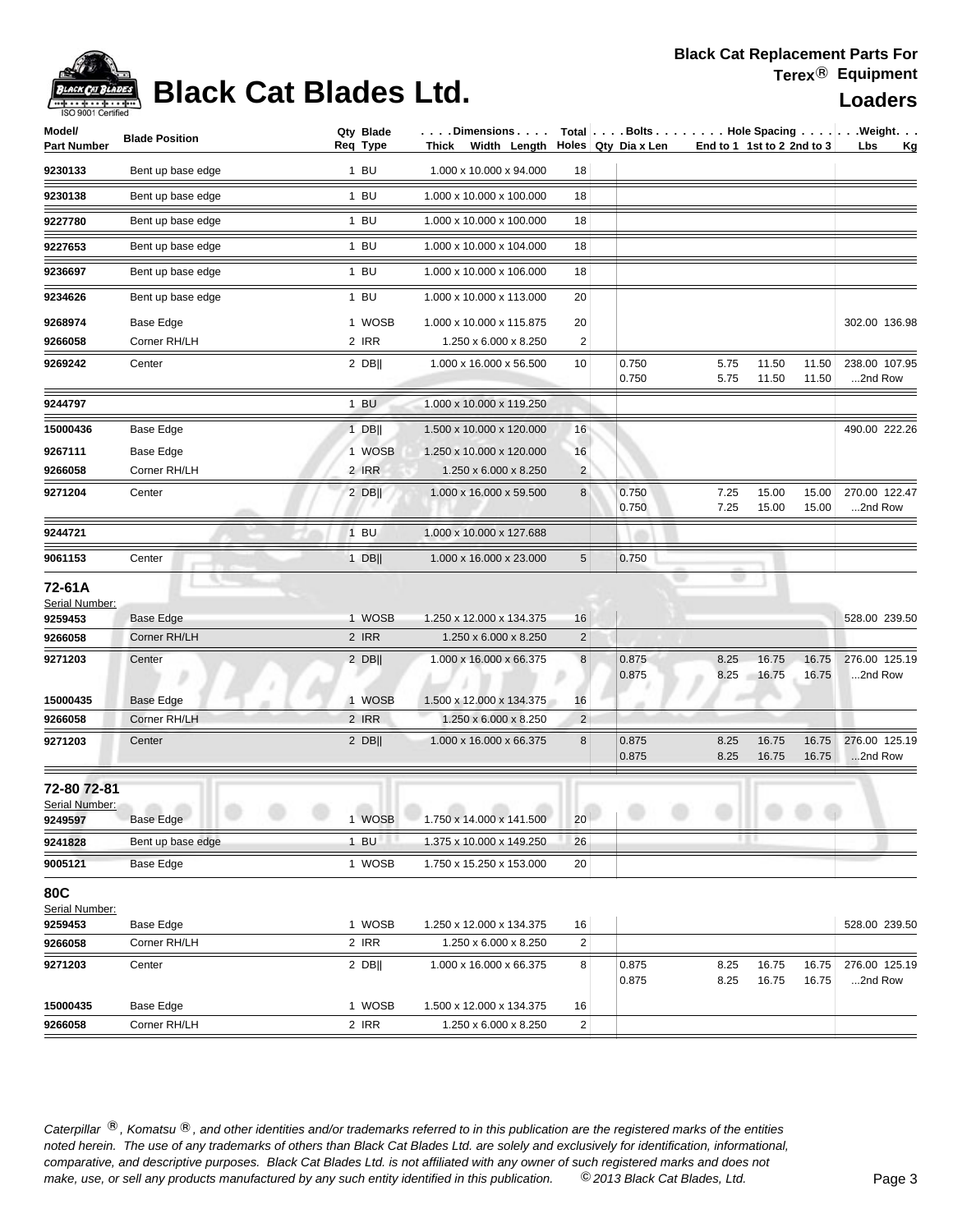# Black Cat Blades Ltd.

**Black Cat Replacement Parts For Terex® Equipment**

## Loaders

| Model/ Part Number | Blade Position | Qty Req | Blade Type | Dimensions Thick x Width x Length | Total Holes | Bolts Qty | Dia x Len | Hole Spacing End to 1 | 1st to 2 | 2nd to 3 | Weight Lbs | Kg |
|---|---|---|---|---|---|---|---|---|---|---|---|---|
| 9230133 | Bent up base edge | 1 | BU | 1.000 x 10.000 x 94.000 | 18 | | | | | | | |
| 9230138 | Bent up base edge | 1 | BU | 1.000 x 10.000 x 100.000 | 18 | | | | | | | |
| 9227780 | Bent up base edge | 1 | BU | 1.000 x 10.000 x 100.000 | 18 | | | | | | | |
| 9227653 | Bent up base edge | 1 | BU | 1.000 x 10.000 x 104.000 | 18 | | | | | | | |
| 9236697 | Bent up base edge | 1 | BU | 1.000 x 10.000 x 106.000 | 18 | | | | | | | |
| 9234626 | Bent up base edge | 1 | BU | 1.000 x 10.000 x 113.000 | 20 | | | | | | | |
| 9268974 | Base Edge | 1 | WOSB | 1.000 x 10.000 x 115.875 | 20 | | | | | | 302.00 | 136.98 |
| 9266058 | Corner RH/LH | 2 | IRR | 1.250 x 6.000 x 8.250 | 2 | | | | | | | |
| 9269242 | Center | 2 | DB\|\| | 1.000 x 16.000 x 56.500 | 10 | | 0.750 | 5.75 | 11.50 | 11.50 | 238.00 | 107.95 |
| | | | | | | | 0.750 | 5.75 | 11.50 | 11.50 | ...2nd Row | |
| 9244797 | | 1 | BU | 1.000 x 10.000 x 119.250 | | | | | | | | |
| 15000436 | Base Edge | 1 | DB\|\| | 1.500 x 10.000 x 120.000 | 16 | | | | | | 490.00 | 222.26 |
| 9267111 | Base Edge | 1 | WOSB | 1.250 x 10.000 x 120.000 | 16 | | | | | | | |
| 9266058 | Corner RH/LH | 2 | IRR | 1.250 x 6.000 x 8.250 | 2 | | | | | | | |
| 9271204 | Center | 2 | DB\|\| | 1.000 x 16.000 x 59.500 | 8 | | 0.750 | 7.25 | 15.00 | 15.00 | 270.00 | 122.47 |
| | | | | | | | 0.750 | 7.25 | 15.00 | 15.00 | ...2nd Row | |
| 9244721 | | 1 | BU | 1.000 x 10.000 x 127.688 | | | | | | | | |
| 9061153 | Center | 1 | DB\|\| | 1.000 x 16.000 x 23.000 | 5 | | 0.750 | | | | | |
| **72-61A** | | | | | | | | | | | | |
| Serial Number: | | | | | | | | | | | | |
| 9259453 | Base Edge | 1 | WOSB | 1.250 x 12.000 x 134.375 | 16 | | | | | | 528.00 | 239.50 |
| 9266058 | Corner RH/LH | 2 | IRR | 1.250 x 6.000 x 8.250 | 2 | | | | | | | |
| 9271203 | Center | 2 | DB\|\| | 1.000 x 16.000 x 66.375 | 8 | | 0.875 | 8.25 | 16.75 | 16.75 | 276.00 | 125.19 |
| | | | | | | | 0.875 | 8.25 | 16.75 | 16.75 | ...2nd Row | |
| 15000435 | Base Edge | 1 | WOSB | 1.500 x 12.000 x 134.375 | 16 | | | | | | | |
| 9266058 | Corner RH/LH | 2 | IRR | 1.250 x 6.000 x 8.250 | 2 | | | | | | | |
| 9271203 | Center | 2 | DB\|\| | 1.000 x 16.000 x 66.375 | 8 | | 0.875 | 8.25 | 16.75 | 16.75 | 276.00 | 125.19 |
| | | | | | | | 0.875 | 8.25 | 16.75 | 16.75 | ...2nd Row | |
| **72-80 72-81** | | | | | | | | | | | | |
| Serial Number: | | | | | | | | | | | | |
| 9249597 | Base Edge | 1 | WOSB | 1.750 x 14.000 x 141.500 | 20 | | | | | | | |
| 9241828 | Bent up base edge | 1 | BU | 1.375 x 10.000 x 149.250 | 26 | | | | | | | |
| 9005121 | Base Edge | 1 | WOSB | 1.750 x 15.250 x 153.000 | 20 | | | | | | | |
| **80C** | | | | | | | | | | | | |
| Serial Number: | | | | | | | | | | | | |
| 9259453 | Base Edge | 1 | WOSB | 1.250 x 12.000 x 134.375 | 16 | | | | | | 528.00 | 239.50 |
| 9266058 | Corner RH/LH | 2 | IRR | 1.250 x 6.000 x 8.250 | 2 | | | | | | | |
| 9271203 | Center | 2 | DB\|\| | 1.000 x 16.000 x 66.375 | 8 | | 0.875 | 8.25 | 16.75 | 16.75 | 276.00 | 125.19 |
| | | | | | | | 0.875 | 8.25 | 16.75 | 16.75 | ...2nd Row | |
| 15000435 | Base Edge | 1 | WOSB | 1.500 x 12.000 x 134.375 | 16 | | | | | | | |
| 9266058 | Corner RH/LH | 2 | IRR | 1.250 x 6.000 x 8.250 | 2 | | | | | | | |

*Caterpillar ®, Komatsu ®, and other identities and/or trademarks referred to in this publication are the registered marks of the entities noted herein. The use of any trademarks of others than Black Cat Blades Ltd. are solely and exclusively for identification, informational, comparative, and descriptive purposes. Black Cat Blades Ltd. is not affiliated with any owner of such registered marks and does not make, use, or sell any products manufactured by any such entity identified in this publication. © 2013 Black Cat Blades, Ltd.*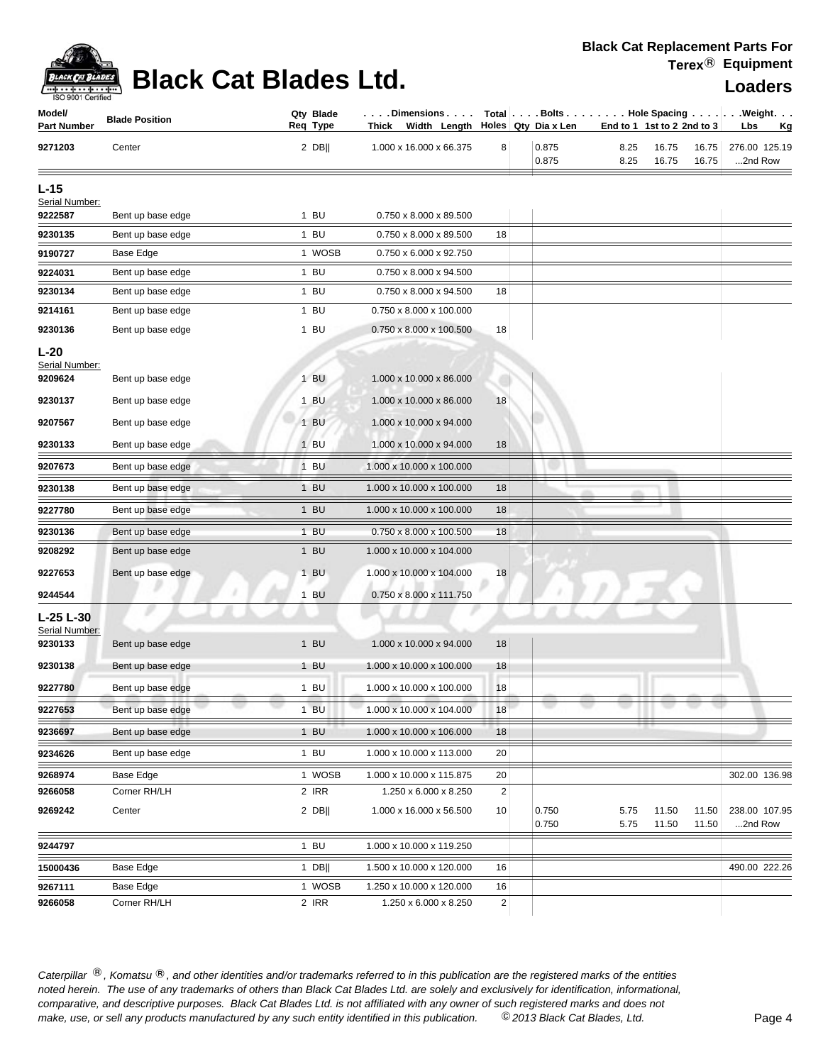# Black Cat Blades Ltd.

**Black Cat Replacement Parts For Terex® Equipment**

## Loaders

| Model/ Part Number | Blade Position | Qty Req | Blade Type | Dimensions Thick x Width x Length | Total Holes | Bolts Qty | Dia x Len | Hole Spacing End to 1 | 1st to 2 | 2nd to 3 | Weight Lbs | Kg |
|---|---|---|---|---|---|---|---|---|---|---|---|---|
| 9271203 | Center | 2 | DB‖ | 1.000 x 16.000 x 66.375 | 8 | | 0.875 | 8.25 | 16.75 | 16.75 | 276.00 | 125.19 |
| | | | | | | | 0.875 | 8.25 | 16.75 | 16.75 | ...2nd Row | |
| **L-15** | | | | | | | | | | | | |
| Serial Number: | | | | | | | | | | | | |
| 9222587 | Bent up base edge | 1 | BU | 0.750 x 8.000 x 89.500 | | | | | | | | |
| 9230135 | Bent up base edge | 1 | BU | 0.750 x 8.000 x 89.500 | 18 | | | | | | | |
| 9190727 | Base Edge | 1 | WOSB | 0.750 x 6.000 x 92.750 | | | | | | | | |
| 9224031 | Bent up base edge | 1 | BU | 0.750 x 8.000 x 94.500 | | | | | | | | |
| 9230134 | Bent up base edge | 1 | BU | 0.750 x 8.000 x 94.500 | 18 | | | | | | | |
| 9214161 | Bent up base edge | 1 | BU | 0.750 x 8.000 x 100.000 | | | | | | | | |
| 9230136 | Bent up base edge | 1 | BU | 0.750 x 8.000 x 100.500 | 18 | | | | | | | |
| **L-20** | | | | | | | | | | | | |
| Serial Number: | | | | | | | | | | | | |
| 9209624 | Bent up base edge | 1 | BU | 1.000 x 10.000 x 86.000 | | | | | | | | |
| 9230137 | Bent up base edge | 1 | BU | 1.000 x 10.000 x 86.000 | 18 | | | | | | | |
| 9207567 | Bent up base edge | 1 | BU | 1.000 x 10.000 x 94.000 | | | | | | | | |
| 9230133 | Bent up base edge | 1 | BU | 1.000 x 10.000 x 94.000 | 18 | | | | | | | |
| 9207673 | Bent up base edge | 1 | BU | 1.000 x 10.000 x 100.000 | | | | | | | | |
| 9230138 | Bent up base edge | 1 | BU | 1.000 x 10.000 x 100.000 | 18 | | | | | | | |
| 9227780 | Bent up base edge | 1 | BU | 1.000 x 10.000 x 100.000 | 18 | | | | | | | |
| 9230136 | Bent up base edge | 1 | BU | 0.750 x 8.000 x 100.500 | 18 | | | | | | | |
| 9208292 | Bent up base edge | 1 | BU | 1.000 x 10.000 x 104.000 | | | | | | | | |
| 9227653 | Bent up base edge | 1 | BU | 1.000 x 10.000 x 104.000 | 18 | | | | | | | |
| 9244544 | | 1 | BU | 0.750 x 8.000 x 111.750 | | | | | | | | |
| **L-25 L-30** | | | | | | | | | | | | |
| Serial Number: | | | | | | | | | | | | |
| 9230133 | Bent up base edge | 1 | BU | 1.000 x 10.000 x 94.000 | 18 | | | | | | | |
| 9230138 | Bent up base edge | 1 | BU | 1.000 x 10.000 x 100.000 | 18 | | | | | | | |
| 9227780 | Bent up base edge | 1 | BU | 1.000 x 10.000 x 100.000 | 18 | | | | | | | |
| 9227653 | Bent up base edge | 1 | BU | 1.000 x 10.000 x 104.000 | 18 | | | | | | | |
| 9236697 | Bent up base edge | 1 | BU | 1.000 x 10.000 x 106.000 | 18 | | | | | | | |
| 9234626 | Bent up base edge | 1 | BU | 1.000 x 10.000 x 113.000 | 20 | | | | | | | |
| 9268974 | Base Edge | 1 | WOSB | 1.000 x 10.000 x 115.875 | 20 | | | | | | 302.00 | 136.98 |
| 9266058 | Corner RH/LH | 2 | IRR | 1.250 x 6.000 x 8.250 | 2 | | | | | | | |
| 9269242 | Center | 2 | DB‖ | 1.000 x 16.000 x 56.500 | 10 | | 0.750 | 5.75 | 11.50 | 11.50 | 238.00 | 107.95 |
| | | | | | | | 0.750 | 5.75 | 11.50 | 11.50 | ...2nd Row | |
| 9244797 | | 1 | BU | 1.000 x 10.000 x 119.250 | | | | | | | | |
| 15000436 | Base Edge | 1 | DB‖ | 1.500 x 10.000 x 120.000 | 16 | | | | | | 490.00 | 222.26 |
| 9267111 | Base Edge | 1 | WOSB | 1.250 x 10.000 x 120.000 | 16 | | | | | | | |
| 9266058 | Corner RH/LH | 2 | IRR | 1.250 x 6.000 x 8.250 | 2 | | | | | | | |

*Caterpillar ®, Komatsu ®, and other identities and/or trademarks referred to in this publication are the registered marks of the entities noted herein. The use of any trademarks of others than Black Cat Blades Ltd. are solely and exclusively for identification, informational, comparative, and descriptive purposes. Black Cat Blades Ltd. is not affiliated with any owner of such registered marks and does not make, use, or sell any products manufactured by any such entity identified in this publication. © 2013 Black Cat Blades, Ltd.*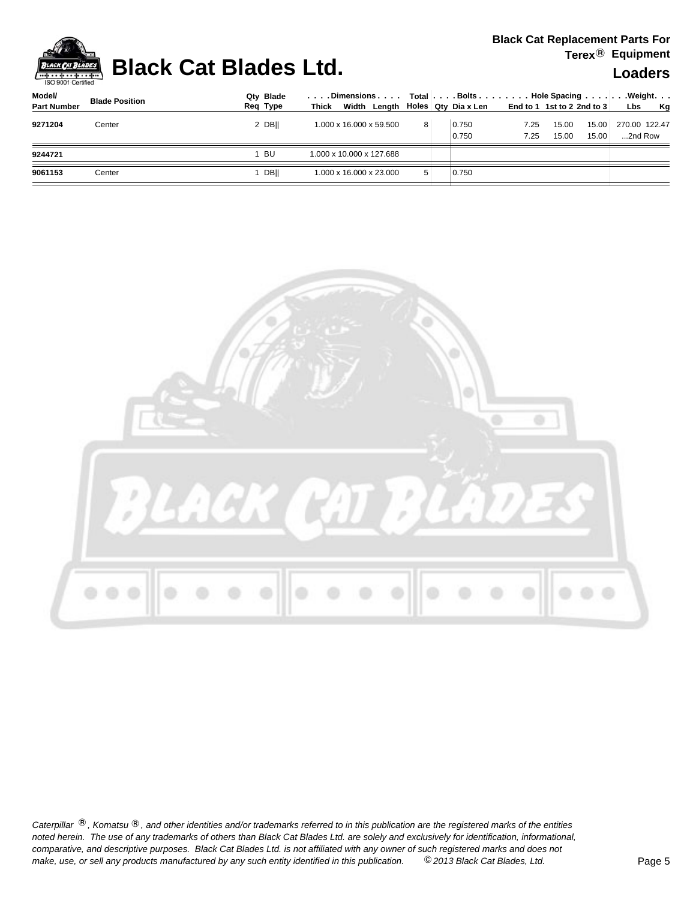# Black Cat Blades Ltd.

**Black Cat Replacement Parts For Terex® Equipment**

## Loaders

| Model/ Part Number | Blade Position | Qty Req | Blade Type | Dimensions Thick Width Length | Total Holes | Bolts Qty | Bolts Dia x Len | Hole Spacing End to 1 | Hole Spacing 1st to 2 | Hole Spacing 2nd to 3 | Weight Lbs | Weight Kg |
|---|---|---|---|---|---|---|---|---|---|---|---|---|
| **9271204** | Center | 2 | DB\|\| | 1.000 x 16.000 x 59.500 | 8 | | 0.750 | 7.25 | 15.00 | 15.00 | 270.00 | 122.47 |
| | | | | | | | 0.750 | 7.25 | 15.00 | 15.00 | ...2nd Row | |
| **9244721** | | 1 | BU | 1.000 x 10.000 x 127.688 | | | | | | | | |
| **9061153** | Center | 1 | DB\|\| | 1.000 x 16.000 x 23.000 | 5 | | 0.750 | | | | | |

*Caterpillar ®, Komatsu ®, and other identities and/or trademarks referred to in this publication are the registered marks of the entities noted herein. The use of any trademarks of others than Black Cat Blades Ltd. are solely and exclusively for identification, informational, comparative, and descriptive purposes. Black Cat Blades Ltd. is not affiliated with any owner of such registered marks and does not make, use, or sell any products manufactured by any such entity identified in this publication. © 2013 Black Cat Blades, Ltd.*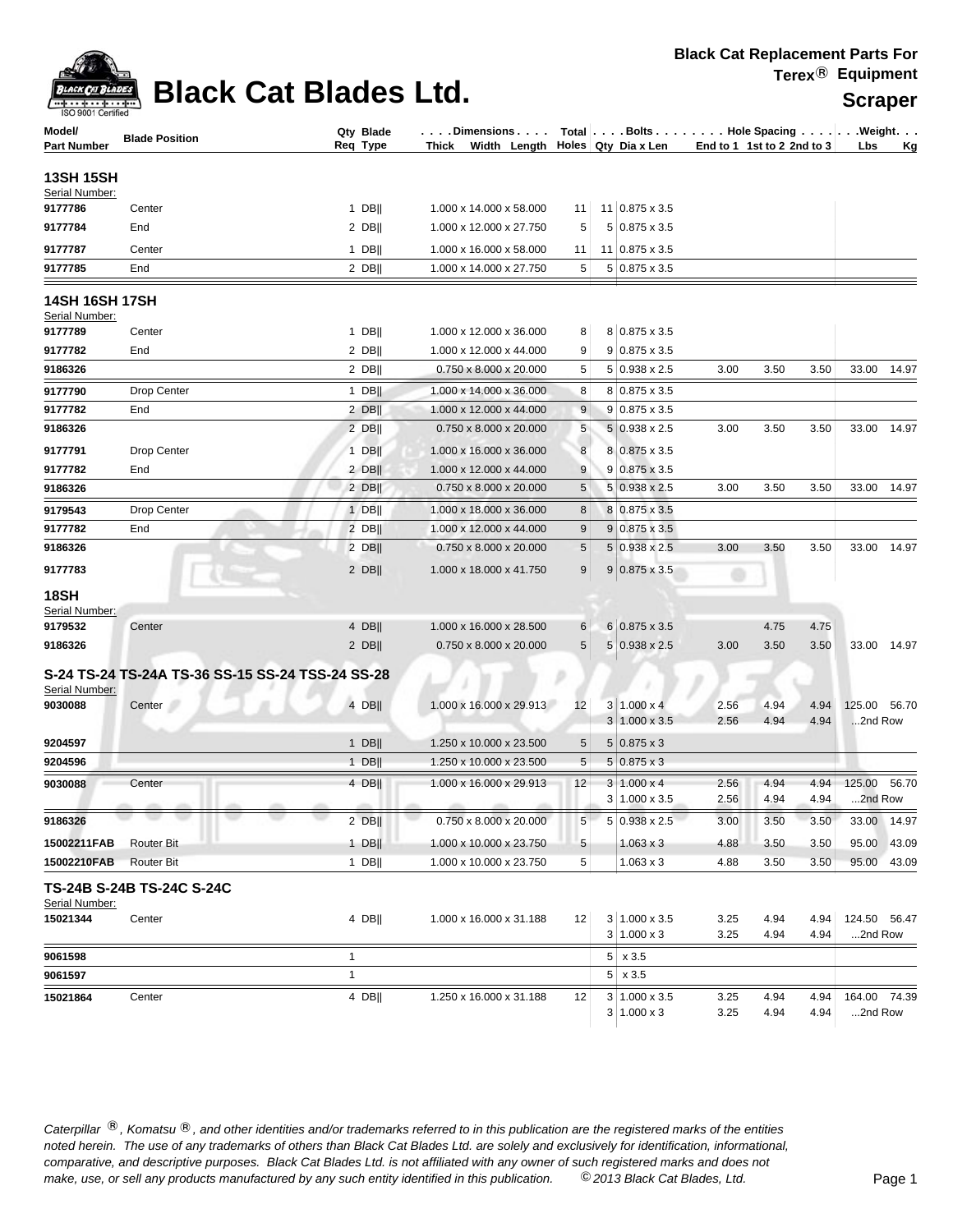# Black Cat Blades Ltd.

**Black Cat Replacement Parts For Terex® Equipment**

**Scraper**

| Model/ Part Number | Blade Position | Qty Req | Blade Type | Dimensions Thick x Width x Length | Total Holes | Bolts Qty | Bolts Dia x Len | Hole Spacing End to 1 | Hole Spacing 1st to 2 | Hole Spacing 2nd to 3 | Weight Lbs | Weight Kg |
|---|---|---|---|---|---|---|---|---|---|---|---|---|
| **13SH 15SH** | | | | | | | | | | | | |
| Serial Number: | | | | | | | | | | | | |
| **9177786** | Center | 1 | DB‖ | 1.000 x 14.000 x 58.000 | 11 | 11 | 0.875 x 3.5 | | | | | |
| **9177784** | End | 2 | DB‖ | 1.000 x 12.000 x 27.750 | 5 | 5 | 0.875 x 3.5 | | | | | |
| **9177787** | Center | 1 | DB‖ | 1.000 x 16.000 x 58.000 | 11 | 11 | 0.875 x 3.5 | | | | | |
| **9177785** | End | 2 | DB‖ | 1.000 x 14.000 x 27.750 | 5 | 5 | 0.875 x 3.5 | | | | | |
| **14SH 16SH 17SH** | | | | | | | | | | | | |
| Serial Number: | | | | | | | | | | | | |
| **9177789** | Center | 1 | DB‖ | 1.000 x 12.000 x 36.000 | 8 | 8 | 0.875 x 3.5 | | | | | |
| **9177782** | End | 2 | DB‖ | 1.000 x 12.000 x 44.000 | 9 | 9 | 0.875 x 3.5 | | | | | |
| **9186326** | | 2 | DB‖ | 0.750 x 8.000 x 20.000 | 5 | 5 | 0.938 x 2.5 | 3.00 | 3.50 | 3.50 | 33.00 | 14.97 |
| **9177790** | Drop Center | 1 | DB‖ | 1.000 x 14.000 x 36.000 | 8 | 8 | 0.875 x 3.5 | | | | | |
| **9177782** | End | 2 | DB‖ | 1.000 x 12.000 x 44.000 | 9 | 9 | 0.875 x 3.5 | | | | | |
| **9186326** | | 2 | DB‖ | 0.750 x 8.000 x 20.000 | 5 | 5 | 0.938 x 2.5 | 3.00 | 3.50 | 3.50 | 33.00 | 14.97 |
| **9177791** | Drop Center | 1 | DB‖ | 1.000 x 16.000 x 36.000 | 8 | 8 | 0.875 x 3.5 | | | | | |
| **9177782** | End | 2 | DB‖ | 1.000 x 12.000 x 44.000 | 9 | 9 | 0.875 x 3.5 | | | | | |
| **9186326** | | 2 | DB‖ | 0.750 x 8.000 x 20.000 | 5 | 5 | 0.938 x 2.5 | 3.00 | 3.50 | 3.50 | 33.00 | 14.97 |
| **9179543** | Drop Center | 1 | DB‖ | 1.000 x 18.000 x 36.000 | 8 | 8 | 0.875 x 3.5 | | | | | |
| **9177782** | End | 2 | DB‖ | 1.000 x 12.000 x 44.000 | 9 | 9 | 0.875 x 3.5 | | | | | |
| **9186326** | | 2 | DB‖ | 0.750 x 8.000 x 20.000 | 5 | 5 | 0.938 x 2.5 | 3.00 | 3.50 | 3.50 | 33.00 | 14.97 |
| **9177783** | | 2 | DB‖ | 1.000 x 18.000 x 41.750 | 9 | 9 | 0.875 x 3.5 | | | | | |
| **18SH** | | | | | | | | | | | | |
| Serial Number: | | | | | | | | | | | | |
| **9179532** | Center | 4 | DB‖ | 1.000 x 16.000 x 28.500 | 6 | 6 | 0.875 x 3.5 | | 4.75 | 4.75 | | |
| **9186326** | | 2 | DB‖ | 0.750 x 8.000 x 20.000 | 5 | 5 | 0.938 x 2.5 | 3.00 | 3.50 | 3.50 | 33.00 | 14.97 |
| **S-24 TS-24 TS-24A TS-36 SS-15 SS-24 TSS-24 SS-28** | | | | | | | | | | | | |
| Serial Number: | | | | | | | | | | | | |
| **9030088** | Center | 4 | DB‖ | 1.000 x 16.000 x 29.913 | 12 | 3 | 1.000 x 4 | 2.56 | 4.94 | 4.94 | 125.00 | 56.70 |
| | | | | | | 3 | 1.000 x 3.5 | 2.56 | 4.94 | 4.94 | ...2nd Row | |
| **9204597** | | 1 | DB‖ | 1.250 x 10.000 x 23.500 | 5 | 5 | 0.875 x 3 | | | | | |
| **9204596** | | 1 | DB‖ | 1.250 x 10.000 x 23.500 | 5 | 5 | 0.875 x 3 | | | | | |
| **9030088** | Center | 4 | DB‖ | 1.000 x 16.000 x 29.913 | 12 | 3 | 1.000 x 4 | 2.56 | 4.94 | 4.94 | 125.00 | 56.70 |
| | | | | | | 3 | 1.000 x 3.5 | 2.56 | 4.94 | 4.94 | ...2nd Row | |
| **9186326** | | 2 | DB‖ | 0.750 x 8.000 x 20.000 | 5 | 5 | 0.938 x 2.5 | 3.00 | 3.50 | 3.50 | 33.00 | 14.97 |
| **15002211FAB** | Router Bit | 1 | DB‖ | 1.000 x 10.000 x 23.750 | 5 | | 1.063 x 3 | 4.88 | 3.50 | 3.50 | 95.00 | 43.09 |
| **15002210FAB** | Router Bit | 1 | DB‖ | 1.000 x 10.000 x 23.750 | 5 | | 1.063 x 3 | 4.88 | 3.50 | 3.50 | 95.00 | 43.09 |
| **TS-24B S-24B TS-24C S-24C** | | | | | | | | | | | | |
| Serial Number: | | | | | | | | | | | | |
| **15021344** | Center | 4 | DB‖ | 1.000 x 16.000 x 31.188 | 12 | 3 | 1.000 x 3.5 | 3.25 | 4.94 | 4.94 | 124.50 | 56.47 |
| | | | | | | 3 | 1.000 x 3 | 3.25 | 4.94 | 4.94 | ...2nd Row | |
| **9061598** | | 1 | | | | 5 | x 3.5 | | | | | |
| **9061597** | | 1 | | | | 5 | x 3.5 | | | | | |
| **15021864** | Center | 4 | DB‖ | 1.250 x 16.000 x 31.188 | 12 | 3 | 1.000 x 3.5 | 3.25 | 4.94 | 4.94 | 164.00 | 74.39 |
| | | | | | | 3 | 1.000 x 3 | 3.25 | 4.94 | 4.94 | ...2nd Row | |

*Caterpillar ®, Komatsu ®, and other identities and/or trademarks referred to in this publication are the registered marks of the entities noted herein. The use of any trademarks of others than Black Cat Blades Ltd. are solely and exclusively for identification, informational, comparative, and descriptive purposes. Black Cat Blades Ltd. is not affiliated with any owner of such registered marks and does not make, use, or sell any products manufactured by any such entity identified in this publication. © 2013 Black Cat Blades, Ltd.*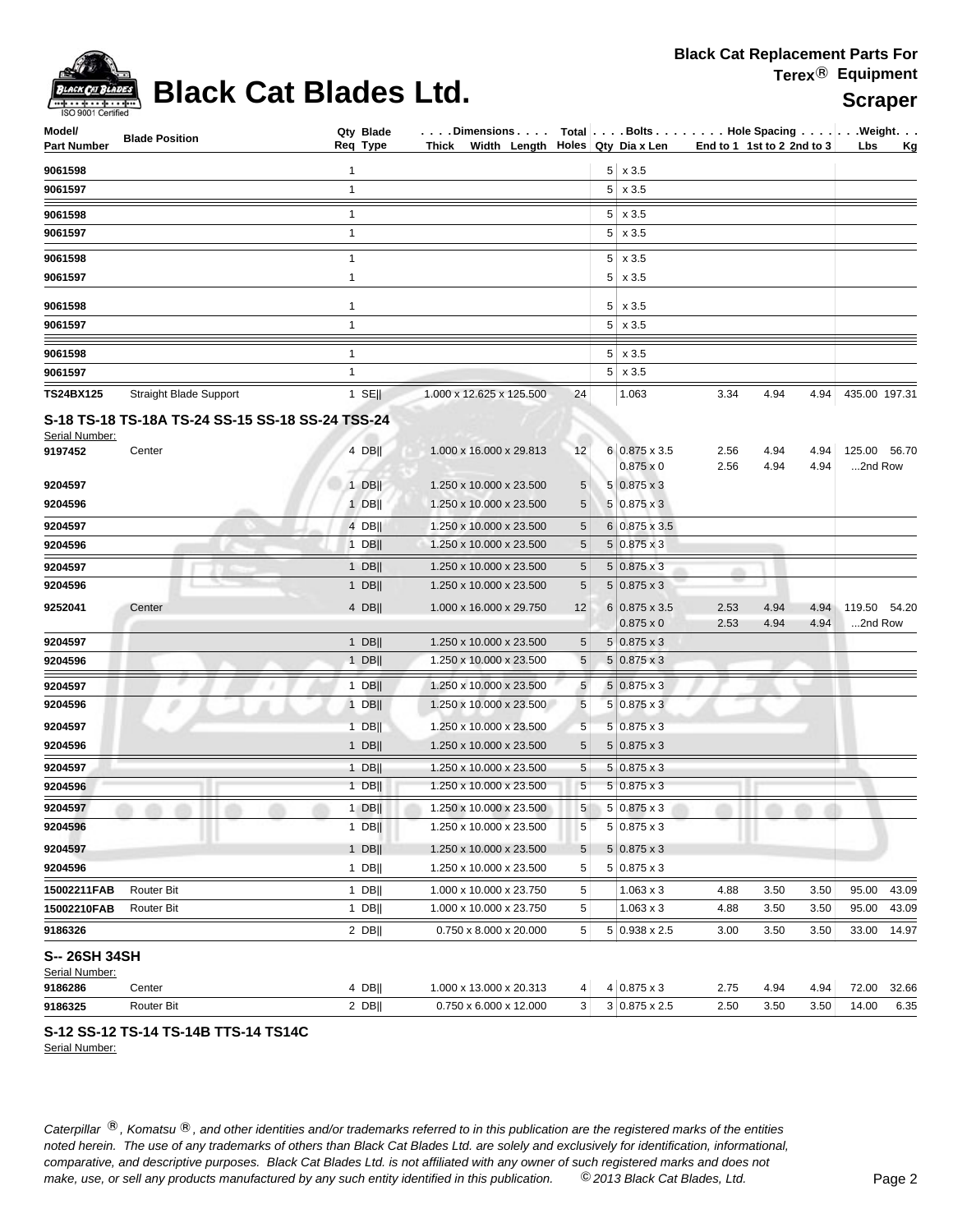# Black Cat Blades Ltd.

**Black Cat Replacement Parts For Terex® Equipment**

**Scraper**

| Model/ Part Number | Blade Position | Qty Req | Blade Type | Dimensions Thick x Width x Length | Total Holes | Bolts Qty | Bolts Dia x Len | End to 1 | 1st to 2 | 2nd to 3 | Weight Lbs | Weight Kg |
|---|---|---|---|---|---|---|---|---|---|---|---|---|
| **9061598** | | 1 | | | | 5 | x 3.5 | | | | | |
| **9061597** | | 1 | | | | 5 | x 3.5 | | | | | |
| **9061598** | | 1 | | | | 5 | x 3.5 | | | | | |
| **9061597** | | 1 | | | | 5 | x 3.5 | | | | | |
| **9061598** | | 1 | | | | 5 | x 3.5 | | | | | |
| **9061597** | | 1 | | | | 5 | x 3.5 | | | | | |
| **9061598** | | 1 | | | | 5 | x 3.5 | | | | | |
| **9061597** | | 1 | | | | 5 | x 3.5 | | | | | |
| **9061598** | | 1 | | | | 5 | x 3.5 | | | | | |
| **9061597** | | 1 | | | | 5 | x 3.5 | | | | | |
| **TS24BX125** | Straight Blade Support | 1 | SE\|\| | 1.000 x 12.625 x 125.500 | 24 | | 1.063 | 3.34 | 4.94 | 4.94 | 435.00 | 197.31 |

## S-18 TS-18 TS-18A TS-24 SS-15 SS-18 SS-24 TSS-24

Serial Number:

| Model/ Part Number | Blade Position | Qty Req | Blade Type | Dimensions Thick x Width x Length | Total Holes | Bolts Qty | Bolts Dia x Len | End to 1 | 1st to 2 | 2nd to 3 | Weight Lbs | Weight Kg |
|---|---|---|---|---|---|---|---|---|---|---|---|---|
| **9197452** | Center | 4 | DB\|\| | 1.000 x 16.000 x 29.813 | 12 | 6 | 0.875 x 3.5 | 2.56 | 4.94 | 4.94 | 125.00 | 56.70 |
| | | | | | | | 0.875 x 0 | 2.56 | 4.94 | 4.94 | ...2nd Row | |
| **9204597** | | 1 | DB\|\| | 1.250 x 10.000 x 23.500 | 5 | 5 | 0.875 x 3 | | | | | |
| **9204596** | | 1 | DB\|\| | 1.250 x 10.000 x 23.500 | 5 | 5 | 0.875 x 3 | | | | | |
| **9204597** | | 4 | DB\|\| | 1.250 x 10.000 x 23.500 | 5 | 6 | 0.875 x 3.5 | | | | | |
| **9204596** | | 1 | DB\|\| | 1.250 x 10.000 x 23.500 | 5 | 5 | 0.875 x 3 | | | | | |
| **9204597** | | 1 | DB\|\| | 1.250 x 10.000 x 23.500 | 5 | 5 | 0.875 x 3 | | | | | |
| **9204596** | | 1 | DB\|\| | 1.250 x 10.000 x 23.500 | 5 | 5 | 0.875 x 3 | | | | | |
| **9252041** | Center | 4 | DB\|\| | 1.000 x 16.000 x 29.750 | 12 | 6 | 0.875 x 3.5 | 2.53 | 4.94 | 4.94 | 119.50 | 54.20 |
| | | | | | | | 0.875 x 0 | 2.53 | 4.94 | 4.94 | ...2nd Row | |
| **9204597** | | 1 | DB\|\| | 1.250 x 10.000 x 23.500 | 5 | 5 | 0.875 x 3 | | | | | |
| **9204596** | | 1 | DB\|\| | 1.250 x 10.000 x 23.500 | 5 | 5 | 0.875 x 3 | | | | | |
| **9204597** | | 1 | DB\|\| | 1.250 x 10.000 x 23.500 | 5 | 5 | 0.875 x 3 | | | | | |
| **9204596** | | 1 | DB\|\| | 1.250 x 10.000 x 23.500 | 5 | 5 | 0.875 x 3 | | | | | |
| **9204597** | | 1 | DB\|\| | 1.250 x 10.000 x 23.500 | 5 | 5 | 0.875 x 3 | | | | | |
| **9204596** | | 1 | DB\|\| | 1.250 x 10.000 x 23.500 | 5 | 5 | 0.875 x 3 | | | | | |
| **9204597** | | 1 | DB\|\| | 1.250 x 10.000 x 23.500 | 5 | 5 | 0.875 x 3 | | | | | |
| **9204596** | | 1 | DB\|\| | 1.250 x 10.000 x 23.500 | 5 | 5 | 0.875 x 3 | | | | | |
| **9204597** | | 1 | DB\|\| | 1.250 x 10.000 x 23.500 | 5 | 5 | 0.875 x 3 | | | | | |
| **9204596** | | 1 | DB\|\| | 1.250 x 10.000 x 23.500 | 5 | 5 | 0.875 x 3 | | | | | |
| **9204597** | | 1 | DB\|\| | 1.250 x 10.000 x 23.500 | 5 | 5 | 0.875 x 3 | | | | | |
| **9204596** | | 1 | DB\|\| | 1.250 x 10.000 x 23.500 | 5 | 5 | 0.875 x 3 | | | | | |
| **15002211FAB** | Router Bit | 1 | DB\|\| | 1.000 x 10.000 x 23.750 | 5 | | 1.063 x 3 | 4.88 | 3.50 | 3.50 | 95.00 | 43.09 |
| **15002210FAB** | Router Bit | 1 | DB\|\| | 1.000 x 10.000 x 23.750 | 5 | | 1.063 x 3 | 4.88 | 3.50 | 3.50 | 95.00 | 43.09 |
| **9186326** | | 2 | DB\|\| | 0.750 x 8.000 x 20.000 | 5 | 5 | 0.938 x 2.5 | 3.00 | 3.50 | 3.50 | 33.00 | 14.97 |

## S-- 26SH 34SH

Serial Number:

| Model/ Part Number | Blade Position | Qty Req | Blade Type | Dimensions Thick x Width x Length | Total Holes | Bolts Qty | Bolts Dia x Len | End to 1 | 1st to 2 | 2nd to 3 | Weight Lbs | Weight Kg |
|---|---|---|---|---|---|---|---|---|---|---|---|---|
| **9186286** | Center | 4 | DB\|\| | 1.000 x 13.000 x 20.313 | 4 | 4 | 0.875 x 3 | 2.75 | 4.94 | 4.94 | 72.00 | 32.66 |
| **9186325** | Router Bit | 2 | DB\|\| | 0.750 x 6.000 x 12.000 | 3 | 3 | 0.875 x 2.5 | 2.50 | 3.50 | 3.50 | 14.00 | 6.35 |

## S-12 SS-12 TS-14 TS-14B TTS-14 TS14C

Serial Number:

*Caterpillar ®, Komatsu ®, and other identities and/or trademarks referred to in this publication are the registered marks of the entities noted herein. The use of any trademarks of others than Black Cat Blades Ltd. are solely and exclusively for identification, informational, comparative, and descriptive purposes. Black Cat Blades Ltd. is not affiliated with any owner of such registered marks and does not make, use, or sell any products manufactured by any such entity identified in this publication. © 2013 Black Cat Blades, Ltd.*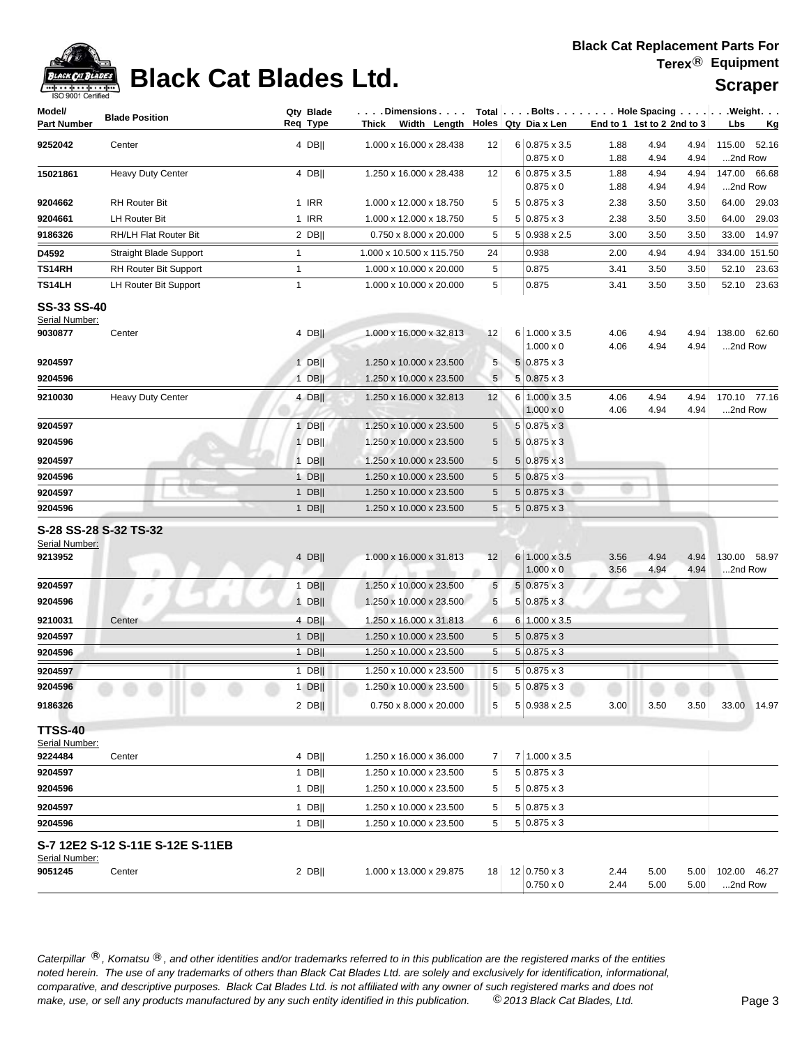# Black Cat Blades Ltd.

ISO 9001 Certified

**Black Cat Replacement Parts For Terex® Equipment**

**Scraper**

| Model/ Part Number | Blade Position | Qty Req | Blade Type | Dimensions Thick x Width x Length | Total Holes | Bolts Qty | Bolts Dia x Len | Hole Spacing End to 1 | Hole Spacing 1st to 2 | Hole Spacing 2nd to 3 | Weight Lbs | Weight Kg |
|---|---|---|---|---|---|---|---|---|---|---|---|---|
| **9252042** | Center | 4 | DB‖ | 1.000 x 16.000 x 28.438 | 12 | 6 | 0.875 x 3.5 | 1.88 | 4.94 | 4.94 | 115.00 | 52.16 |
| | | | | | | | 0.875 x 0 | 1.88 | 4.94 | 4.94 | ...2nd Row | |
| **15021861** | Heavy Duty Center | 4 | DB‖ | 1.250 x 16.000 x 28.438 | 12 | 6 | 0.875 x 3.5 | 1.88 | 4.94 | 4.94 | 147.00 | 66.68 |
| | | | | | | | 0.875 x 0 | 1.88 | 4.94 | 4.94 | ...2nd Row | |
| **9204662** | RH Router Bit | 1 | IRR | 1.000 x 12.000 x 18.750 | 5 | 5 | 0.875 x 3 | 2.38 | 3.50 | 3.50 | 64.00 | 29.03 |
| **9204661** | LH Router Bit | 1 | IRR | 1.000 x 12.000 x 18.750 | 5 | 5 | 0.875 x 3 | 2.38 | 3.50 | 3.50 | 64.00 | 29.03 |
| **9186326** | RH/LH Flat Router Bit | 2 | DB‖ | 0.750 x 8.000 x 20.000 | 5 | 5 | 0.938 x 2.5 | 3.00 | 3.50 | 3.50 | 33.00 | 14.97 |
| **D4592** | Straight Blade Support | 1 | | 1.000 x 10.500 x 115.750 | 24 | | 0.938 | 2.00 | 4.94 | 4.94 | 334.00 | 151.50 |
| **TS14RH** | RH Router Bit Support | 1 | | 1.000 x 10.000 x 20.000 | 5 | | 0.875 | 3.41 | 3.50 | 3.50 | 52.10 | 23.63 |
| **TS14LH** | LH Router Bit Support | 1 | | 1.000 x 10.000 x 20.000 | 5 | | 0.875 | 3.41 | 3.50 | 3.50 | 52.10 | 23.63 |

## SS-33 SS-40

Serial Number:

| Model/ Part Number | Blade Position | Qty Req | Blade Type | Dimensions Thick x Width x Length | Total Holes | Bolts Qty | Bolts Dia x Len | Hole Spacing End to 1 | Hole Spacing 1st to 2 | Hole Spacing 2nd to 3 | Weight Lbs | Weight Kg |
|---|---|---|---|---|---|---|---|---|---|---|---|---|
| **9030877** | Center | 4 | DB‖ | 1.000 x 16.000 x 32.813 | 12 | 6 | 1.000 x 3.5 | 4.06 | 4.94 | 4.94 | 138.00 | 62.60 |
| | | | | | | | 1.000 x 0 | 4.06 | 4.94 | 4.94 | ...2nd Row | |
| **9204597** | | 1 | DB‖ | 1.250 x 10.000 x 23.500 | 5 | 5 | 0.875 x 3 | | | | | |
| **9204596** | | 1 | DB‖ | 1.250 x 10.000 x 23.500 | 5 | 5 | 0.875 x 3 | | | | | |
| **9210030** | Heavy Duty Center | 4 | DB‖ | 1.250 x 16.000 x 32.813 | 12 | 6 | 1.000 x 3.5 | 4.06 | 4.94 | 4.94 | 170.10 | 77.16 |
| | | | | | | | 1.000 x 0 | 4.06 | 4.94 | 4.94 | ...2nd Row | |
| **9204597** | | 1 | DB‖ | 1.250 x 10.000 x 23.500 | 5 | 5 | 0.875 x 3 | | | | | |
| **9204596** | | 1 | DB‖ | 1.250 x 10.000 x 23.500 | 5 | 5 | 0.875 x 3 | | | | | |
| **9204597** | | 1 | DB‖ | 1.250 x 10.000 x 23.500 | 5 | 5 | 0.875 x 3 | | | | | |
| **9204596** | | 1 | DB‖ | 1.250 x 10.000 x 23.500 | 5 | 5 | 0.875 x 3 | | | | | |
| **9204597** | | 1 | DB‖ | 1.250 x 10.000 x 23.500 | 5 | 5 | 0.875 x 3 | | | | | |
| **9204596** | | 1 | DB‖ | 1.250 x 10.000 x 23.500 | 5 | 5 | 0.875 x 3 | | | | | |

## S-28 SS-28 S-32 TS-32

Serial Number:

| Model/ Part Number | Blade Position | Qty Req | Blade Type | Dimensions Thick x Width x Length | Total Holes | Bolts Qty | Bolts Dia x Len | Hole Spacing End to 1 | Hole Spacing 1st to 2 | Hole Spacing 2nd to 3 | Weight Lbs | Weight Kg |
|---|---|---|---|---|---|---|---|---|---|---|---|---|
| **9213952** | | 4 | DB‖ | 1.000 x 16.000 x 31.813 | 12 | 6 | 1.000 x 3.5 | 3.56 | 4.94 | 4.94 | 130.00 | 58.97 |
| | | | | | | | 1.000 x 0 | 3.56 | 4.94 | 4.94 | ...2nd Row | |
| **9204597** | | 1 | DB‖ | 1.250 x 10.000 x 23.500 | 5 | 5 | 0.875 x 3 | | | | | |
| **9204596** | | 1 | DB‖ | 1.250 x 10.000 x 23.500 | 5 | 5 | 0.875 x 3 | | | | | |
| **9210031** | Center | 4 | DB‖ | 1.250 x 16.000 x 31.813 | 6 | 6 | 1.000 x 3.5 | | | | | |
| **9204597** | | 1 | DB‖ | 1.250 x 10.000 x 23.500 | 5 | 5 | 0.875 x 3 | | | | | |
| **9204596** | | 1 | DB‖ | 1.250 x 10.000 x 23.500 | 5 | 5 | 0.875 x 3 | | | | | |
| **9204597** | | 1 | DB‖ | 1.250 x 10.000 x 23.500 | 5 | 5 | 0.875 x 3 | | | | | |
| **9204596** | | 1 | DB‖ | 1.250 x 10.000 x 23.500 | 5 | 5 | 0.875 x 3 | | | | | |
| **9186326** | | 2 | DB‖ | 0.750 x 8.000 x 20.000 | 5 | 5 | 0.938 x 2.5 | 3.00 | 3.50 | 3.50 | 33.00 | 14.97 |

## TTSS-40

Serial Number:

| Model/ Part Number | Blade Position | Qty Req | Blade Type | Dimensions Thick x Width x Length | Total Holes | Bolts Qty | Bolts Dia x Len | Hole Spacing End to 1 | Hole Spacing 1st to 2 | Hole Spacing 2nd to 3 | Weight Lbs | Weight Kg |
|---|---|---|---|---|---|---|---|---|---|---|---|---|
| **9224484** | Center | 4 | DB‖ | 1.250 x 16.000 x 36.000 | 7 | 7 | 1.000 x 3.5 | | | | | |
| **9204597** | | 1 | DB‖ | 1.250 x 10.000 x 23.500 | 5 | 5 | 0.875 x 3 | | | | | |
| **9204596** | | 1 | DB‖ | 1.250 x 10.000 x 23.500 | 5 | 5 | 0.875 x 3 | | | | | |
| **9204597** | | 1 | DB‖ | 1.250 x 10.000 x 23.500 | 5 | 5 | 0.875 x 3 | | | | | |
| **9204596** | | 1 | DB‖ | 1.250 x 10.000 x 23.500 | 5 | 5 | 0.875 x 3 | | | | | |

## S-7 12E2 S-12 S-11E S-12E S-11EB

Serial Number:

| Model/ Part Number | Blade Position | Qty Req | Blade Type | Dimensions Thick x Width x Length | Total Holes | Bolts Qty | Bolts Dia x Len | Hole Spacing End to 1 | Hole Spacing 1st to 2 | Hole Spacing 2nd to 3 | Weight Lbs | Weight Kg |
|---|---|---|---|---|---|---|---|---|---|---|---|---|
| **9051245** | Center | 2 | DB‖ | 1.000 x 13.000 x 29.875 | 18 | 12 | 0.750 x 3 | 2.44 | 5.00 | 5.00 | 102.00 | 46.27 |
| | | | | | | | 0.750 x 0 | 2.44 | 5.00 | 5.00 | ...2nd Row | |

*Caterpillar ®, Komatsu ®, and other identities and/or trademarks referred to in this publication are the registered marks of the entities noted herein. The use of any trademarks of others than Black Cat Blades Ltd. are solely and exclusively for identification, informational, comparative, and descriptive purposes. Black Cat Blades Ltd. is not affiliated with any owner of such registered marks and does not make, use, or sell any products manufactured by any such entity identified in this publication. © 2013 Black Cat Blades, Ltd.*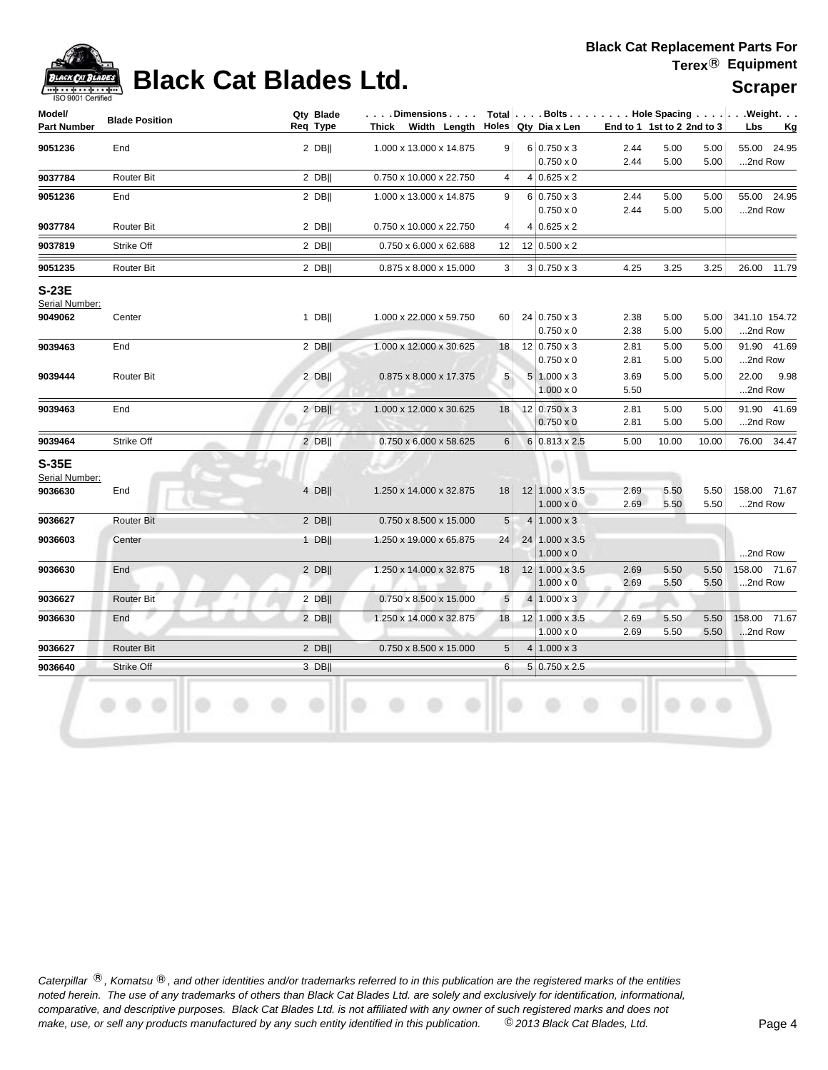# Black Cat Blades Ltd.

**Black Cat Replacement Parts For Terex® Equipment**

**Scraper**

| Model/ Part Number | Blade Position | Qty Req | Blade Type | Dimensions Thick Width Length | Total Holes | Bolts Qty | Bolts Dia x Len | Hole Spacing End to 1 | 1st to 2 | 2nd to 3 | Weight Lbs | Weight Kg |
|---|---|---|---|---|---|---|---|---|---|---|---|---|
| 9051236 | End | 2 | DB\|\| | 1.000 x 13.000 x 14.875 | 9 | 6 | 0.750 x 3 | 2.44 | 5.00 | 5.00 | 55.00 | 24.95 |
| | | | | | | | 0.750 x 0 | 2.44 | 5.00 | 5.00 | ...2nd Row | |
| 9037784 | Router Bit | 2 | DB\|\| | 0.750 x 10.000 x 22.750 | 4 | 4 | 0.625 x 2 | | | | | |
| 9051236 | End | 2 | DB\|\| | 1.000 x 13.000 x 14.875 | 9 | 6 | 0.750 x 3 | 2.44 | 5.00 | 5.00 | 55.00 | 24.95 |
| | | | | | | | 0.750 x 0 | 2.44 | 5.00 | 5.00 | ...2nd Row | |
| 9037784 | Router Bit | 2 | DB\|\| | 0.750 x 10.000 x 22.750 | 4 | 4 | 0.625 x 2 | | | | | |
| 9037819 | Strike Off | 2 | DB\|\| | 0.750 x 6.000 x 62.688 | 12 | 12 | 0.500 x 2 | | | | | |
| 9051235 | Router Bit | 2 | DB\|\| | 0.875 x 8.000 x 15.000 | 3 | 3 | 0.750 x 3 | 4.25 | 3.25 | 3.25 | 26.00 | 11.79 |
| **S-23E** | | | | | | | | | | | | |
| Serial Number: | | | | | | | | | | | | |
| 9049062 | Center | 1 | DB\|\| | 1.000 x 22.000 x 59.750 | 60 | 24 | 0.750 x 3 | 2.38 | 5.00 | 5.00 | 341.10 | 154.72 |
| | | | | | | | 0.750 x 0 | 2.38 | 5.00 | 5.00 | ...2nd Row | |
| 9039463 | End | 2 | DB\|\| | 1.000 x 12.000 x 30.625 | 18 | 12 | 0.750 x 3 | 2.81 | 5.00 | 5.00 | 91.90 | 41.69 |
| | | | | | | | 0.750 x 0 | 2.81 | 5.00 | 5.00 | ...2nd Row | |
| 9039444 | Router Bit | 2 | DB\|\| | 0.875 x 8.000 x 17.375 | 5 | 5 | 1.000 x 3 | 3.69 | 5.00 | 5.00 | 22.00 | 9.98 |
| | | | | | | | 1.000 x 0 | 5.50 | | | ...2nd Row | |
| 9039463 | End | 2 | DB\|\| | 1.000 x 12.000 x 30.625 | 18 | 12 | 0.750 x 3 | 2.81 | 5.00 | 5.00 | 91.90 | 41.69 |
| | | | | | | | 0.750 x 0 | 2.81 | 5.00 | 5.00 | ...2nd Row | |
| 9039464 | Strike Off | 2 | DB\|\| | 0.750 x 6.000 x 58.625 | 6 | 6 | 0.813 x 2.5 | 5.00 | 10.00 | 10.00 | 76.00 | 34.47 |
| **S-35E** | | | | | | | | | | | | |
| Serial Number: | | | | | | | | | | | | |
| 9036630 | End | 4 | DB\|\| | 1.250 x 14.000 x 32.875 | 18 | 12 | 1.000 x 3.5 | 2.69 | 5.50 | 5.50 | 158.00 | 71.67 |
| | | | | | | | 1.000 x 0 | 2.69 | 5.50 | 5.50 | ...2nd Row | |
| 9036627 | Router Bit | 2 | DB\|\| | 0.750 x 8.500 x 15.000 | 5 | 4 | 1.000 x 3 | | | | | |
| 9036603 | Center | 1 | DB\|\| | 1.250 x 19.000 x 65.875 | 24 | 24 | 1.000 x 3.5 | | | | | |
| | | | | | | | 1.000 x 0 | | | | ...2nd Row | |
| 9036630 | End | 2 | DB\|\| | 1.250 x 14.000 x 32.875 | 18 | 12 | 1.000 x 3.5 | 2.69 | 5.50 | 5.50 | 158.00 | 71.67 |
| | | | | | | | 1.000 x 0 | 2.69 | 5.50 | 5.50 | ...2nd Row | |
| 9036627 | Router Bit | 2 | DB\|\| | 0.750 x 8.500 x 15.000 | 5 | 4 | 1.000 x 3 | | | | | |
| 9036630 | End | 2 | DB\|\| | 1.250 x 14.000 x 32.875 | 18 | 12 | 1.000 x 3.5 | 2.69 | 5.50 | 5.50 | 158.00 | 71.67 |
| | | | | | | | 1.000 x 0 | 2.69 | 5.50 | 5.50 | ...2nd Row | |
| 9036627 | Router Bit | 2 | DB\|\| | 0.750 x 8.500 x 15.000 | 5 | 4 | 1.000 x 3 | | | | | |
| 9036640 | Strike Off | 3 | DB\|\| | | 6 | 5 | 0.750 x 2.5 | | | | | |

*Caterpillar ®, Komatsu ®, and other identities and/or trademarks referred to in this publication are the registered marks of the entities noted herein. The use of any trademarks of others than Black Cat Blades Ltd. are solely and exclusively for identification, informational, comparative, and descriptive purposes. Black Cat Blades Ltd. is not affiliated with any owner of such registered marks and does not make, use, or sell any products manufactured by any such entity identified in this publication. © 2013 Black Cat Blades, Ltd.*